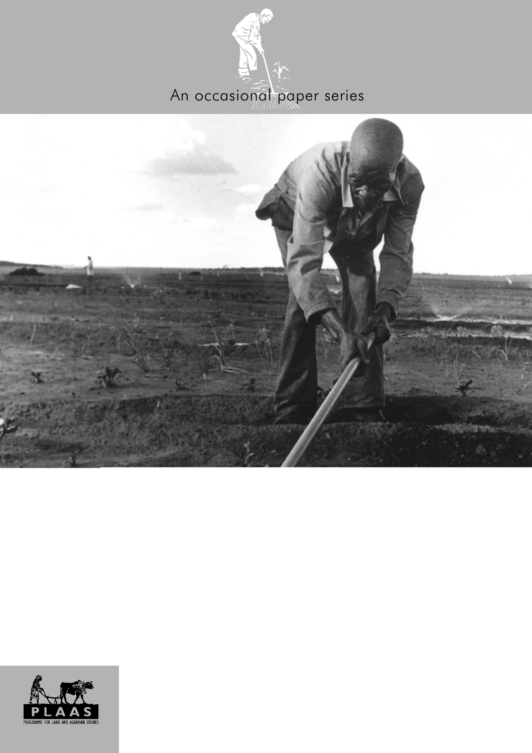An occasional paper series

PLAAS

PROGRAMME FOR LAND AND AGRARIAN STUDIES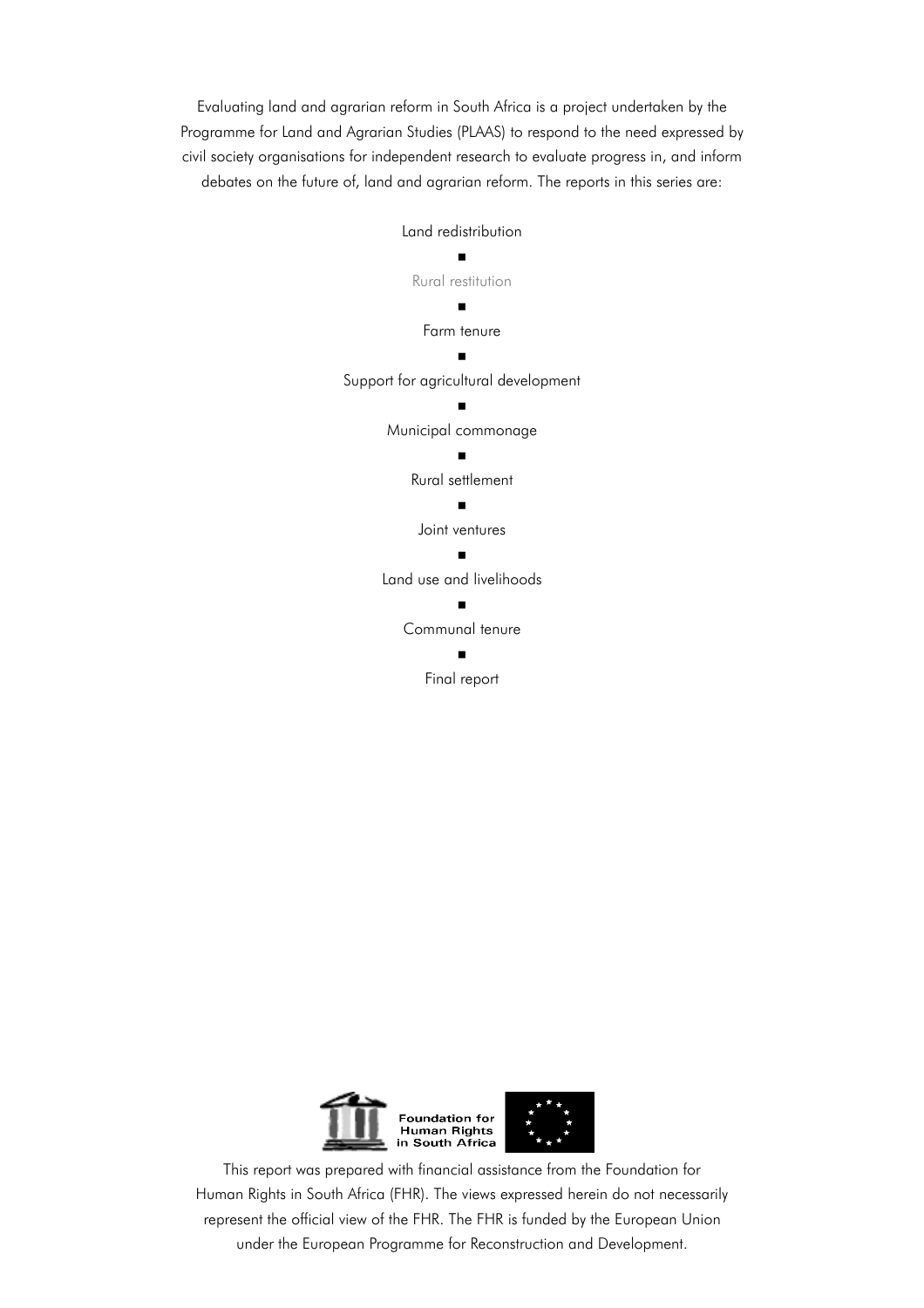Evaluating land and agrarian reform in South Africa is a project undertaken by the Programme for Land and Agrarian Studies (PLAAS) to respond to the need expressed by civil society organisations for independent research to evaluate progress in, and inform debates on the future of, land and agrarian reform. The reports in this series are:

Land redistribution

■

Rural restitution

■

Farm tenure

■

Support for agricultural development

■

Municipal commonage

■

Rural settlement

■

Joint ventures

■

Land use and livelihoods

■

Communal tenure

■

Final report

Foundation for Human Rights in South Africa

This report was prepared with financial assistance from the Foundation for Human Rights in South Africa (FHR). The views expressed herein do not necessarily represent the official view of the FHR. The FHR is funded by the European Union under the European Programme for Reconstruction and Development.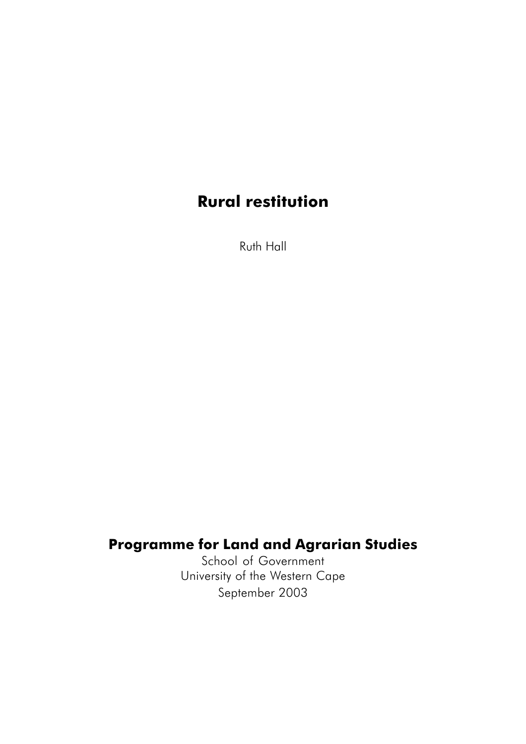# Rural restitution

Ruth Hall

**Programme for Land and Agrarian Studies**

School of Government
University of the Western Cape
September 2003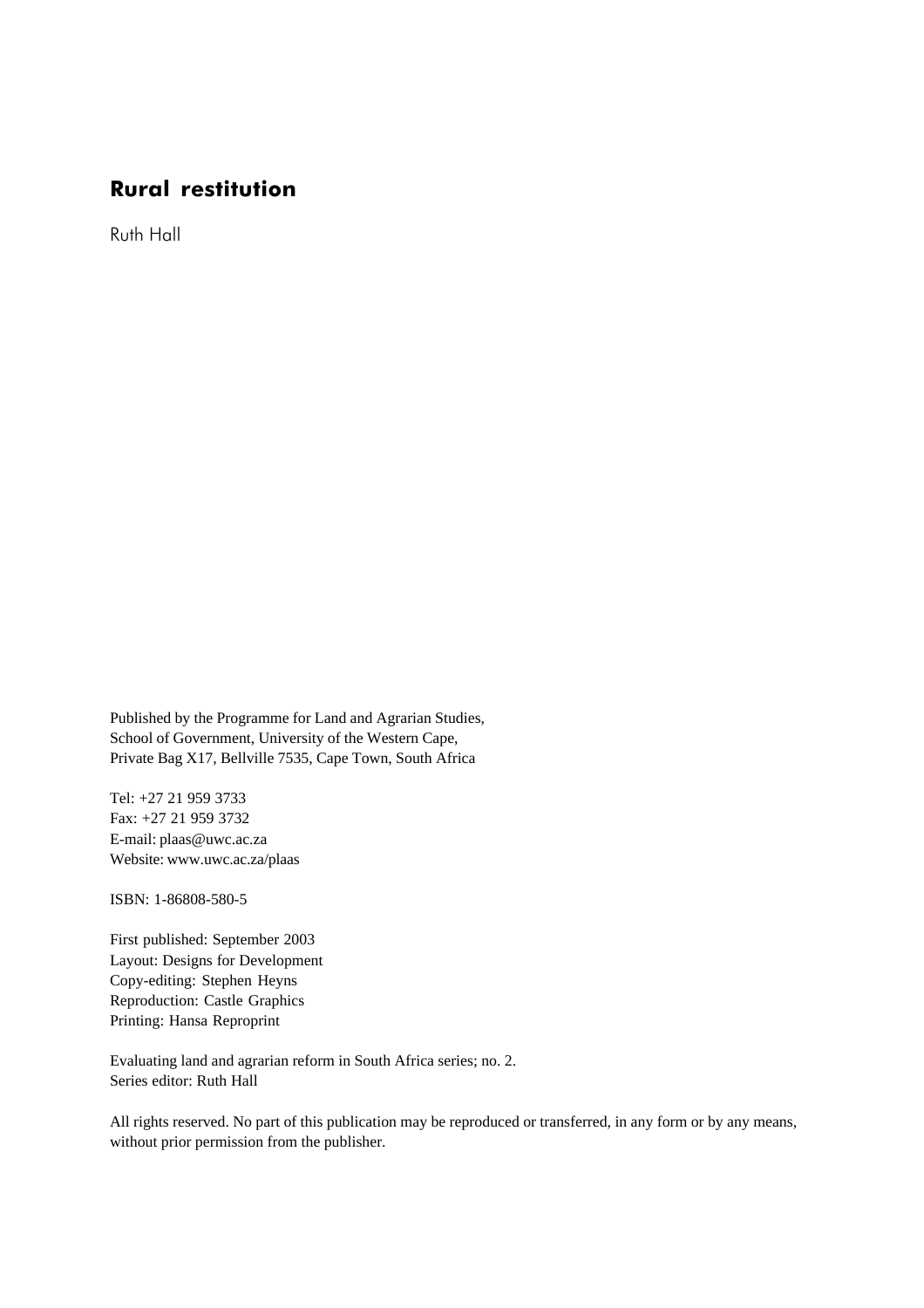# Rural restitution

Ruth Hall

Published by the Programme for Land and Agrarian Studies,
School of Government, University of the Western Cape,
Private Bag X17, Bellville 7535, Cape Town, South Africa

Tel: +27 21 959 3733
Fax: +27 21 959 3732
E-mail: plaas@uwc.ac.za
Website: www.uwc.ac.za/plaas

ISBN: 1-86808-580-5

First published: September 2003
Layout: Designs for Development
Copy-editing: Stephen Heyns
Reproduction: Castle Graphics
Printing: Hansa Reproprint

Evaluating land and agrarian reform in South Africa series; no. 2.
Series editor: Ruth Hall

All rights reserved. No part of this publication may be reproduced or transferred, in any form or by any means, without prior permission from the publisher.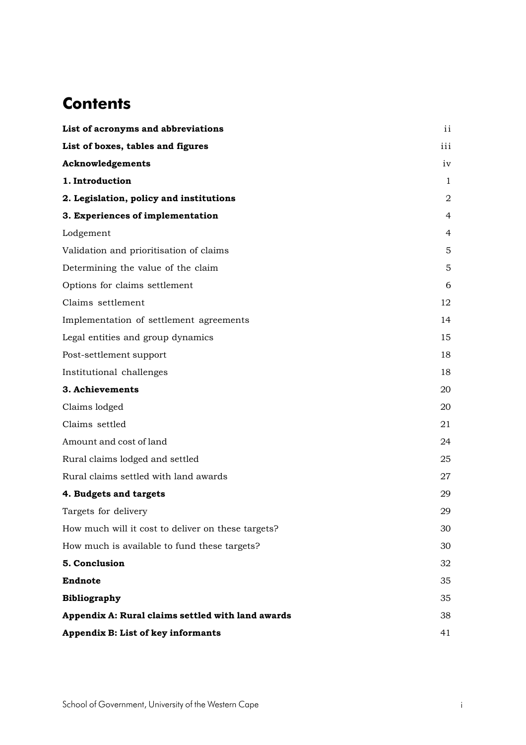# Contents

| | |
|---|---|
| **List of acronyms and abbreviations** | ii |
| **List of boxes, tables and figures** | iii |
| **Acknowledgements** | iv |
| **1. Introduction** | 1 |
| **2. Legislation, policy and institutions** | 2 |
| **3. Experiences of implementation** | 4 |
| Lodgement | 4 |
| Validation and prioritisation of claims | 5 |
| Determining the value of the claim | 5 |
| Options for claims settlement | 6 |
| Claims settlement | 12 |
| Implementation of settlement agreements | 14 |
| Legal entities and group dynamics | 15 |
| Post-settlement support | 18 |
| Institutional challenges | 18 |
| **3. Achievements** | 20 |
| Claims lodged | 20 |
| Claims settled | 21 |
| Amount and cost of land | 24 |
| Rural claims lodged and settled | 25 |
| Rural claims settled with land awards | 27 |
| **4. Budgets and targets** | 29 |
| Targets for delivery | 29 |
| How much will it cost to deliver on these targets? | 30 |
| How much is available to fund these targets? | 30 |
| **5. Conclusion** | 32 |
| **Endnote** | 35 |
| **Bibliography** | 35 |
| **Appendix A: Rural claims settled with land awards** | 38 |
| **Appendix B: List of key informants** | 41 |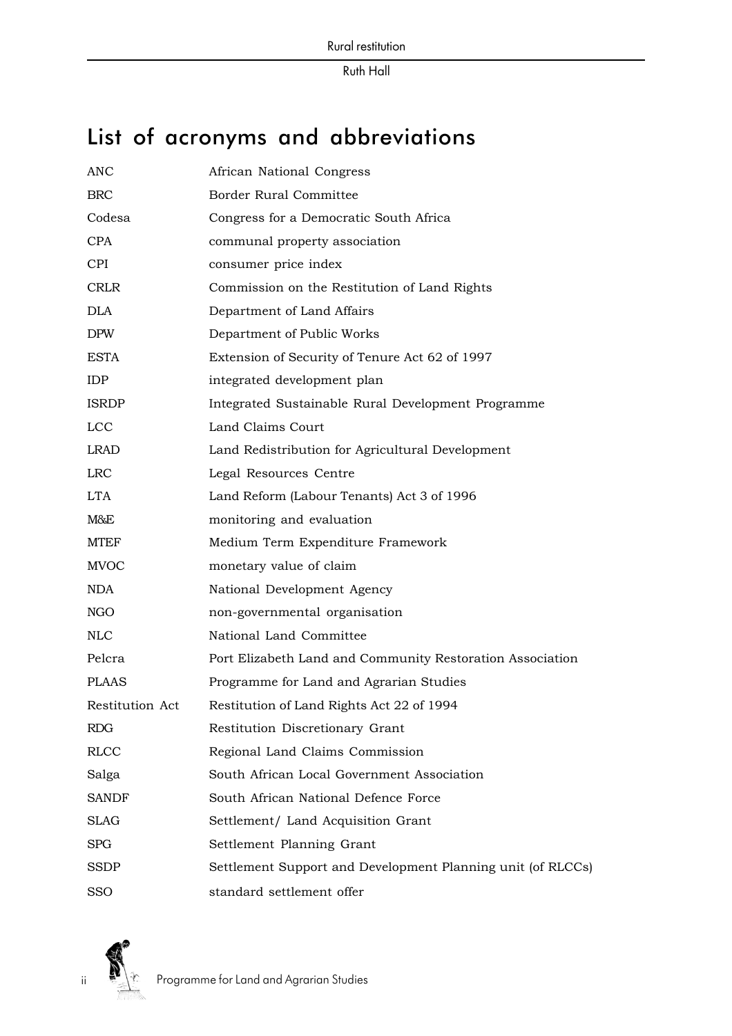# List of acronyms and abbreviations

| | |
|---|---|
| ANC | African National Congress |
| BRC | Border Rural Committee |
| Codesa | Congress for a Democratic South Africa |
| CPA | communal property association |
| CPI | consumer price index |
| CRLR | Commission on the Restitution of Land Rights |
| DLA | Department of Land Affairs |
| DPW | Department of Public Works |
| ESTA | Extension of Security of Tenure Act 62 of 1997 |
| IDP | integrated development plan |
| ISRDP | Integrated Sustainable Rural Development Programme |
| LCC | Land Claims Court |
| LRAD | Land Redistribution for Agricultural Development |
| LRC | Legal Resources Centre |
| LTA | Land Reform (Labour Tenants) Act 3 of 1996 |
| M&E | monitoring and evaluation |
| MTEF | Medium Term Expenditure Framework |
| MVOC | monetary value of claim |
| NDA | National Development Agency |
| NGO | non-governmental organisation |
| NLC | National Land Committee |
| Pelcra | Port Elizabeth Land and Community Restoration Association |
| PLAAS | Programme for Land and Agrarian Studies |
| Restitution Act | Restitution of Land Rights Act 22 of 1994 |
| RDG | Restitution Discretionary Grant |
| RLCC | Regional Land Claims Commission |
| Salga | South African Local Government Association |
| SANDF | South African National Defence Force |
| SLAG | Settlement/ Land Acquisition Grant |
| SPG | Settlement Planning Grant |
| SSDP | Settlement Support and Development Planning unit (of RLCCs) |
| SSO | standard settlement offer |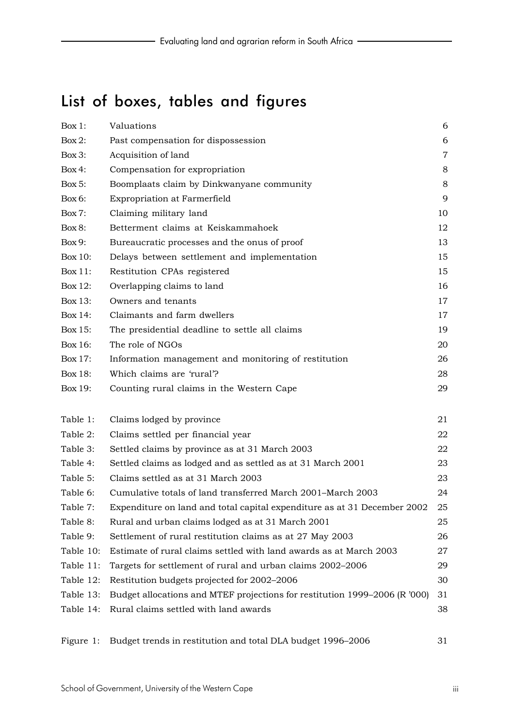# List of boxes, tables and figures

| | | |
|---|---|---|
| Box 1: | Valuations | 6 |
| Box 2: | Past compensation for dispossession | 6 |
| Box 3: | Acquisition of land | 7 |
| Box 4: | Compensation for expropriation | 8 |
| Box 5: | Boomplaats claim by Dinkwanyane community | 8 |
| Box 6: | Expropriation at Farmerfield | 9 |
| Box 7: | Claiming military land | 10 |
| Box 8: | Betterment claims at Keiskammahoek | 12 |
| Box 9: | Bureaucratic processes and the onus of proof | 13 |
| Box 10: | Delays between settlement and implementation | 15 |
| Box 11: | Restitution CPAs registered | 15 |
| Box 12: | Overlapping claims to land | 16 |
| Box 13: | Owners and tenants | 17 |
| Box 14: | Claimants and farm dwellers | 17 |
| Box 15: | The presidential deadline to settle all claims | 19 |
| Box 16: | The role of NGOs | 20 |
| Box 17: | Information management and monitoring of restitution | 26 |
| Box 18: | Which claims are 'rural'? | 28 |
| Box 19: | Counting rural claims in the Western Cape | 29 |

| | | |
|---|---|---|
| Table 1: | Claims lodged by province | 21 |
| Table 2: | Claims settled per financial year | 22 |
| Table 3: | Settled claims by province as at 31 March 2003 | 22 |
| Table 4: | Settled claims as lodged and as settled as at 31 March 2001 | 23 |
| Table 5: | Claims settled as at 31 March 2003 | 23 |
| Table 6: | Cumulative totals of land transferred March 2001–March 2003 | 24 |
| Table 7: | Expenditure on land and total capital expenditure as at 31 December 2002 | 25 |
| Table 8: | Rural and urban claims lodged as at 31 March 2001 | 25 |
| Table 9: | Settlement of rural restitution claims as at 27 May 2003 | 26 |
| Table 10: | Estimate of rural claims settled with land awards as at March 2003 | 27 |
| Table 11: | Targets for settlement of rural and urban claims 2002–2006 | 29 |
| Table 12: | Restitution budgets projected for 2002–2006 | 30 |
| Table 13: | Budget allocations and MTEF projections for restitution 1999–2006 (R '000) | 31 |
| Table 14: | Rural claims settled with land awards | 38 |

| | | |
|---|---|---|
| Figure 1: | Budget trends in restitution and total DLA budget 1996–2006 | 31 |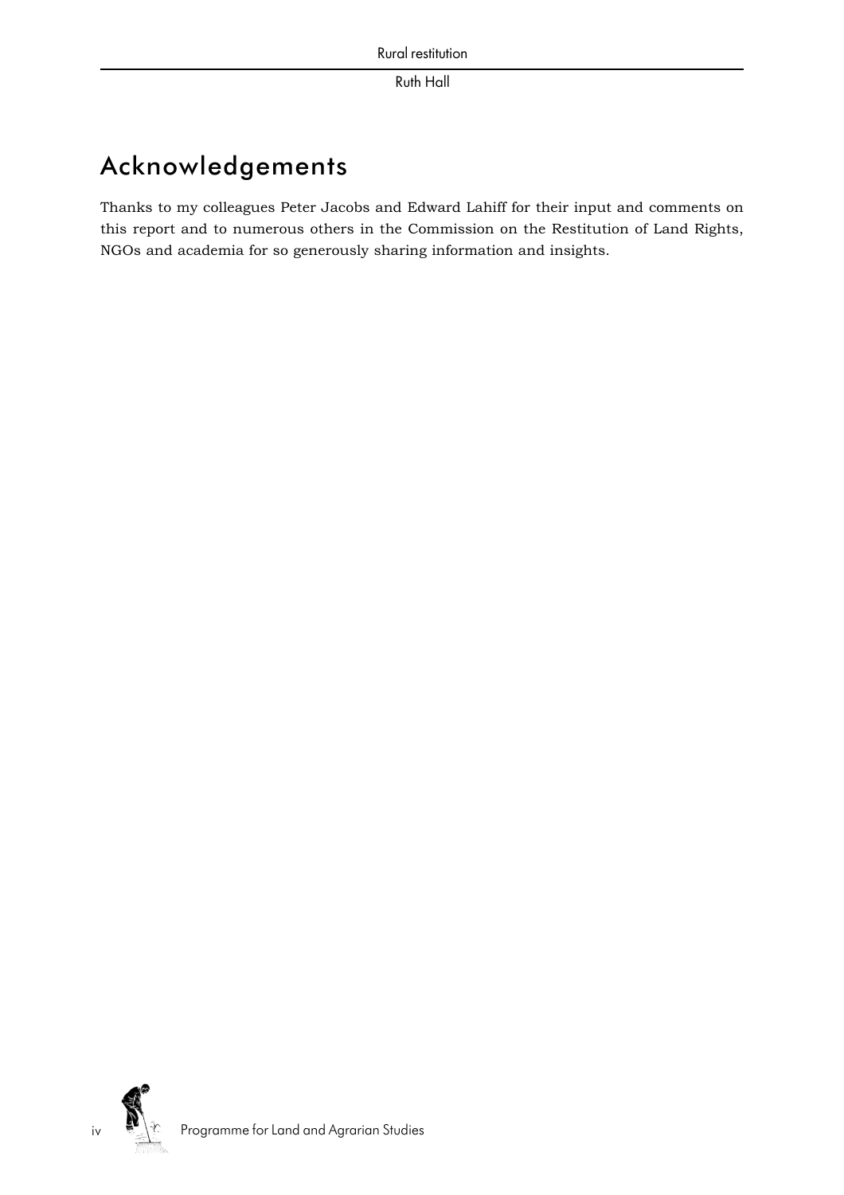# Acknowledgements

Thanks to my colleagues Peter Jacobs and Edward Lahiff for their input and comments on this report and to numerous others in the Commission on the Restitution of Land Rights, NGOs and academia for so generously sharing information and insights.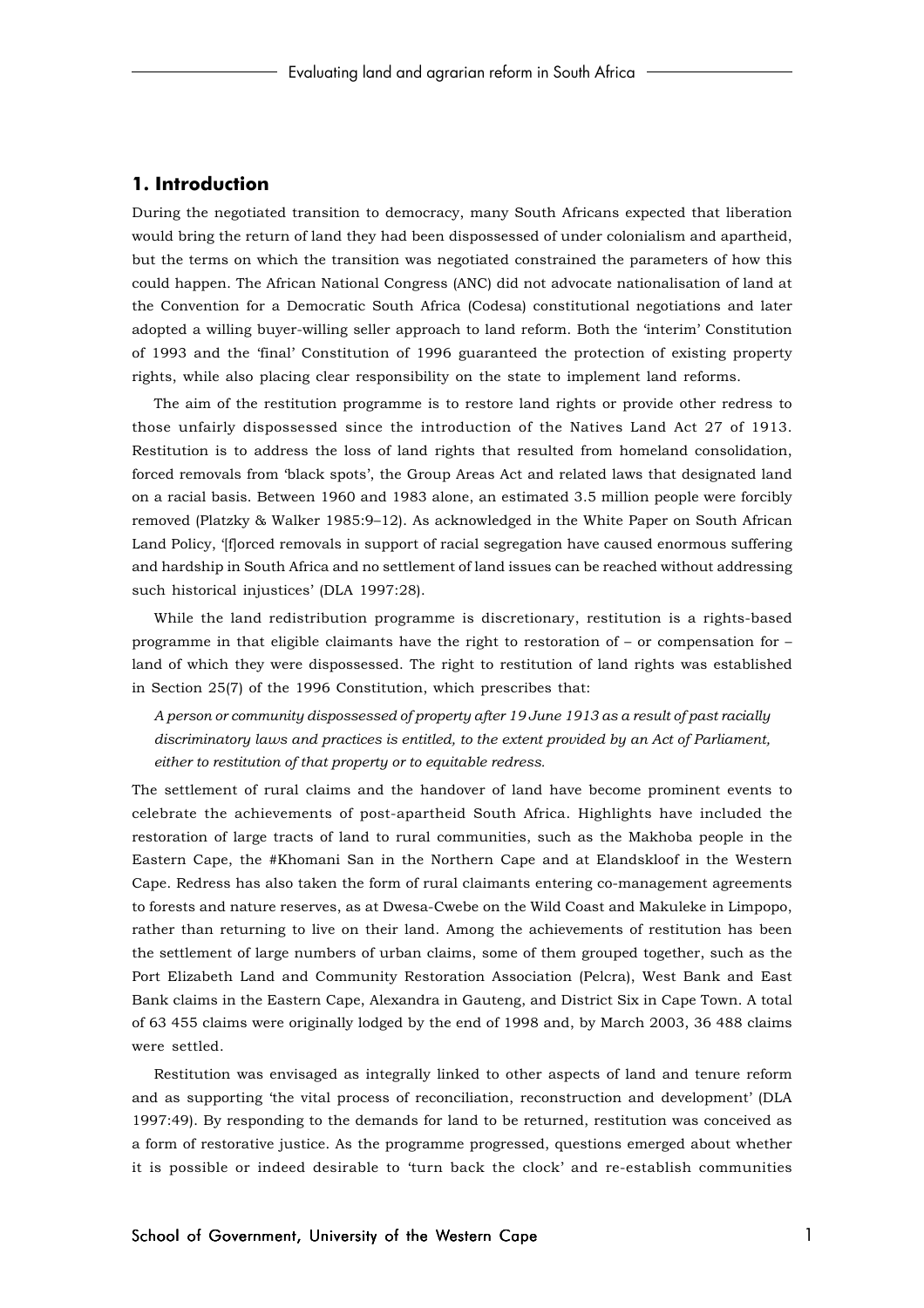## 1. Introduction

During the negotiated transition to democracy, many South Africans expected that liberation would bring the return of land they had been dispossessed of under colonialism and apartheid, but the terms on which the transition was negotiated constrained the parameters of how this could happen. The African National Congress (ANC) did not advocate nationalisation of land at the Convention for a Democratic South Africa (Codesa) constitutional negotiations and later adopted a willing buyer-willing seller approach to land reform. Both the 'interim' Constitution of 1993 and the 'final' Constitution of 1996 guaranteed the protection of existing property rights, while also placing clear responsibility on the state to implement land reforms.

The aim of the restitution programme is to restore land rights or provide other redress to those unfairly dispossessed since the introduction of the Natives Land Act 27 of 1913. Restitution is to address the loss of land rights that resulted from homeland consolidation, forced removals from 'black spots', the Group Areas Act and related laws that designated land on a racial basis. Between 1960 and 1983 alone, an estimated 3.5 million people were forcibly removed (Platzky & Walker 1985:9–12). As acknowledged in the White Paper on South African Land Policy, '[f]orced removals in support of racial segregation have caused enormous suffering and hardship in South Africa and no settlement of land issues can be reached without addressing such historical injustices' (DLA 1997:28).

While the land redistribution programme is discretionary, restitution is a rights-based programme in that eligible claimants have the right to restoration of – or compensation for – land of which they were dispossessed. The right to restitution of land rights was established in Section 25(7) of the 1996 Constitution, which prescribes that:

> *A person or community dispossessed of property after 19 June 1913 as a result of past racially discriminatory laws and practices is entitled, to the extent provided by an Act of Parliament, either to restitution of that property or to equitable redress.*

The settlement of rural claims and the handover of land have become prominent events to celebrate the achievements of post-apartheid South Africa. Highlights have included the restoration of large tracts of land to rural communities, such as the Makhoba people in the Eastern Cape, the #Khomani San in the Northern Cape and at Elandskloof in the Western Cape. Redress has also taken the form of rural claimants entering co-management agreements to forests and nature reserves, as at Dwesa-Cwebe on the Wild Coast and Makuleke in Limpopo, rather than returning to live on their land. Among the achievements of restitution has been the settlement of large numbers of urban claims, some of them grouped together, such as the Port Elizabeth Land and Community Restoration Association (Pelcra), West Bank and East Bank claims in the Eastern Cape, Alexandra in Gauteng, and District Six in Cape Town. A total of 63 455 claims were originally lodged by the end of 1998 and, by March 2003, 36 488 claims were settled.

Restitution was envisaged as integrally linked to other aspects of land and tenure reform and as supporting 'the vital process of reconciliation, reconstruction and development' (DLA 1997:49). By responding to the demands for land to be returned, restitution was conceived as a form of restorative justice. As the programme progressed, questions emerged about whether it is possible or indeed desirable to 'turn back the clock' and re-establish communities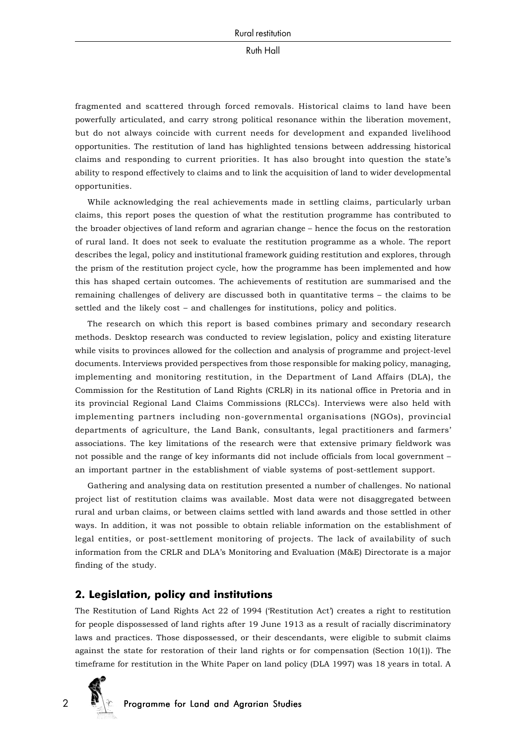fragmented and scattered through forced removals. Historical claims to land have been powerfully articulated, and carry strong political resonance within the liberation movement, but do not always coincide with current needs for development and expanded livelihood opportunities. The restitution of land has highlighted tensions between addressing historical claims and responding to current priorities. It has also brought into question the state's ability to respond effectively to claims and to link the acquisition of land to wider developmental opportunities.

While acknowledging the real achievements made in settling claims, particularly urban claims, this report poses the question of what the restitution programme has contributed to the broader objectives of land reform and agrarian change – hence the focus on the restoration of rural land. It does not seek to evaluate the restitution programme as a whole. The report describes the legal, policy and institutional framework guiding restitution and explores, through the prism of the restitution project cycle, how the programme has been implemented and how this has shaped certain outcomes. The achievements of restitution are summarised and the remaining challenges of delivery are discussed both in quantitative terms – the claims to be settled and the likely cost – and challenges for institutions, policy and politics.

The research on which this report is based combines primary and secondary research methods. Desktop research was conducted to review legislation, policy and existing literature while visits to provinces allowed for the collection and analysis of programme and project-level documents. Interviews provided perspectives from those responsible for making policy, managing, implementing and monitoring restitution, in the Department of Land Affairs (DLA), the Commission for the Restitution of Land Rights (CRLR) in its national office in Pretoria and in its provincial Regional Land Claims Commissions (RLCCs). Interviews were also held with implementing partners including non-governmental organisations (NGOs), provincial departments of agriculture, the Land Bank, consultants, legal practitioners and farmers' associations. The key limitations of the research were that extensive primary fieldwork was not possible and the range of key informants did not include officials from local government – an important partner in the establishment of viable systems of post-settlement support.

Gathering and analysing data on restitution presented a number of challenges. No national project list of restitution claims was available. Most data were not disaggregated between rural and urban claims, or between claims settled with land awards and those settled in other ways. In addition, it was not possible to obtain reliable information on the establishment of legal entities, or post-settlement monitoring of projects. The lack of availability of such information from the CRLR and DLA's Monitoring and Evaluation (M&E) Directorate is a major finding of the study.

## 2. Legislation, policy and institutions

The Restitution of Land Rights Act 22 of 1994 ('Restitution Act') creates a right to restitution for people dispossessed of land rights after 19 June 1913 as a result of racially discriminatory laws and practices. Those dispossessed, or their descendants, were eligible to submit claims against the state for restoration of their land rights or for compensation (Section 10(1)). The timeframe for restitution in the White Paper on land policy (DLA 1997) was 18 years in total. A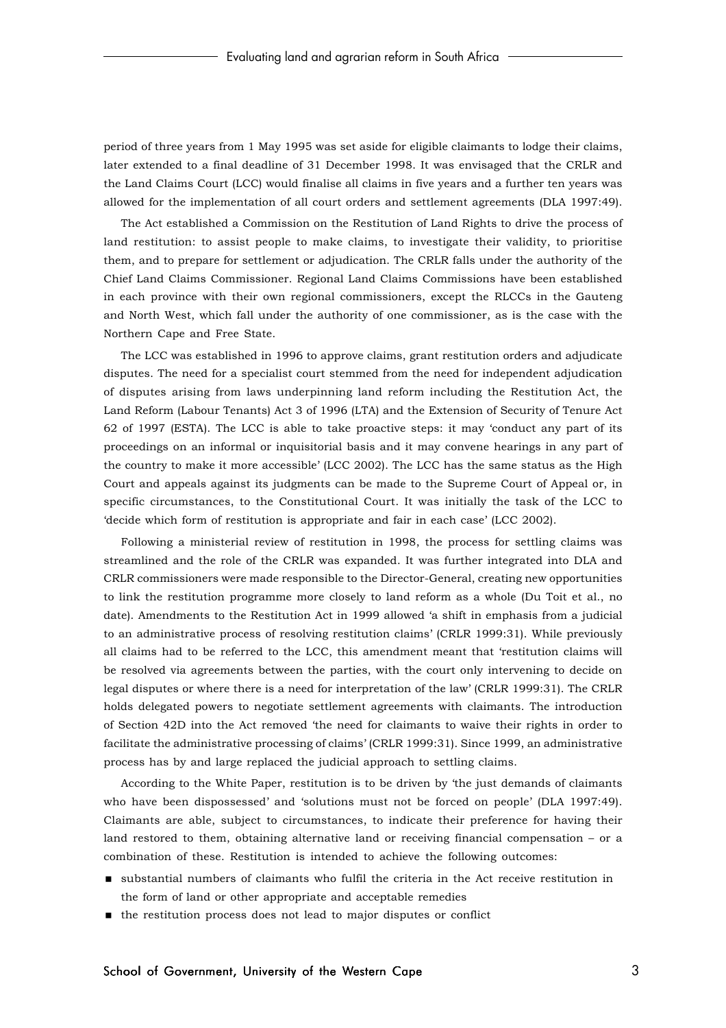period of three years from 1 May 1995 was set aside for eligible claimants to lodge their claims, later extended to a final deadline of 31 December 1998. It was envisaged that the CRLR and the Land Claims Court (LCC) would finalise all claims in five years and a further ten years was allowed for the implementation of all court orders and settlement agreements (DLA 1997:49).

The Act established a Commission on the Restitution of Land Rights to drive the process of land restitution: to assist people to make claims, to investigate their validity, to prioritise them, and to prepare for settlement or adjudication. The CRLR falls under the authority of the Chief Land Claims Commissioner. Regional Land Claims Commissions have been established in each province with their own regional commissioners, except the RLCCs in the Gauteng and North West, which fall under the authority of one commissioner, as is the case with the Northern Cape and Free State.

The LCC was established in 1996 to approve claims, grant restitution orders and adjudicate disputes. The need for a specialist court stemmed from the need for independent adjudication of disputes arising from laws underpinning land reform including the Restitution Act, the Land Reform (Labour Tenants) Act 3 of 1996 (LTA) and the Extension of Security of Tenure Act 62 of 1997 (ESTA). The LCC is able to take proactive steps: it may 'conduct any part of its proceedings on an informal or inquisitorial basis and it may convene hearings in any part of the country to make it more accessible' (LCC 2002). The LCC has the same status as the High Court and appeals against its judgments can be made to the Supreme Court of Appeal or, in specific circumstances, to the Constitutional Court. It was initially the task of the LCC to 'decide which form of restitution is appropriate and fair in each case' (LCC 2002).

Following a ministerial review of restitution in 1998, the process for settling claims was streamlined and the role of the CRLR was expanded. It was further integrated into DLA and CRLR commissioners were made responsible to the Director-General, creating new opportunities to link the restitution programme more closely to land reform as a whole (Du Toit et al., no date). Amendments to the Restitution Act in 1999 allowed 'a shift in emphasis from a judicial to an administrative process of resolving restitution claims' (CRLR 1999:31). While previously all claims had to be referred to the LCC, this amendment meant that 'restitution claims will be resolved via agreements between the parties, with the court only intervening to decide on legal disputes or where there is a need for interpretation of the law' (CRLR 1999:31). The CRLR holds delegated powers to negotiate settlement agreements with claimants. The introduction of Section 42D into the Act removed 'the need for claimants to waive their rights in order to facilitate the administrative processing of claims' (CRLR 1999:31). Since 1999, an administrative process has by and large replaced the judicial approach to settling claims.

According to the White Paper, restitution is to be driven by 'the just demands of claimants who have been dispossessed' and 'solutions must not be forced on people' (DLA 1997:49). Claimants are able, subject to circumstances, to indicate their preference for having their land restored to them, obtaining alternative land or receiving financial compensation – or a combination of these. Restitution is intended to achieve the following outcomes:

- substantial numbers of claimants who fulfil the criteria in the Act receive restitution in the form of land or other appropriate and acceptable remedies
- the restitution process does not lead to major disputes or conflict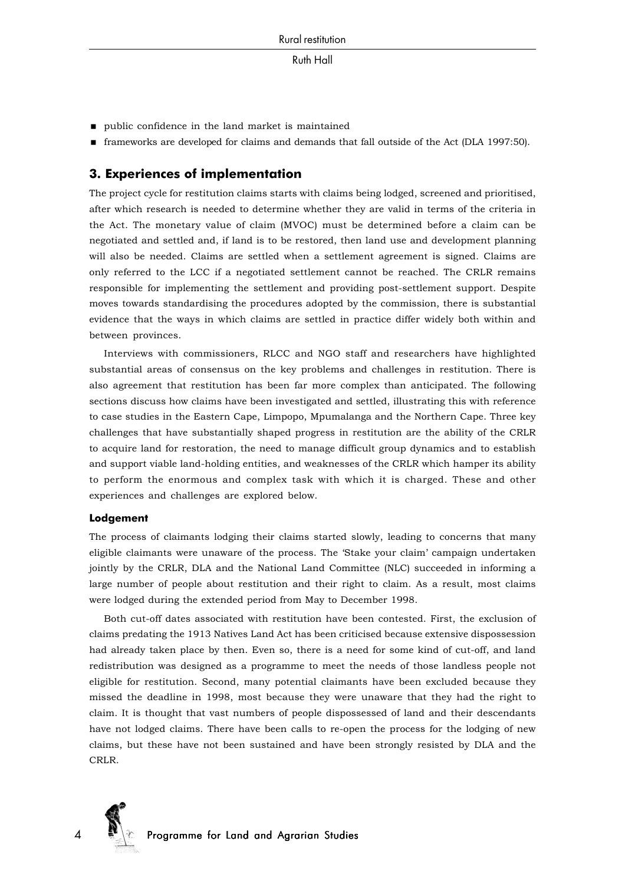- public confidence in the land market is maintained
- frameworks are developed for claims and demands that fall outside of the Act (DLA 1997:50).

## 3. Experiences of implementation

The project cycle for restitution claims starts with claims being lodged, screened and prioritised, after which research is needed to determine whether they are valid in terms of the criteria in the Act. The monetary value of claim (MVOC) must be determined before a claim can be negotiated and settled and, if land is to be restored, then land use and development planning will also be needed. Claims are settled when a settlement agreement is signed. Claims are only referred to the LCC if a negotiated settlement cannot be reached. The CRLR remains responsible for implementing the settlement and providing post-settlement support. Despite moves towards standardising the procedures adopted by the commission, there is substantial evidence that the ways in which claims are settled in practice differ widely both within and between provinces.

Interviews with commissioners, RLCC and NGO staff and researchers have highlighted substantial areas of consensus on the key problems and challenges in restitution. There is also agreement that restitution has been far more complex than anticipated. The following sections discuss how claims have been investigated and settled, illustrating this with reference to case studies in the Eastern Cape, Limpopo, Mpumalanga and the Northern Cape. Three key challenges that have substantially shaped progress in restitution are the ability of the CRLR to acquire land for restoration, the need to manage difficult group dynamics and to establish and support viable land-holding entities, and weaknesses of the CRLR which hamper its ability to perform the enormous and complex task with which it is charged. These and other experiences and challenges are explored below.

### Lodgement

The process of claimants lodging their claims started slowly, leading to concerns that many eligible claimants were unaware of the process. The 'Stake your claim' campaign undertaken jointly by the CRLR, DLA and the National Land Committee (NLC) succeeded in informing a large number of people about restitution and their right to claim. As a result, most claims were lodged during the extended period from May to December 1998.

Both cut-off dates associated with restitution have been contested. First, the exclusion of claims predating the 1913 Natives Land Act has been criticised because extensive dispossession had already taken place by then. Even so, there is a need for some kind of cut-off, and land redistribution was designed as a programme to meet the needs of those landless people not eligible for restitution. Second, many potential claimants have been excluded because they missed the deadline in 1998, most because they were unaware that they had the right to claim. It is thought that vast numbers of people dispossessed of land and their descendants have not lodged claims. There have been calls to re-open the process for the lodging of new claims, but these have not been sustained and have been strongly resisted by DLA and the CRLR.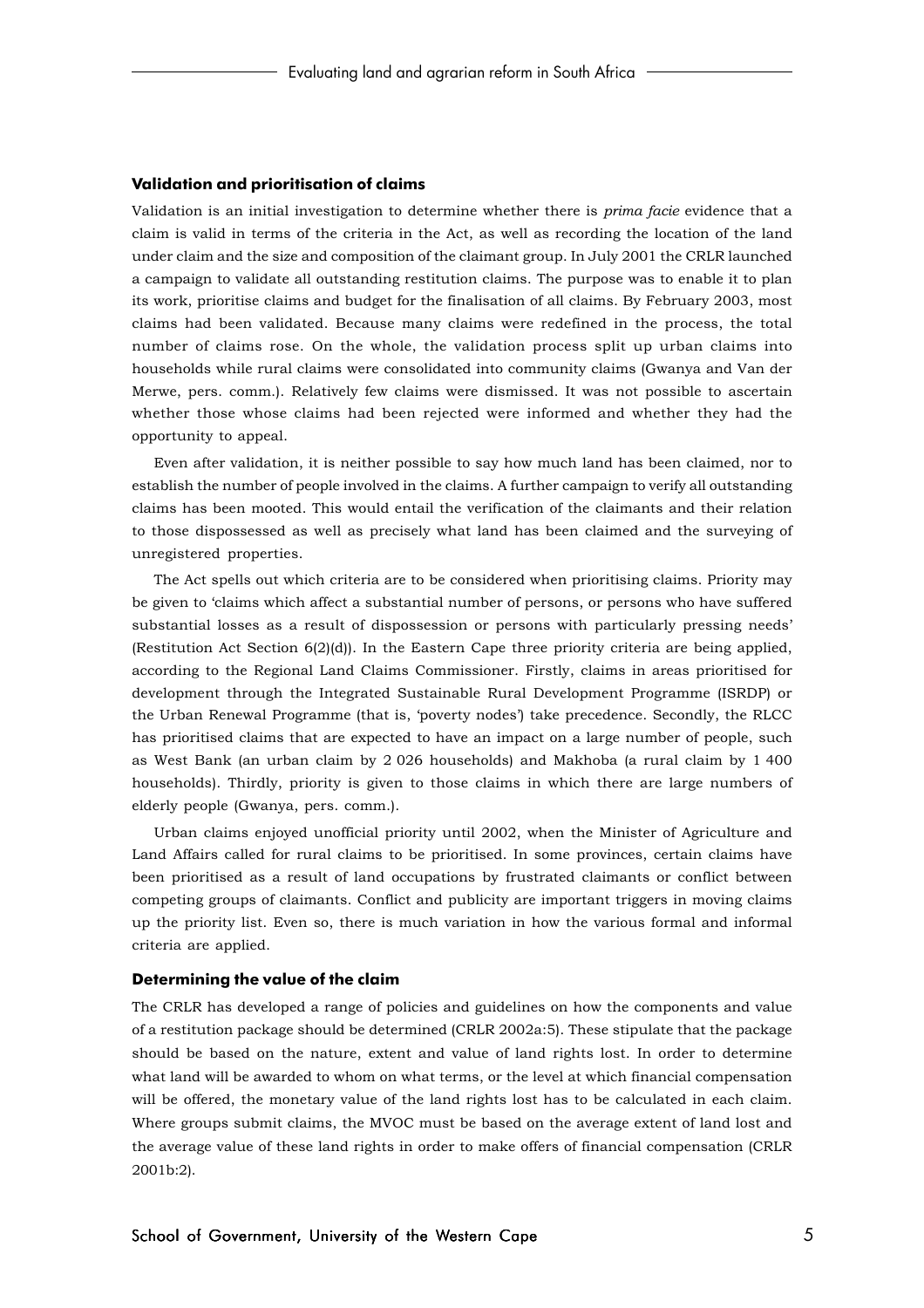### Validation and prioritisation of claims

Validation is an initial investigation to determine whether there is *prima facie* evidence that a claim is valid in terms of the criteria in the Act, as well as recording the location of the land under claim and the size and composition of the claimant group. In July 2001 the CRLR launched a campaign to validate all outstanding restitution claims. The purpose was to enable it to plan its work, prioritise claims and budget for the finalisation of all claims. By February 2003, most claims had been validated. Because many claims were redefined in the process, the total number of claims rose. On the whole, the validation process split up urban claims into households while rural claims were consolidated into community claims (Gwanya and Van der Merwe, pers. comm.). Relatively few claims were dismissed. It was not possible to ascertain whether those whose claims had been rejected were informed and whether they had the opportunity to appeal.

Even after validation, it is neither possible to say how much land has been claimed, nor to establish the number of people involved in the claims. A further campaign to verify all outstanding claims has been mooted. This would entail the verification of the claimants and their relation to those dispossessed as well as precisely what land has been claimed and the surveying of unregistered properties.

The Act spells out which criteria are to be considered when prioritising claims. Priority may be given to 'claims which affect a substantial number of persons, or persons who have suffered substantial losses as a result of dispossession or persons with particularly pressing needs' (Restitution Act Section 6(2)(d)). In the Eastern Cape three priority criteria are being applied, according to the Regional Land Claims Commissioner. Firstly, claims in areas prioritised for development through the Integrated Sustainable Rural Development Programme (ISRDP) or the Urban Renewal Programme (that is, 'poverty nodes') take precedence. Secondly, the RLCC has prioritised claims that are expected to have an impact on a large number of people, such as West Bank (an urban claim by 2 026 households) and Makhoba (a rural claim by 1 400 households). Thirdly, priority is given to those claims in which there are large numbers of elderly people (Gwanya, pers. comm.).

Urban claims enjoyed unofficial priority until 2002, when the Minister of Agriculture and Land Affairs called for rural claims to be prioritised. In some provinces, certain claims have been prioritised as a result of land occupations by frustrated claimants or conflict between competing groups of claimants. Conflict and publicity are important triggers in moving claims up the priority list. Even so, there is much variation in how the various formal and informal criteria are applied.

### Determining the value of the claim

The CRLR has developed a range of policies and guidelines on how the components and value of a restitution package should be determined (CRLR 2002a:5). These stipulate that the package should be based on the nature, extent and value of land rights lost. In order to determine what land will be awarded to whom on what terms, or the level at which financial compensation will be offered, the monetary value of the land rights lost has to be calculated in each claim. Where groups submit claims, the MVOC must be based on the average extent of land lost and the average value of these land rights in order to make offers of financial compensation (CRLR 2001b:2).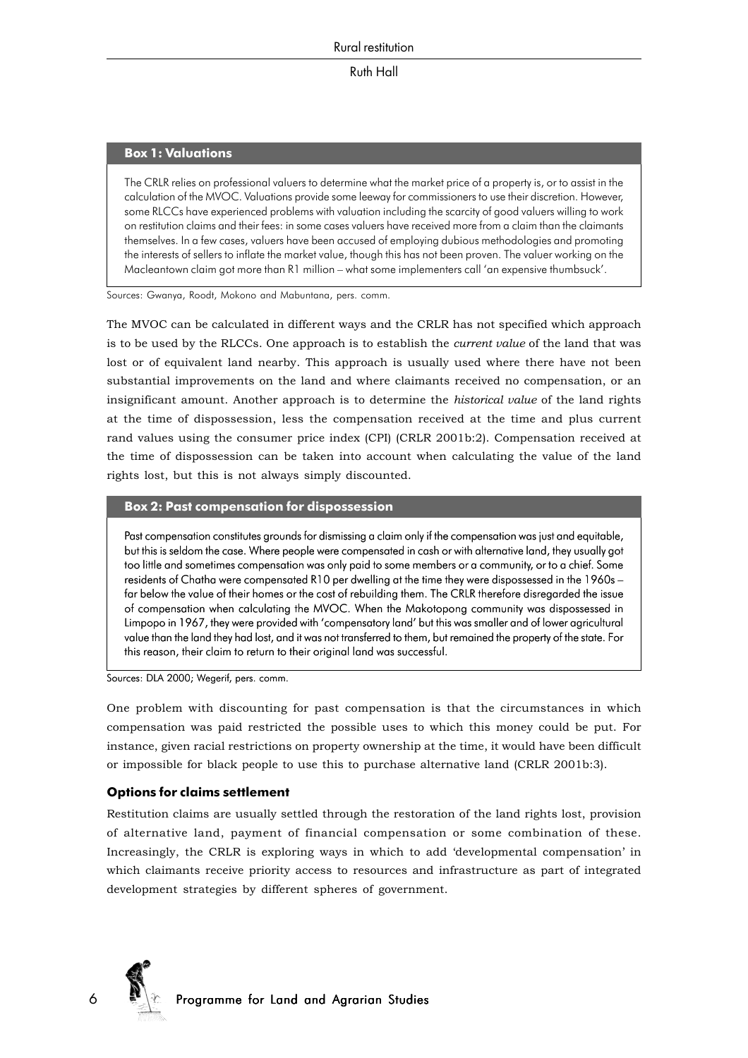### Box 1: Valuations

The CRLR relies on professional valuers to determine what the market price of a property is, or to assist in the calculation of the MVOC. Valuations provide some leeway for commissioners to use their discretion. However, some RLCCs have experienced problems with valuation including the scarcity of good valuers willing to work on restitution claims and their fees: in some cases valuers have received more from a claim than the claimants themselves. In a few cases, valuers have been accused of employing dubious methodologies and promoting the interests of sellers to inflate the market value, though this has not been proven. The valuer working on the Macleantown claim got more than R1 million – what some implementers call 'an expensive thumbsuck'.

Sources: Gwanya, Roodt, Mokono and Mabuntana, pers. comm.

The MVOC can be calculated in different ways and the CRLR has not specified which approach is to be used by the RLCCs. One approach is to establish the *current value* of the land that was lost or of equivalent land nearby. This approach is usually used where there have not been substantial improvements on the land and where claimants received no compensation, or an insignificant amount. Another approach is to determine the *historical value* of the land rights at the time of dispossession, less the compensation received at the time and plus current rand values using the consumer price index (CPI) (CRLR 2001b:2). Compensation received at the time of dispossession can be taken into account when calculating the value of the land rights lost, but this is not always simply discounted.

### Box 2: Past compensation for dispossession

Past compensation constitutes grounds for dismissing a claim only if the compensation was just and equitable, but this is seldom the case. Where people were compensated in cash or with alternative land, they usually got too little and sometimes compensation was only paid to some members or a community, or to a chief. Some residents of Chatha were compensated R10 per dwelling at the time they were dispossessed in the 1960s – far below the value of their homes or the cost of rebuilding them. The CRLR therefore disregarded the issue of compensation when calculating the MVOC. When the Makotopong community was dispossessed in Limpopo in 1967, they were provided with 'compensatory land' but this was smaller and of lower agricultural value than the land they had lost, and it was not transferred to them, but remained the property of the state. For this reason, their claim to return to their original land was successful.

Sources: DLA 2000; Wegerif, pers. comm.

One problem with discounting for past compensation is that the circumstances in which compensation was paid restricted the possible uses to which this money could be put. For instance, given racial restrictions on property ownership at the time, it would have been difficult or impossible for black people to use this to purchase alternative land (CRLR 2001b:3).

### Options for claims settlement

Restitution claims are usually settled through the restoration of the land rights lost, provision of alternative land, payment of financial compensation or some combination of these. Increasingly, the CRLR is exploring ways in which to add 'developmental compensation' in which claimants receive priority access to resources and infrastructure as part of integrated development strategies by different spheres of government.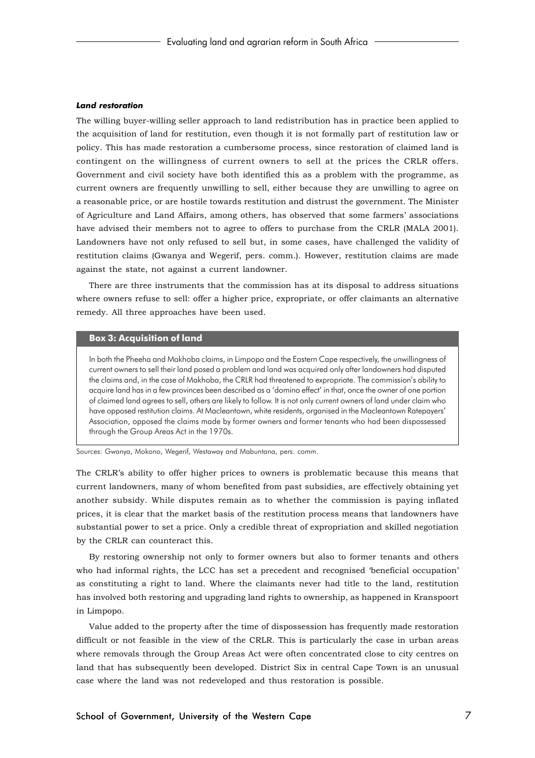#### *Land restoration*

The willing buyer-willing seller approach to land redistribution has in practice been applied to the acquisition of land for restitution, even though it is not formally part of restitution law or policy. This has made restoration a cumbersome process, since restoration of claimed land is contingent on the willingness of current owners to sell at the prices the CRLR offers. Government and civil society have both identified this as a problem with the programme, as current owners are frequently unwilling to sell, either because they are unwilling to agree on a reasonable price, or are hostile towards restitution and distrust the government. The Minister of Agriculture and Land Affairs, among others, has observed that some farmers' associations have advised their members not to agree to offers to purchase from the CRLR (MALA 2001). Landowners have not only refused to sell but, in some cases, have challenged the validity of restitution claims (Gwanya and Wegerif, pers. comm.). However, restitution claims are made against the state, not against a current landowner.

There are three instruments that the commission has at its disposal to address situations where owners refuse to sell: offer a higher price, expropriate, or offer claimants an alternative remedy. All three approaches have been used.

**Box 3: Acquisition of land**

In both the Pheeha and Makhoba claims, in Limpopo and the Eastern Cape respectively, the unwillingness of current owners to sell their land posed a problem and land was acquired only after landowners had disputed the claims and, in the case of Makhoba, the CRLR had threatened to expropriate. The commission's ability to acquire land has in a few provinces been described as a 'domino effect' in that, once the owner of one portion of claimed land agrees to sell, others are likely to follow. It is not only current owners of land under claim who have opposed restitution claims. At Macleantown, white residents, organised in the Macleantown Ratepayers' Association, opposed the claims made by former owners and former tenants who had been dispossessed through the Group Areas Act in the 1970s.

Sources: Gwanya, Mokono, Wegerif, Westaway and Mabuntana, pers. comm.

The CRLR's ability to offer higher prices to owners is problematic because this means that current landowners, many of whom benefited from past subsidies, are effectively obtaining yet another subsidy. While disputes remain as to whether the commission is paying inflated prices, it is clear that the market basis of the restitution process means that landowners have substantial power to set a price. Only a credible threat of expropriation and skilled negotiation by the CRLR can counteract this.

By restoring ownership not only to former owners but also to former tenants and others who had informal rights, the LCC has set a precedent and recognised 'beneficial occupation' as constituting a right to land. Where the claimants never had title to the land, restitution has involved both restoring and upgrading land rights to ownership, as happened in Kranspoort in Limpopo.

Value added to the property after the time of dispossession has frequently made restoration difficult or not feasible in the view of the CRLR. This is particularly the case in urban areas where removals through the Group Areas Act were often concentrated close to city centres on land that has subsequently been developed. District Six in central Cape Town is an unusual case where the land was not redeveloped and thus restoration is possible.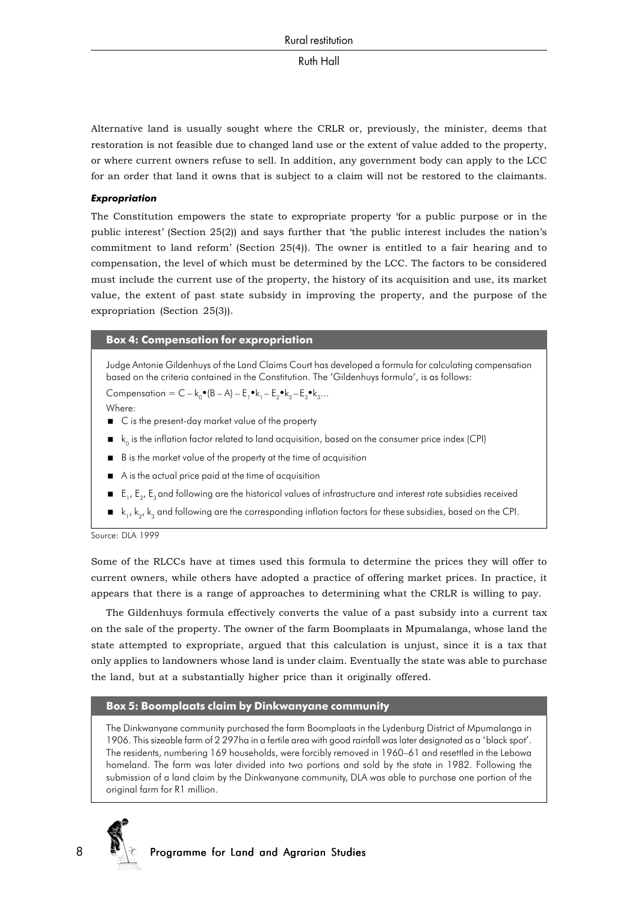Alternative land is usually sought where the CRLR or, previously, the minister, deems that restoration is not feasible due to changed land use or the extent of value added to the property, or where current owners refuse to sell. In addition, any government body can apply to the LCC for an order that land it owns that is subject to a claim will not be restored to the claimants.

### *Expropriation*

The Constitution empowers the state to expropriate property 'for a public purpose or in the public interest' (Section 25(2)) and says further that 'the public interest includes the nation's commitment to land reform' (Section 25(4)). The owner is entitled to a fair hearing and to compensation, the level of which must be determined by the LCC. The factors to be considered must include the current use of the property, the history of its acquisition and use, its market value, the extent of past state subsidy in improving the property, and the purpose of the expropriation (Section 25(3)).

> **Box 4: Compensation for expropriation**
>
> Judge Antonie Gildenhuys of the Land Claims Court has developed a formula for calculating compensation based on the criteria contained in the Constitution. The 'Gildenhuys formula', is as follows:
>
> Compensation $= C - k_0 \bullet (B - A) - E_1 \bullet k_1 - E_2 \bullet k_2 - E_3 \bullet k_3 \ldots$
>
> Where:
>
> - C is the present-day market value of the property
> - $k_0$ is the inflation factor related to land acquisition, based on the consumer price index (CPI)
> - B is the market value of the property at the time of acquisition
> - A is the actual price paid at the time of acquisition
> - $E_1$, $E_2$, $E_3$ and following are the historical values of infrastructure and interest rate subsidies received
> - $k_1$, $k_2$, $k_3$ and following are the corresponding inflation factors for these subsidies, based on the CPI.

Source: DLA 1999

Some of the RLCCs have at times used this formula to determine the prices they will offer to current owners, while others have adopted a practice of offering market prices. In practice, it appears that there is a range of approaches to determining what the CRLR is willing to pay.

The Gildenhuys formula effectively converts the value of a past subsidy into a current tax on the sale of the property. The owner of the farm Boomplaats in Mpumalanga, whose land the state attempted to expropriate, argued that this calculation is unjust, since it is a tax that only applies to landowners whose land is under claim. Eventually the state was able to purchase the land, but at a substantially higher price than it originally offered.

> **Box 5: Boomplaats claim by Dinkwanyane community**
>
> The Dinkwanyane community purchased the farm Boomplaats in the Lydenburg District of Mpumalanga in 1906. This sizeable farm of 2 297ha in a fertile area with good rainfall was later designated as a 'black spot'. The residents, numbering 169 households, were forcibly removed in 1960–61 and resettled in the Lebowa homeland. The farm was later divided into two portions and sold by the state in 1982. Following the submission of a land claim by the Dinkwanyane community, DLA was able to purchase one portion of the original farm for R1 million.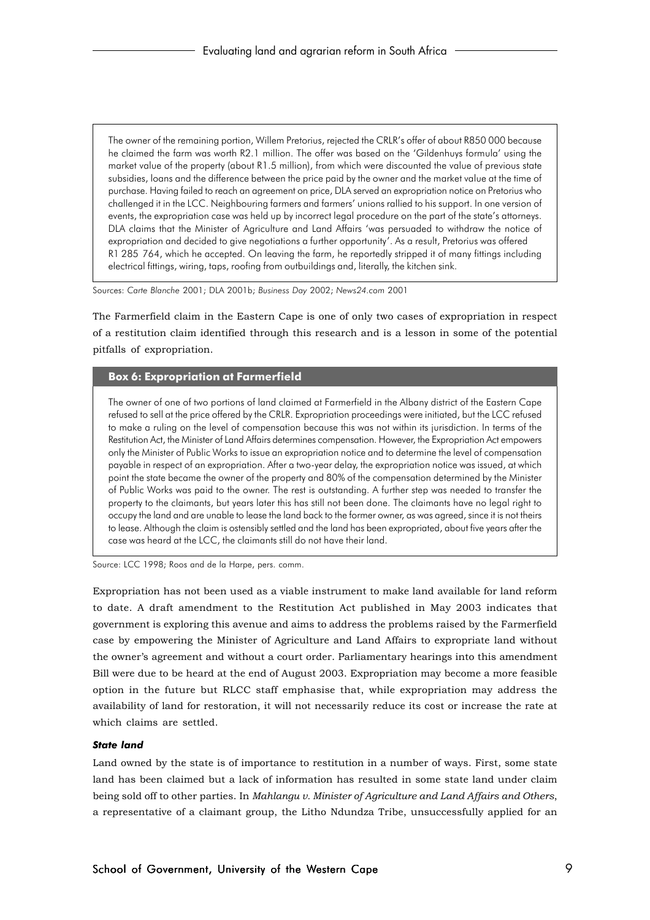The owner of the remaining portion, Willem Pretorius, rejected the CRLR's offer of about R850 000 because he claimed the farm was worth R2.1 million. The offer was based on the 'Gildenhuys formula' using the market value of the property (about R1.5 million), from which were discounted the value of previous state subsidies, loans and the difference between the price paid by the owner and the market value at the time of purchase. Having failed to reach an agreement on price, DLA served an expropriation notice on Pretorius who challenged it in the LCC. Neighbouring farmers and farmers' unions rallied to his support. In one version of events, the expropriation case was held up by incorrect legal procedure on the part of the state's attorneys. DLA claims that the Minister of Agriculture and Land Affairs 'was persuaded to withdraw the notice of expropriation and decided to give negotiations a further opportunity'. As a result, Pretorius was offered R1 285 764, which he accepted. On leaving the farm, he reportedly stripped it of many fittings including electrical fittings, wiring, taps, roofing from outbuildings and, literally, the kitchen sink.

Sources: *Carte Blanche* 2001; DLA 2001b; *Business Day* 2002; *News24.com* 2001

The Farmerfield claim in the Eastern Cape is one of only two cases of expropriation in respect of a restitution claim identified through this research and is a lesson in some of the potential pitfalls of expropriation.

**Box 6: Expropriation at Farmerfield**

The owner of one of two portions of land claimed at Farmerfield in the Albany district of the Eastern Cape refused to sell at the price offered by the CRLR. Expropriation proceedings were initiated, but the LCC refused to make a ruling on the level of compensation because this was not within its jurisdiction. In terms of the Restitution Act, the Minister of Land Affairs determines compensation. However, the Expropriation Act empowers only the Minister of Public Works to issue an expropriation notice and to determine the level of compensation payable in respect of an expropriation. After a two-year delay, the expropriation notice was issued, at which point the state became the owner of the property and 80% of the compensation determined by the Minister of Public Works was paid to the owner. The rest is outstanding. A further step was needed to transfer the property to the claimants, but years later this has still not been done. The claimants have no legal right to occupy the land and are unable to lease the land back to the former owner, as was agreed, since it is not theirs to lease. Although the claim is ostensibly settled and the land has been expropriated, about five years after the case was heard at the LCC, the claimants still do not have their land.

Source: LCC 1998; Roos and de la Harpe, pers. comm.

Expropriation has not been used as a viable instrument to make land available for land reform to date. A draft amendment to the Restitution Act published in May 2003 indicates that government is exploring this avenue and aims to address the problems raised by the Farmerfield case by empowering the Minister of Agriculture and Land Affairs to expropriate land without the owner's agreement and without a court order. Parliamentary hearings into this amendment Bill were due to be heard at the end of August 2003. Expropriation may become a more feasible option in the future but RLCC staff emphasise that, while expropriation may address the availability of land for restoration, it will not necessarily reduce its cost or increase the rate at which claims are settled.

#### *State land*

Land owned by the state is of importance to restitution in a number of ways. First, some state land has been claimed but a lack of information has resulted in some state land under claim being sold off to other parties. In *Mahlangu v. Minister of Agriculture and Land Affairs and Others*, a representative of a claimant group, the Litho Ndundza Tribe, unsuccessfully applied for an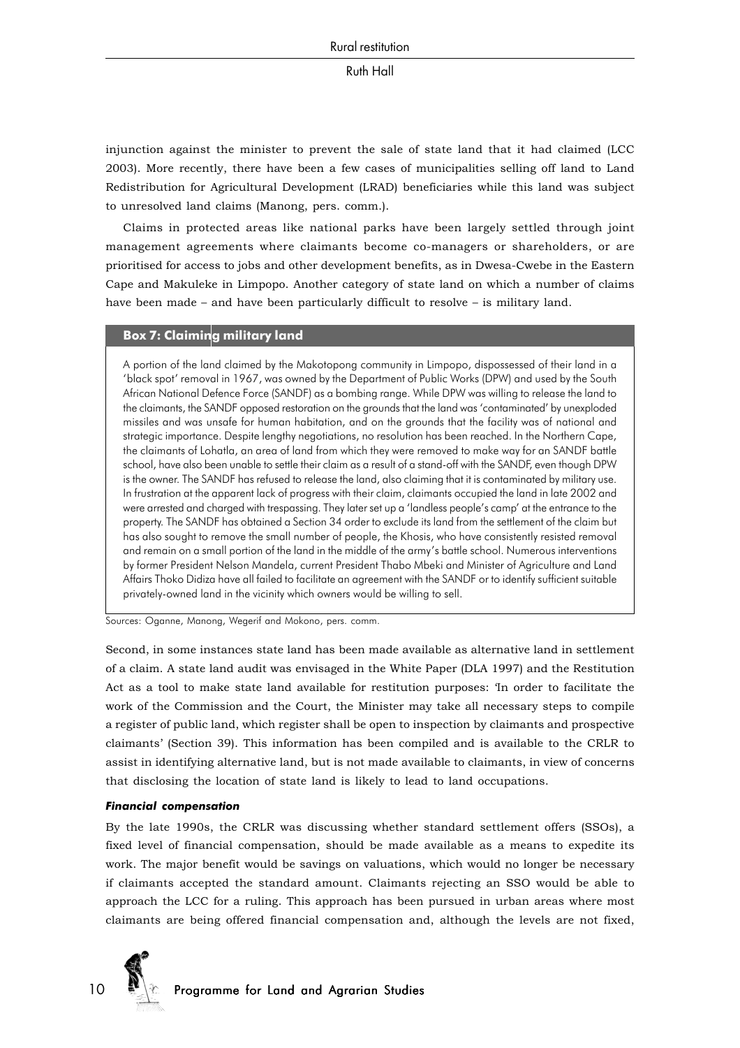injunction against the minister to prevent the sale of state land that it had claimed (LCC 2003). More recently, there have been a few cases of municipalities selling off land to Land Redistribution for Agricultural Development (LRAD) beneficiaries while this land was subject to unresolved land claims (Manong, pers. comm.).

Claims in protected areas like national parks have been largely settled through joint management agreements where claimants become co-managers or shareholders, or are prioritised for access to jobs and other development benefits, as in Dwesa-Cwebe in the Eastern Cape and Makuleke in Limpopo. Another category of state land on which a number of claims have been made – and have been particularly difficult to resolve – is military land.

**Box 7: Claiming military land**

A portion of the land claimed by the Makotopong community in Limpopo, dispossessed of their land in a 'black spot' removal in 1967, was owned by the Department of Public Works (DPW) and used by the South African National Defence Force (SANDF) as a bombing range. While DPW was willing to release the land to the claimants, the SANDF opposed restoration on the grounds that the land was 'contaminated' by unexploded missiles and was unsafe for human habitation, and on the grounds that the facility was of national and strategic importance. Despite lengthy negotiations, no resolution has been reached. In the Northern Cape, the claimants of Lohatla, an area of land from which they were removed to make way for an SANDF battle school, have also been unable to settle their claim as a result of a stand-off with the SANDF, even though DPW is the owner. The SANDF has refused to release the land, also claiming that it is contaminated by military use. In frustration at the apparent lack of progress with their claim, claimants occupied the land in late 2002 and were arrested and charged with trespassing. They later set up a 'landless people's camp' at the entrance to the property. The SANDF has obtained a Section 34 order to exclude its land from the settlement of the claim but has also sought to remove the small number of people, the Khosis, who have consistently resisted removal and remain on a small portion of the land in the middle of the army's battle school. Numerous interventions by former President Nelson Mandela, current President Thabo Mbeki and Minister of Agriculture and Land Affairs Thoko Didiza have all failed to facilitate an agreement with the SANDF or to identify sufficient suitable privately-owned land in the vicinity which owners would be willing to sell.

Sources: Oganne, Manong, Wegerif and Mokono, pers. comm.

Second, in some instances state land has been made available as alternative land in settlement of a claim. A state land audit was envisaged in the White Paper (DLA 1997) and the Restitution Act as a tool to make state land available for restitution purposes: 'In order to facilitate the work of the Commission and the Court, the Minister may take all necessary steps to compile a register of public land, which register shall be open to inspection by claimants and prospective claimants' (Section 39). This information has been compiled and is available to the CRLR to assist in identifying alternative land, but is not made available to claimants, in view of concerns that disclosing the location of state land is likely to lead to land occupations.

#### ***Financial compensation***

By the late 1990s, the CRLR was discussing whether standard settlement offers (SSOs), a fixed level of financial compensation, should be made available as a means to expedite its work. The major benefit would be savings on valuations, which would no longer be necessary if claimants accepted the standard amount. Claimants rejecting an SSO would be able to approach the LCC for a ruling. This approach has been pursued in urban areas where most claimants are being offered financial compensation and, although the levels are not fixed,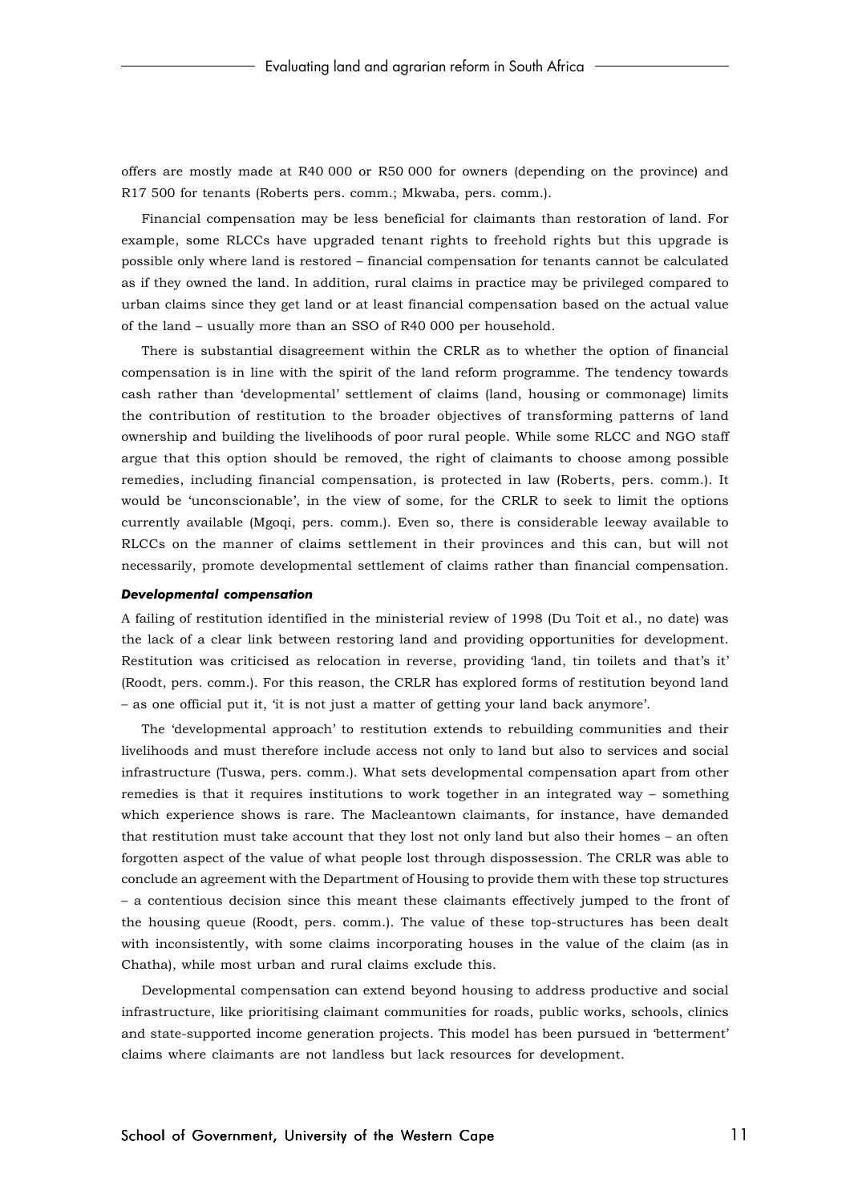offers are mostly made at R40 000 or R50 000 for owners (depending on the province) and R17 500 for tenants (Roberts pers. comm.; Mkwaba, pers. comm.).

Financial compensation may be less beneficial for claimants than restoration of land. For example, some RLCCs have upgraded tenant rights to freehold rights but this upgrade is possible only where land is restored – financial compensation for tenants cannot be calculated as if they owned the land. In addition, rural claims in practice may be privileged compared to urban claims since they get land or at least financial compensation based on the actual value of the land – usually more than an SSO of R40 000 per household.

There is substantial disagreement within the CRLR as to whether the option of financial compensation is in line with the spirit of the land reform programme. The tendency towards cash rather than 'developmental' settlement of claims (land, housing or commonage) limits the contribution of restitution to the broader objectives of transforming patterns of land ownership and building the livelihoods of poor rural people. While some RLCC and NGO staff argue that this option should be removed, the right of claimants to choose among possible remedies, including financial compensation, is protected in law (Roberts, pers. comm.). It would be 'unconscionable', in the view of some, for the CRLR to seek to limit the options currently available (Mgoqi, pers. comm.). Even so, there is considerable leeway available to RLCCs on the manner of claims settlement in their provinces and this can, but will not necessarily, promote developmental settlement of claims rather than financial compensation.

#### *Developmental compensation*

A failing of restitution identified in the ministerial review of 1998 (Du Toit et al., no date) was the lack of a clear link between restoring land and providing opportunities for development. Restitution was criticised as relocation in reverse, providing 'land, tin toilets and that's it' (Roodt, pers. comm.). For this reason, the CRLR has explored forms of restitution beyond land – as one official put it, 'it is not just a matter of getting your land back anymore'.

The 'developmental approach' to restitution extends to rebuilding communities and their livelihoods and must therefore include access not only to land but also to services and social infrastructure (Tuswa, pers. comm.). What sets developmental compensation apart from other remedies is that it requires institutions to work together in an integrated way – something which experience shows is rare. The Macleantown claimants, for instance, have demanded that restitution must take account that they lost not only land but also their homes – an often forgotten aspect of the value of what people lost through dispossession. The CRLR was able to conclude an agreement with the Department of Housing to provide them with these top structures – a contentious decision since this meant these claimants effectively jumped to the front of the housing queue (Roodt, pers. comm.). The value of these top-structures has been dealt with inconsistently, with some claims incorporating houses in the value of the claim (as in Chatha), while most urban and rural claims exclude this.

Developmental compensation can extend beyond housing to address productive and social infrastructure, like prioritising claimant communities for roads, public works, schools, clinics and state-supported income generation projects. This model has been pursued in 'betterment' claims where claimants are not landless but lack resources for development.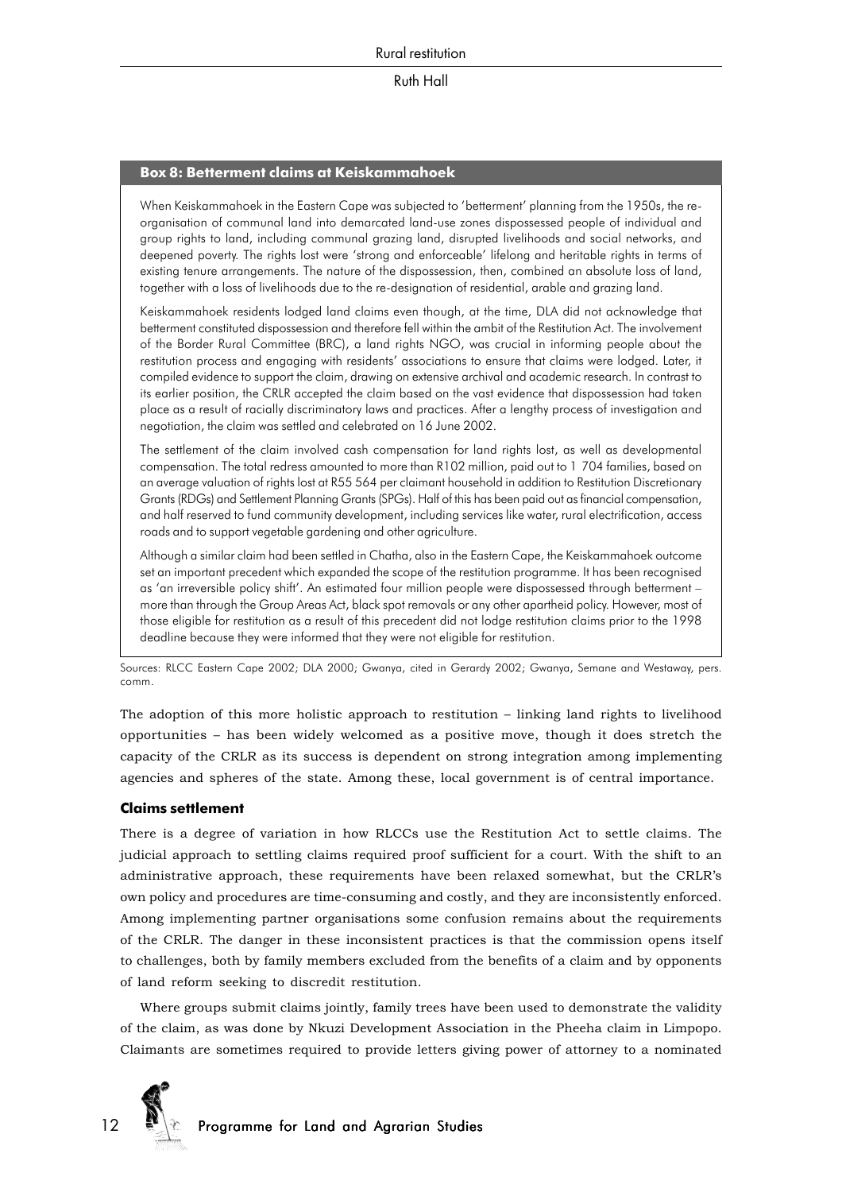### Box 8: Betterment claims at Keiskammahoek

When Keiskammahoek in the Eastern Cape was subjected to 'betterment' planning from the 1950s, the re-organisation of communal land into demarcated land-use zones dispossessed people of individual and group rights to land, including communal grazing land, disrupted livelihoods and social networks, and deepened poverty. The rights lost were 'strong and enforceable' lifelong and heritable rights in terms of existing tenure arrangements. The nature of the dispossession, then, combined an absolute loss of land, together with a loss of livelihoods due to the re-designation of residential, arable and grazing land.

Keiskammahoek residents lodged land claims even though, at the time, DLA did not acknowledge that betterment constituted dispossession and therefore fell within the ambit of the Restitution Act. The involvement of the Border Rural Committee (BRC), a land rights NGO, was crucial in informing people about the restitution process and engaging with residents' associations to ensure that claims were lodged. Later, it compiled evidence to support the claim, drawing on extensive archival and academic research. In contrast to its earlier position, the CRLR accepted the claim based on the vast evidence that dispossession had taken place as a result of racially discriminatory laws and practices. After a lengthy process of investigation and negotiation, the claim was settled and celebrated on 16 June 2002.

The settlement of the claim involved cash compensation for land rights lost, as well as developmental compensation. The total redress amounted to more than R102 million, paid out to 1 704 families, based on an average valuation of rights lost at R55 564 per claimant household in addition to Restitution Discretionary Grants (RDGs) and Settlement Planning Grants (SPGs). Half of this has been paid out as financial compensation, and half reserved to fund community development, including services like water, rural electrification, access roads and to support vegetable gardening and other agriculture.

Although a similar claim had been settled in Chatha, also in the Eastern Cape, the Keiskammahoek outcome set an important precedent which expanded the scope of the restitution programme. It has been recognised as 'an irreversible policy shift'. An estimated four million people were dispossessed through betterment – more than through the Group Areas Act, black spot removals or any other apartheid policy. However, most of those eligible for restitution as a result of this precedent did not lodge restitution claims prior to the 1998 deadline because they were informed that they were not eligible for restitution.

Sources: RLCC Eastern Cape 2002; DLA 2000; Gwanya, cited in Gerardy 2002; Gwanya, Semane and Westaway, pers. comm.

The adoption of this more holistic approach to restitution – linking land rights to livelihood opportunities – has been widely welcomed as a positive move, though it does stretch the capacity of the CRLR as its success is dependent on strong integration among implementing agencies and spheres of the state. Among these, local government is of central importance.

### Claims settlement

There is a degree of variation in how RLCCs use the Restitution Act to settle claims. The judicial approach to settling claims required proof sufficient for a court. With the shift to an administrative approach, these requirements have been relaxed somewhat, but the CRLR's own policy and procedures are time-consuming and costly, and they are inconsistently enforced. Among implementing partner organisations some confusion remains about the requirements of the CRLR. The danger in these inconsistent practices is that the commission opens itself to challenges, both by family members excluded from the benefits of a claim and by opponents of land reform seeking to discredit restitution.

Where groups submit claims jointly, family trees have been used to demonstrate the validity of the claim, as was done by Nkuzi Development Association in the Pheeha claim in Limpopo. Claimants are sometimes required to provide letters giving power of attorney to a nominated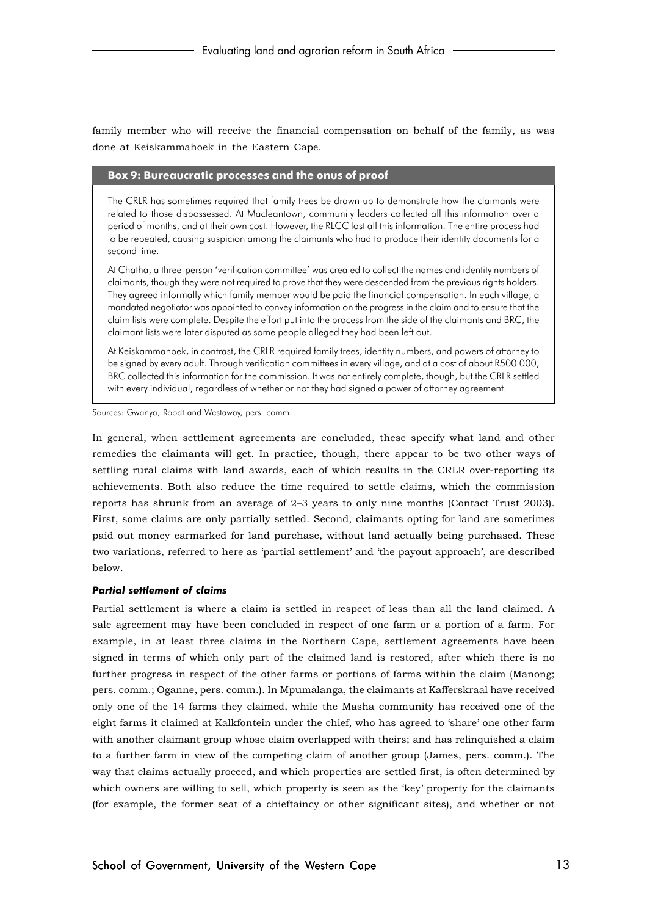family member who will receive the financial compensation on behalf of the family, as was done at Keiskammahoek in the Eastern Cape.

> **Box 9: Bureaucratic processes and the onus of proof**
>
> The CRLR has sometimes required that family trees be drawn up to demonstrate how the claimants were related to those dispossessed. At Macleantown, community leaders collected all this information over a period of months, and at their own cost. However, the RLCC lost all this information. The entire process had to be repeated, causing suspicion among the claimants who had to produce their identity documents for a second time.
>
> At Chatha, a three-person 'verification committee' was created to collect the names and identity numbers of claimants, though they were not required to prove that they were descended from the previous rights holders. They agreed informally which family member would be paid the financial compensation. In each village, a mandated negotiator was appointed to convey information on the progress in the claim and to ensure that the claim lists were complete. Despite the effort put into the process from the side of the claimants and BRC, the claimant lists were later disputed as some people alleged they had been left out.
>
> At Keiskammahoek, in contrast, the CRLR required family trees, identity numbers, and powers of attorney to be signed by every adult. Through verification committees in every village, and at a cost of about R500 000, BRC collected this information for the commission. It was not entirely complete, though, but the CRLR settled with every individual, regardless of whether or not they had signed a power of attorney agreement.

Sources: Gwanya, Roodt and Westaway, pers. comm.

In general, when settlement agreements are concluded, these specify what land and other remedies the claimants will get. In practice, though, there appear to be two other ways of settling rural claims with land awards, each of which results in the CRLR over-reporting its achievements. Both also reduce the time required to settle claims, which the commission reports has shrunk from an average of 2–3 years to only nine months (Contact Trust 2003). First, some claims are only partially settled. Second, claimants opting for land are sometimes paid out money earmarked for land purchase, without land actually being purchased. These two variations, referred to here as 'partial settlement' and 'the payout approach', are described below.

#### *Partial settlement of claims*

Partial settlement is where a claim is settled in respect of less than all the land claimed. A sale agreement may have been concluded in respect of one farm or a portion of a farm. For example, in at least three claims in the Northern Cape, settlement agreements have been signed in terms of which only part of the claimed land is restored, after which there is no further progress in respect of the other farms or portions of farms within the claim (Manong; pers. comm.; Oganne, pers. comm.). In Mpumalanga, the claimants at Kafferskraal have received only one of the 14 farms they claimed, while the Masha community has received one of the eight farms it claimed at Kalkfontein under the chief, who has agreed to 'share' one other farm with another claimant group whose claim overlapped with theirs; and has relinquished a claim to a further farm in view of the competing claim of another group (James, pers. comm.). The way that claims actually proceed, and which properties are settled first, is often determined by which owners are willing to sell, which property is seen as the 'key' property for the claimants (for example, the former seat of a chieftaincy or other significant sites), and whether or not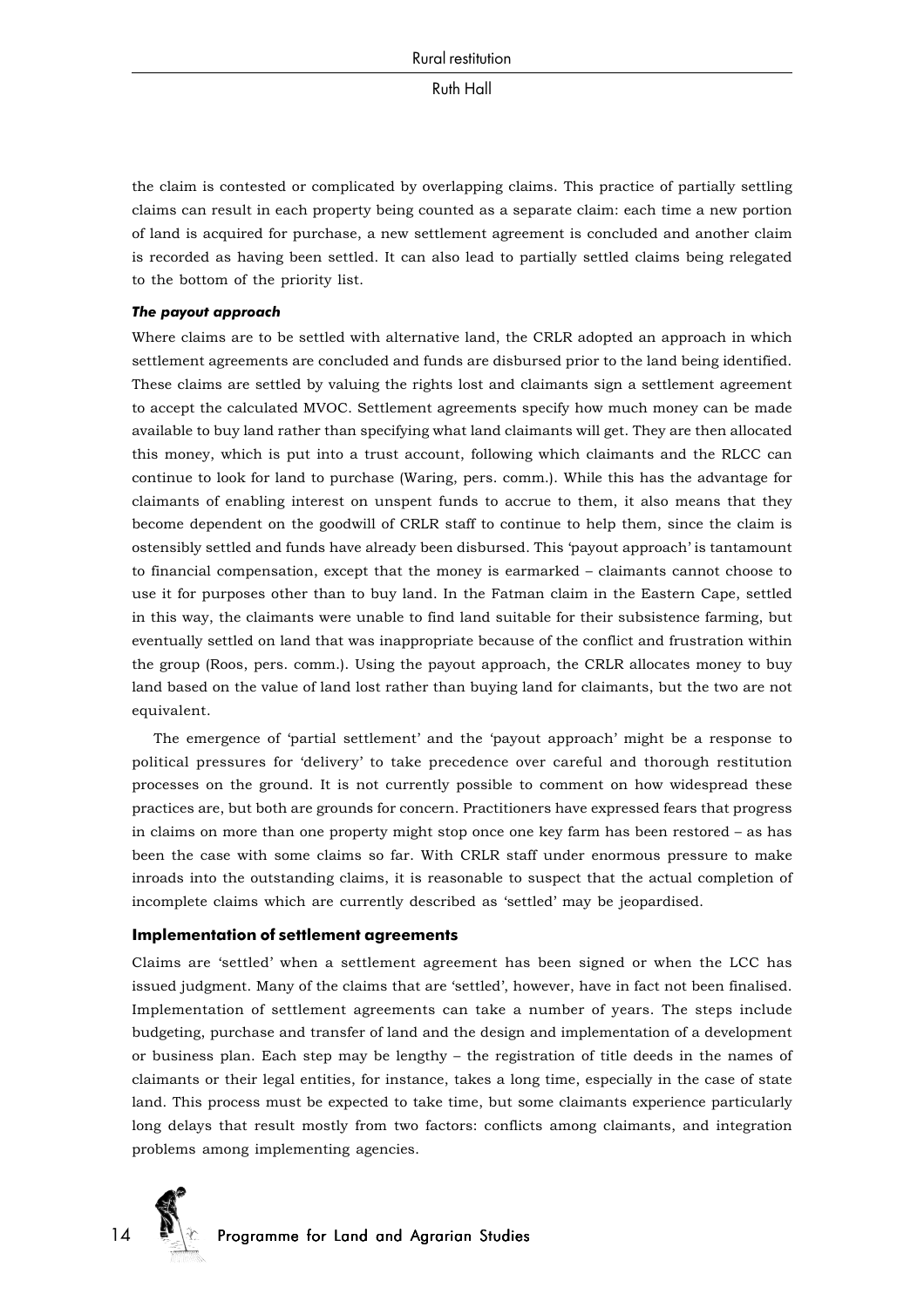the claim is contested or complicated by overlapping claims. This practice of partially settling claims can result in each property being counted as a separate claim: each time a new portion of land is acquired for purchase, a new settlement agreement is concluded and another claim is recorded as having been settled. It can also lead to partially settled claims being relegated to the bottom of the priority list.

#### *The payout approach*

Where claims are to be settled with alternative land, the CRLR adopted an approach in which settlement agreements are concluded and funds are disbursed prior to the land being identified. These claims are settled by valuing the rights lost and claimants sign a settlement agreement to accept the calculated MVOC. Settlement agreements specify how much money can be made available to buy land rather than specifying what land claimants will get. They are then allocated this money, which is put into a trust account, following which claimants and the RLCC can continue to look for land to purchase (Waring, pers. comm.). While this has the advantage for claimants of enabling interest on unspent funds to accrue to them, it also means that they become dependent on the goodwill of CRLR staff to continue to help them, since the claim is ostensibly settled and funds have already been disbursed. This 'payout approach' is tantamount to financial compensation, except that the money is earmarked – claimants cannot choose to use it for purposes other than to buy land. In the Fatman claim in the Eastern Cape, settled in this way, the claimants were unable to find land suitable for their subsistence farming, but eventually settled on land that was inappropriate because of the conflict and frustration within the group (Roos, pers. comm.). Using the payout approach, the CRLR allocates money to buy land based on the value of land lost rather than buying land for claimants, but the two are not equivalent.

The emergence of 'partial settlement' and the 'payout approach' might be a response to political pressures for 'delivery' to take precedence over careful and thorough restitution processes on the ground. It is not currently possible to comment on how widespread these practices are, but both are grounds for concern. Practitioners have expressed fears that progress in claims on more than one property might stop once one key farm has been restored – as has been the case with some claims so far. With CRLR staff under enormous pressure to make inroads into the outstanding claims, it is reasonable to suspect that the actual completion of incomplete claims which are currently described as 'settled' may be jeopardised.

### Implementation of settlement agreements

Claims are 'settled' when a settlement agreement has been signed or when the LCC has issued judgment. Many of the claims that are 'settled', however, have in fact not been finalised. Implementation of settlement agreements can take a number of years. The steps include budgeting, purchase and transfer of land and the design and implementation of a development or business plan. Each step may be lengthy – the registration of title deeds in the names of claimants or their legal entities, for instance, takes a long time, especially in the case of state land. This process must be expected to take time, but some claimants experience particularly long delays that result mostly from two factors: conflicts among claimants, and integration problems among implementing agencies.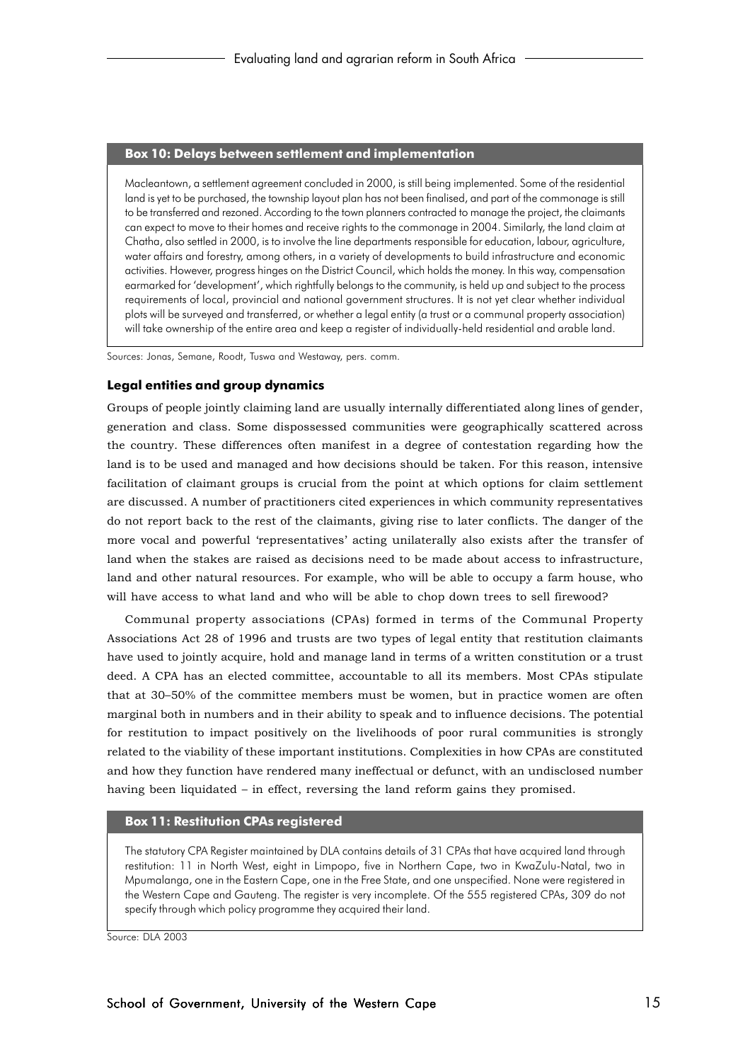**Box 10: Delays between settlement and implementation**

Macleantown, a settlement agreement concluded in 2000, is still being implemented. Some of the residential land is yet to be purchased, the township layout plan has not been finalised, and part of the commonage is still to be transferred and rezoned. According to the town planners contracted to manage the project, the claimants can expect to move to their homes and receive rights to the commonage in 2004. Similarly, the land claim at Chatha, also settled in 2000, is to involve the line departments responsible for education, labour, agriculture, water affairs and forestry, among others, in a variety of developments to build infrastructure and economic activities. However, progress hinges on the District Council, which holds the money. In this way, compensation earmarked for 'development', which rightfully belongs to the community, is held up and subject to the process requirements of local, provincial and national government structures. It is not yet clear whether individual plots will be surveyed and transferred, or whether a legal entity (a trust or a communal property association) will take ownership of the entire area and keep a register of individually-held residential and arable land.

Sources: Jonas, Semane, Roodt, Tuswa and Westaway, pers. comm.

### Legal entities and group dynamics

Groups of people jointly claiming land are usually internally differentiated along lines of gender, generation and class. Some dispossessed communities were geographically scattered across the country. These differences often manifest in a degree of contestation regarding how the land is to be used and managed and how decisions should be taken. For this reason, intensive facilitation of claimant groups is crucial from the point at which options for claim settlement are discussed. A number of practitioners cited experiences in which community representatives do not report back to the rest of the claimants, giving rise to later conflicts. The danger of the more vocal and powerful 'representatives' acting unilaterally also exists after the transfer of land when the stakes are raised as decisions need to be made about access to infrastructure, land and other natural resources. For example, who will be able to occupy a farm house, who will have access to what land and who will be able to chop down trees to sell firewood?

Communal property associations (CPAs) formed in terms of the Communal Property Associations Act 28 of 1996 and trusts are two types of legal entity that restitution claimants have used to jointly acquire, hold and manage land in terms of a written constitution or a trust deed. A CPA has an elected committee, accountable to all its members. Most CPAs stipulate that at 30–50% of the committee members must be women, but in practice women are often marginal both in numbers and in their ability to speak and to influence decisions. The potential for restitution to impact positively on the livelihoods of poor rural communities is strongly related to the viability of these important institutions. Complexities in how CPAs are constituted and how they function have rendered many ineffectual or defunct, with an undisclosed number having been liquidated – in effect, reversing the land reform gains they promised.

**Box 11: Restitution CPAs registered**

The statutory CPA Register maintained by DLA contains details of 31 CPAs that have acquired land through restitution: 11 in North West, eight in Limpopo, five in Northern Cape, two in KwaZulu-Natal, two in Mpumalanga, one in the Eastern Cape, one in the Free State, and one unspecified. None were registered in the Western Cape and Gauteng. The register is very incomplete. Of the 555 registered CPAs, 309 do not specify through which policy programme they acquired their land.

Source: DLA 2003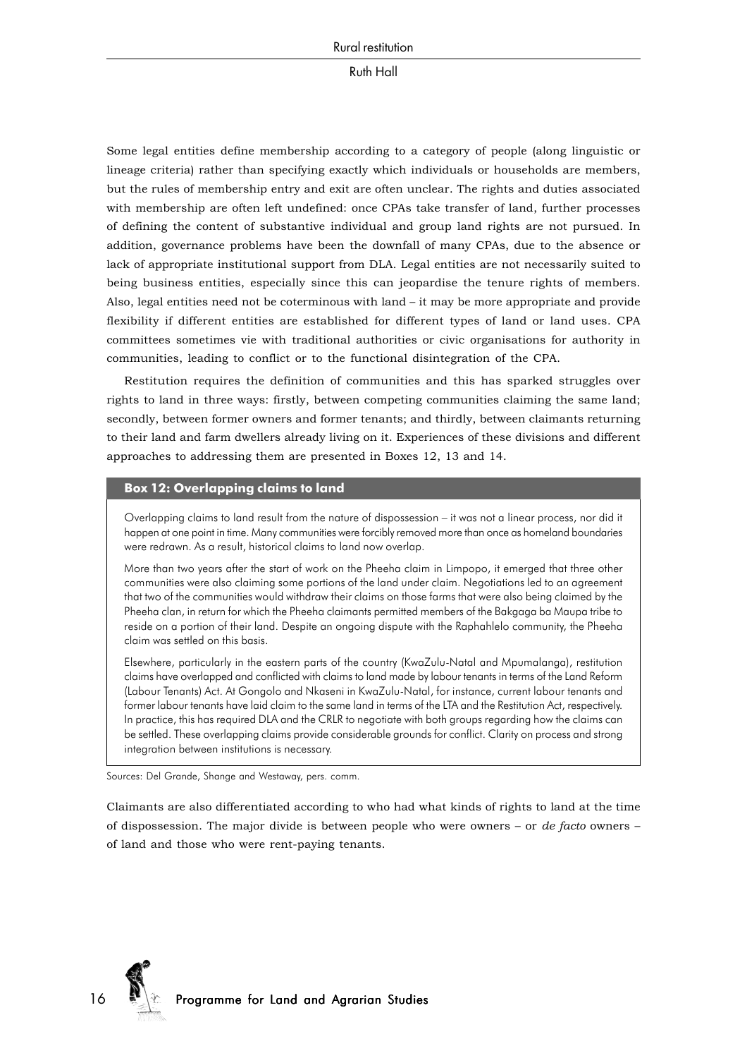Some legal entities define membership according to a category of people (along linguistic or lineage criteria) rather than specifying exactly which individuals or households are members, but the rules of membership entry and exit are often unclear. The rights and duties associated with membership are often left undefined: once CPAs take transfer of land, further processes of defining the content of substantive individual and group land rights are not pursued. In addition, governance problems have been the downfall of many CPAs, due to the absence or lack of appropriate institutional support from DLA. Legal entities are not necessarily suited to being business entities, especially since this can jeopardise the tenure rights of members. Also, legal entities need not be coterminous with land – it may be more appropriate and provide flexibility if different entities are established for different types of land or land uses. CPA committees sometimes vie with traditional authorities or civic organisations for authority in communities, leading to conflict or to the functional disintegration of the CPA.

Restitution requires the definition of communities and this has sparked struggles over rights to land in three ways: firstly, between competing communities claiming the same land; secondly, between former owners and former tenants; and thirdly, between claimants returning to their land and farm dwellers already living on it. Experiences of these divisions and different approaches to addressing them are presented in Boxes 12, 13 and 14.

**Box 12: Overlapping claims to land**

Overlapping claims to land result from the nature of dispossession – it was not a linear process, nor did it happen at one point in time. Many communities were forcibly removed more than once as homeland boundaries were redrawn. As a result, historical claims to land now overlap.

More than two years after the start of work on the Pheeha claim in Limpopo, it emerged that three other communities were also claiming some portions of the land under claim. Negotiations led to an agreement that two of the communities would withdraw their claims on those farms that were also being claimed by the Pheeha clan, in return for which the Pheeha claimants permitted members of the Bakgaga ba Maupa tribe to reside on a portion of their land. Despite an ongoing dispute with the Raphahlelo community, the Pheeha claim was settled on this basis.

Elsewhere, particularly in the eastern parts of the country (KwaZulu-Natal and Mpumalanga), restitution claims have overlapped and conflicted with claims to land made by labour tenants in terms of the Land Reform (Labour Tenants) Act. At Gongolo and Nkaseni in KwaZulu-Natal, for instance, current labour tenants and former labour tenants have laid claim to the same land in terms of the LTA and the Restitution Act, respectively. In practice, this has required DLA and the CRLR to negotiate with both groups regarding how the claims can be settled. These overlapping claims provide considerable grounds for conflict. Clarity on process and strong integration between institutions is necessary.

Sources: Del Grande, Shange and Westaway, pers. comm.

Claimants are also differentiated according to who had what kinds of rights to land at the time of dispossession. The major divide is between people who were owners – or *de facto* owners – of land and those who were rent-paying tenants.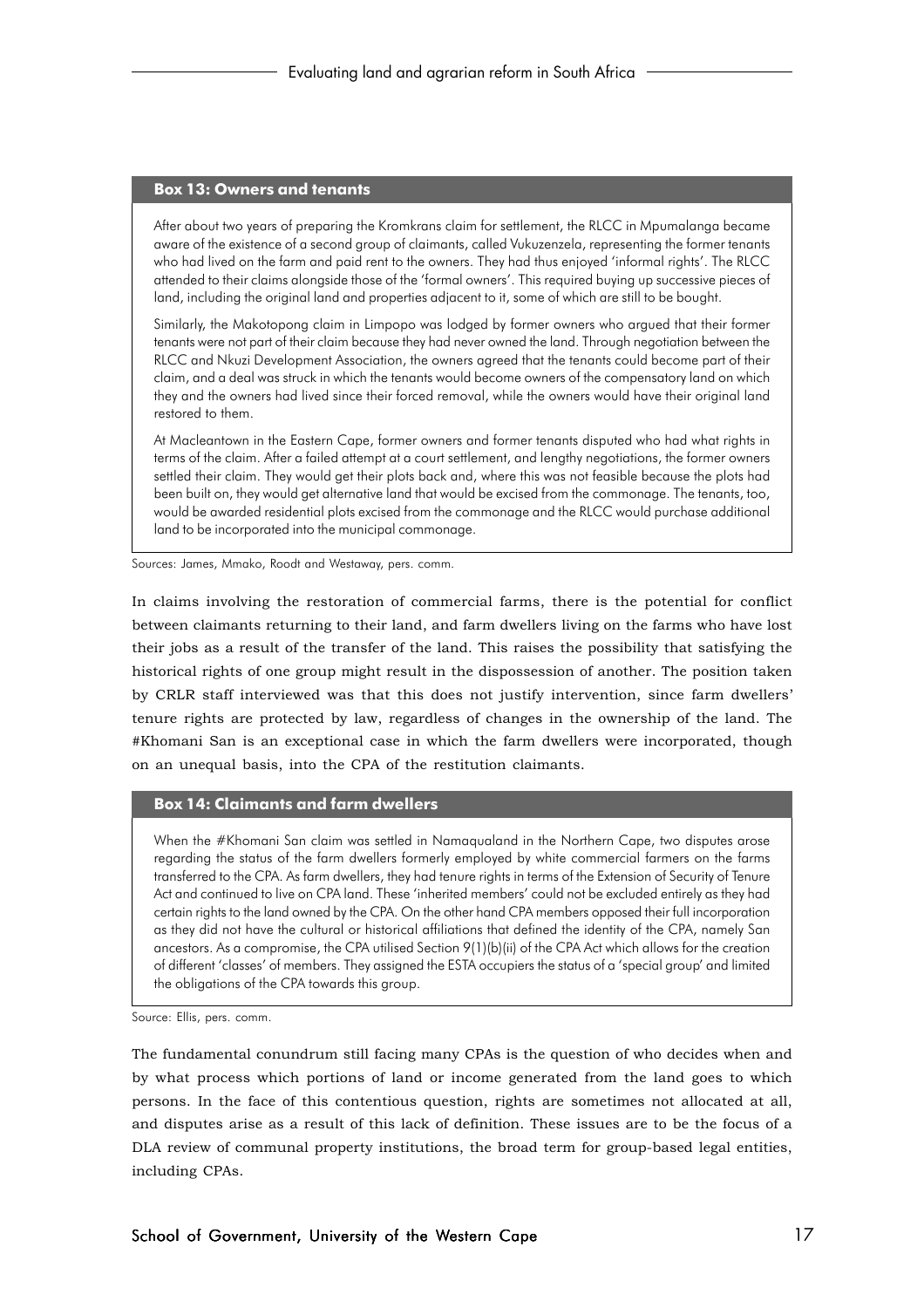### Box 13: Owners and tenants

After about two years of preparing the Kromkrans claim for settlement, the RLCC in Mpumalanga became aware of the existence of a second group of claimants, called Vukuzenzela, representing the former tenants who had lived on the farm and paid rent to the owners. They had thus enjoyed 'informal rights'. The RLCC attended to their claims alongside those of the 'formal owners'. This required buying up successive pieces of land, including the original land and properties adjacent to it, some of which are still to be bought.

Similarly, the Makotopong claim in Limpopo was lodged by former owners who argued that their former tenants were not part of their claim because they had never owned the land. Through negotiation between the RLCC and Nkuzi Development Association, the owners agreed that the tenants could become part of their claim, and a deal was struck in which the tenants would become owners of the compensatory land on which they and the owners had lived since their forced removal, while the owners would have their original land restored to them.

At Macleantown in the Eastern Cape, former owners and former tenants disputed who had what rights in terms of the claim. After a failed attempt at a court settlement, and lengthy negotiations, the former owners settled their claim. They would get their plots back and, where this was not feasible because the plots had been built on, they would get alternative land that would be excised from the commonage. The tenants, too, would be awarded residential plots excised from the commonage and the RLCC would purchase additional land to be incorporated into the municipal commonage.

Sources: James, Mmako, Roodt and Westaway, pers. comm.

In claims involving the restoration of commercial farms, there is the potential for conflict between claimants returning to their land, and farm dwellers living on the farms who have lost their jobs as a result of the transfer of the land. This raises the possibility that satisfying the historical rights of one group might result in the dispossession of another. The position taken by CRLR staff interviewed was that this does not justify intervention, since farm dwellers' tenure rights are protected by law, regardless of changes in the ownership of the land. The #Khomani San is an exceptional case in which the farm dwellers were incorporated, though on an unequal basis, into the CPA of the restitution claimants.

### Box 14: Claimants and farm dwellers

When the #Khomani San claim was settled in Namaqualand in the Northern Cape, two disputes arose regarding the status of the farm dwellers formerly employed by white commercial farmers on the farms transferred to the CPA. As farm dwellers, they had tenure rights in terms of the Extension of Security of Tenure Act and continued to live on CPA land. These 'inherited members' could not be excluded entirely as they had certain rights to the land owned by the CPA. On the other hand CPA members opposed their full incorporation as they did not have the cultural or historical affiliations that defined the identity of the CPA, namely San ancestors. As a compromise, the CPA utilised Section 9(1)(b)(ii) of the CPA Act which allows for the creation of different 'classes' of members. They assigned the ESTA occupiers the status of a 'special group' and limited the obligations of the CPA towards this group.

Source: Ellis, pers. comm.

The fundamental conundrum still facing many CPAs is the question of who decides when and by what process which portions of land or income generated from the land goes to which persons. In the face of this contentious question, rights are sometimes not allocated at all, and disputes arise as a result of this lack of definition. These issues are to be the focus of a DLA review of communal property institutions, the broad term for group-based legal entities, including CPAs.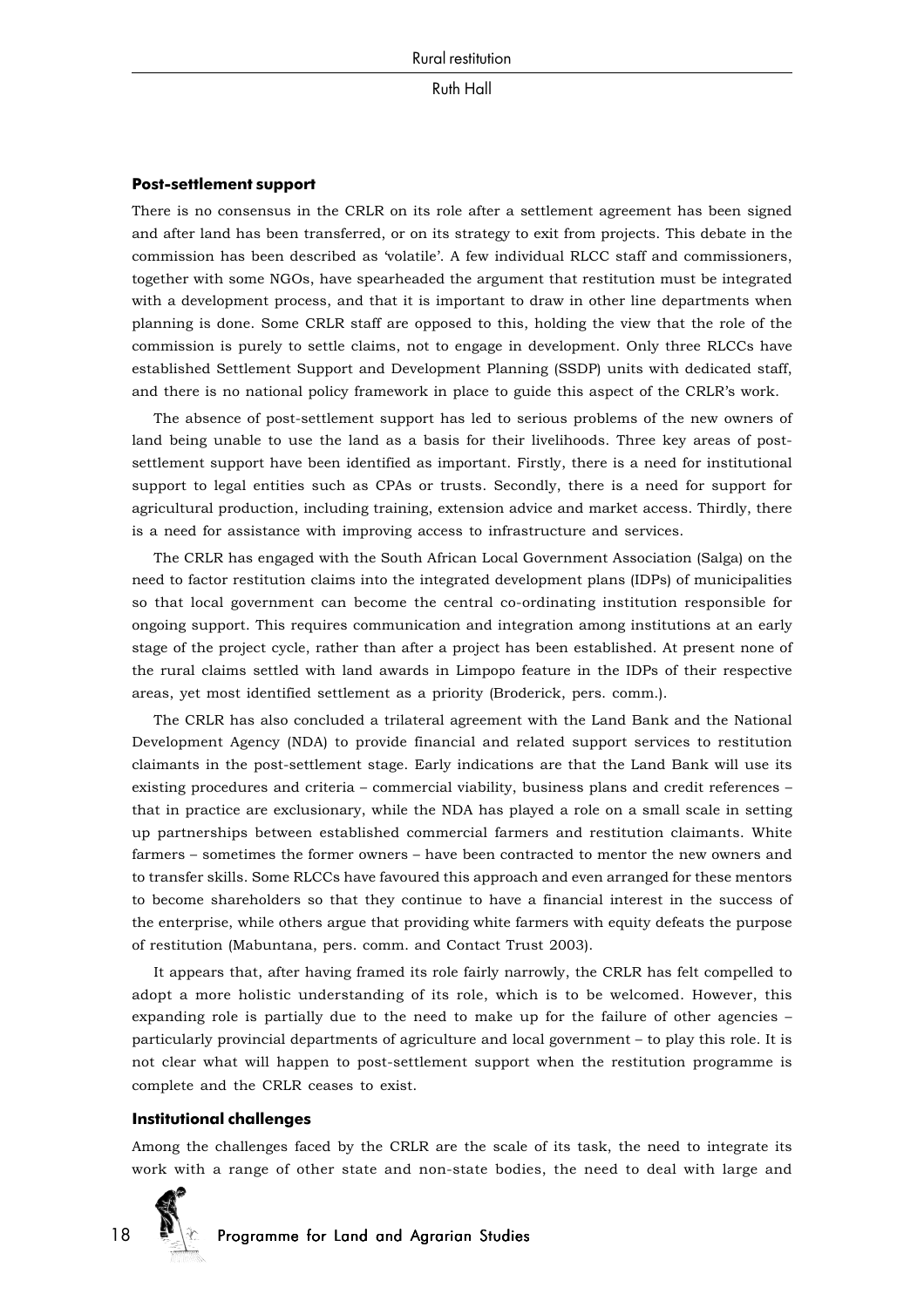### Post-settlement support

There is no consensus in the CRLR on its role after a settlement agreement has been signed and after land has been transferred, or on its strategy to exit from projects. This debate in the commission has been described as 'volatile'. A few individual RLCC staff and commissioners, together with some NGOs, have spearheaded the argument that restitution must be integrated with a development process, and that it is important to draw in other line departments when planning is done. Some CRLR staff are opposed to this, holding the view that the role of the commission is purely to settle claims, not to engage in development. Only three RLCCs have established Settlement Support and Development Planning (SSDP) units with dedicated staff, and there is no national policy framework in place to guide this aspect of the CRLR's work.

The absence of post-settlement support has led to serious problems of the new owners of land being unable to use the land as a basis for their livelihoods. Three key areas of post-settlement support have been identified as important. Firstly, there is a need for institutional support to legal entities such as CPAs or trusts. Secondly, there is a need for support for agricultural production, including training, extension advice and market access. Thirdly, there is a need for assistance with improving access to infrastructure and services.

The CRLR has engaged with the South African Local Government Association (Salga) on the need to factor restitution claims into the integrated development plans (IDPs) of municipalities so that local government can become the central co-ordinating institution responsible for ongoing support. This requires communication and integration among institutions at an early stage of the project cycle, rather than after a project has been established. At present none of the rural claims settled with land awards in Limpopo feature in the IDPs of their respective areas, yet most identified settlement as a priority (Broderick, pers. comm.).

The CRLR has also concluded a trilateral agreement with the Land Bank and the National Development Agency (NDA) to provide financial and related support services to restitution claimants in the post-settlement stage. Early indications are that the Land Bank will use its existing procedures and criteria – commercial viability, business plans and credit references – that in practice are exclusionary, while the NDA has played a role on a small scale in setting up partnerships between established commercial farmers and restitution claimants. White farmers – sometimes the former owners – have been contracted to mentor the new owners and to transfer skills. Some RLCCs have favoured this approach and even arranged for these mentors to become shareholders so that they continue to have a financial interest in the success of the enterprise, while others argue that providing white farmers with equity defeats the purpose of restitution (Mabuntana, pers. comm. and Contact Trust 2003).

It appears that, after having framed its role fairly narrowly, the CRLR has felt compelled to adopt a more holistic understanding of its role, which is to be welcomed. However, this expanding role is partially due to the need to make up for the failure of other agencies – particularly provincial departments of agriculture and local government – to play this role. It is not clear what will happen to post-settlement support when the restitution programme is complete and the CRLR ceases to exist.

### Institutional challenges

Among the challenges faced by the CRLR are the scale of its task, the need to integrate its work with a range of other state and non-state bodies, the need to deal with large and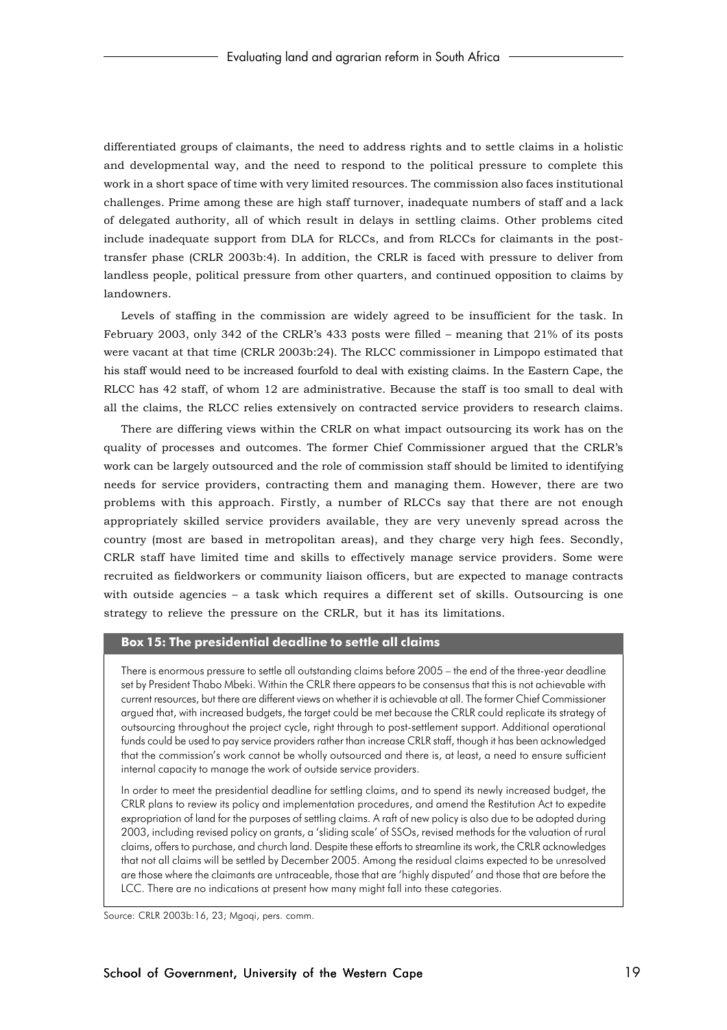differentiated groups of claimants, the need to address rights and to settle claims in a holistic and developmental way, and the need to respond to the political pressure to complete this work in a short space of time with very limited resources. The commission also faces institutional challenges. Prime among these are high staff turnover, inadequate numbers of staff and a lack of delegated authority, all of which result in delays in settling claims. Other problems cited include inadequate support from DLA for RLCCs, and from RLCCs for claimants in the post-transfer phase (CRLR 2003b:4). In addition, the CRLR is faced with pressure to deliver from landless people, political pressure from other quarters, and continued opposition to claims by landowners.

Levels of staffing in the commission are widely agreed to be insufficient for the task. In February 2003, only 342 of the CRLR's 433 posts were filled – meaning that 21% of its posts were vacant at that time (CRLR 2003b:24). The RLCC commissioner in Limpopo estimated that his staff would need to be increased fourfold to deal with existing claims. In the Eastern Cape, the RLCC has 42 staff, of whom 12 are administrative. Because the staff is too small to deal with all the claims, the RLCC relies extensively on contracted service providers to research claims.

There are differing views within the CRLR on what impact outsourcing its work has on the quality of processes and outcomes. The former Chief Commissioner argued that the CRLR's work can be largely outsourced and the role of commission staff should be limited to identifying needs for service providers, contracting them and managing them. However, there are two problems with this approach. Firstly, a number of RLCCs say that there are not enough appropriately skilled service providers available, they are very unevenly spread across the country (most are based in metropolitan areas), and they charge very high fees. Secondly, CRLR staff have limited time and skills to effectively manage service providers. Some were recruited as fieldworkers or community liaison officers, but are expected to manage contracts with outside agencies – a task which requires a different set of skills. Outsourcing is one strategy to relieve the pressure on the CRLR, but it has its limitations.

**Box 15: The presidential deadline to settle all claims**

There is enormous pressure to settle all outstanding claims before 2005 – the end of the three-year deadline set by President Thabo Mbeki. Within the CRLR there appears to be consensus that this is not achievable with current resources, but there are different views on whether it is achievable at all. The former Chief Commissioner argued that, with increased budgets, the target could be met because the CRLR could replicate its strategy of outsourcing throughout the project cycle, right through to post-settlement support. Additional operational funds could be used to pay service providers rather than increase CRLR staff, though it has been acknowledged that the commission's work cannot be wholly outsourced and there is, at least, a need to ensure sufficient internal capacity to manage the work of outside service providers.

In order to meet the presidential deadline for settling claims, and to spend its newly increased budget, the CRLR plans to review its policy and implementation procedures, and amend the Restitution Act to expedite expropriation of land for the purposes of settling claims. A raft of new policy is also due to be adopted during 2003, including revised policy on grants, a 'sliding scale' of SSOs, revised methods for the valuation of rural claims, offers to purchase, and church land. Despite these efforts to streamline its work, the CRLR acknowledges that not all claims will be settled by December 2005. Among the residual claims expected to be unresolved are those where the claimants are untraceable, those that are 'highly disputed' and those that are before the LCC. There are no indications at present how many might fall into these categories.

Source: CRLR 2003b:16, 23; Mgoqi, pers. comm.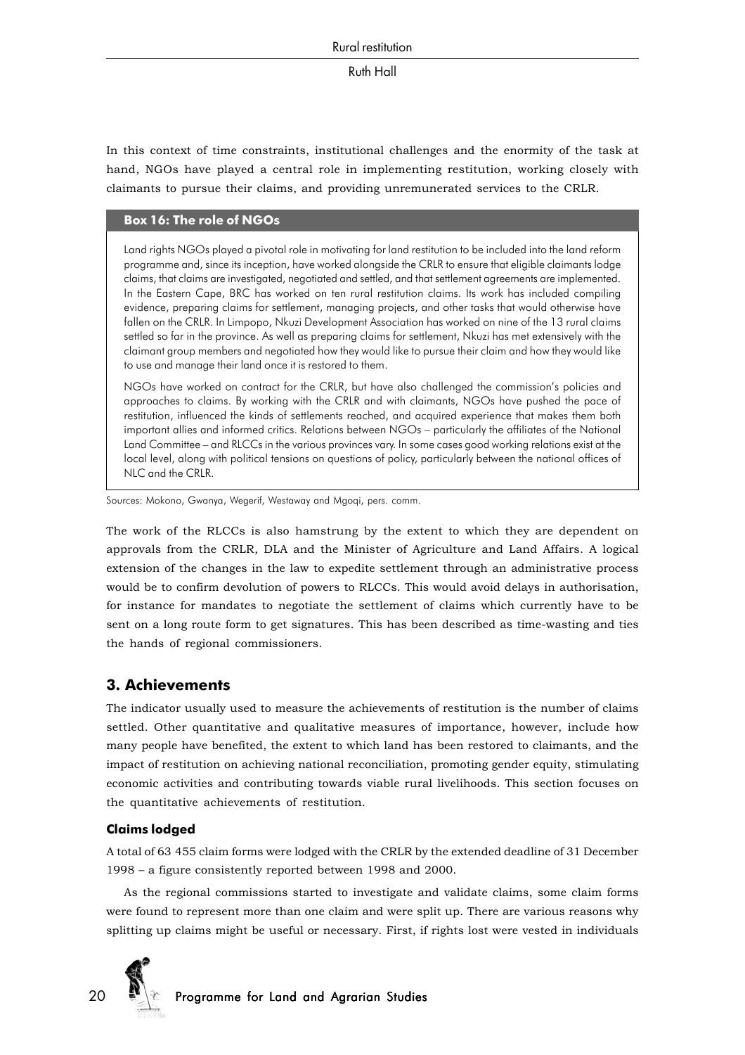In this context of time constraints, institutional challenges and the enormity of the task at hand, NGOs have played a central role in implementing restitution, working closely with claimants to pursue their claims, and providing unremunerated services to the CRLR.

**Box 16: The role of NGOs**

> Land rights NGOs played a pivotal role in motivating for land restitution to be included into the land reform programme and, since its inception, have worked alongside the CRLR to ensure that eligible claimants lodge claims, that claims are investigated, negotiated and settled, and that settlement agreements are implemented. In the Eastern Cape, BRC has worked on ten rural restitution claims. Its work has included compiling evidence, preparing claims for settlement, managing projects, and other tasks that would otherwise have fallen on the CRLR. In Limpopo, Nkuzi Development Association has worked on nine of the 13 rural claims settled so far in the province. As well as preparing claims for settlement, Nkuzi has met extensively with the claimant group members and negotiated how they would like to pursue their claim and how they would like to use and manage their land once it is restored to them.
>
> NGOs have worked on contract for the CRLR, but have also challenged the commission's policies and approaches to claims. By working with the CRLR and with claimants, NGOs have pushed the pace of restitution, influenced the kinds of settlements reached, and acquired experience that makes them both important allies and informed critics. Relations between NGOs – particularly the affiliates of the National Land Committee – and RLCCs in the various provinces vary. In some cases good working relations exist at the local level, along with political tensions on questions of policy, particularly between the national offices of NLC and the CRLR.

Sources: Mokono, Gwanya, Wegerif, Westaway and Mgoqi, pers. comm.

The work of the RLCCs is also hamstrung by the extent to which they are dependent on approvals from the CRLR, DLA and the Minister of Agriculture and Land Affairs. A logical extension of the changes in the law to expedite settlement through an administrative process would be to confirm devolution of powers to RLCCs. This would avoid delays in authorisation, for instance for mandates to negotiate the settlement of claims which currently have to be sent on a long route form to get signatures. This has been described as time-wasting and ties the hands of regional commissioners.

## 3. Achievements

The indicator usually used to measure the achievements of restitution is the number of claims settled. Other quantitative and qualitative measures of importance, however, include how many people have benefited, the extent to which land has been restored to claimants, and the impact of restitution on achieving national reconciliation, promoting gender equity, stimulating economic activities and contributing towards viable rural livelihoods. This section focuses on the quantitative achievements of restitution.

### Claims lodged

A total of 63 455 claim forms were lodged with the CRLR by the extended deadline of 31 December 1998 – a figure consistently reported between 1998 and 2000.

As the regional commissions started to investigate and validate claims, some claim forms were found to represent more than one claim and were split up. There are various reasons why splitting up claims might be useful or necessary. First, if rights lost were vested in individuals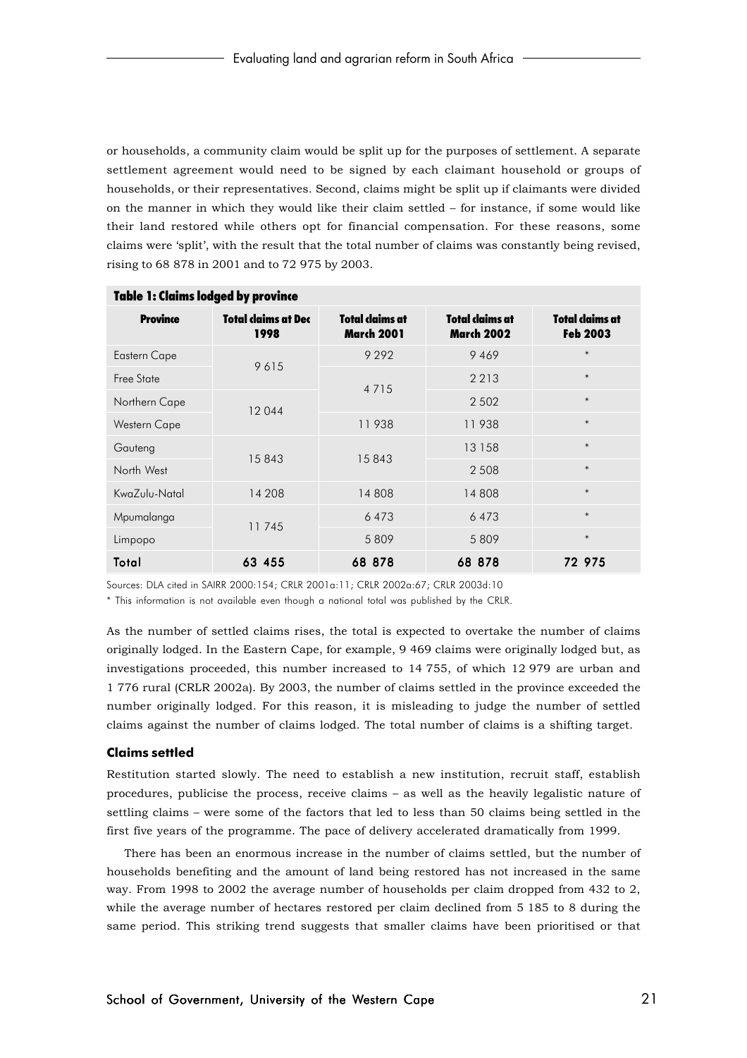or households, a community claim would be split up for the purposes of settlement. A separate settlement agreement would need to be signed by each claimant household or groups of households, or their representatives. Second, claims might be split up if claimants were divided on the manner in which they would like their claim settled – for instance, if some would like their land restored while others opt for financial compensation. For these reasons, some claims were 'split', with the result that the total number of claims was constantly being revised, rising to 68 878 in 2001 and to 72 975 by 2003.

**Table 1: Claims lodged by province**

| Province | Total claims at Dec 1998 | Total claims at March 2001 | Total claims at March 2002 | Total claims at Feb 2003 |
|---|---|---|---|---|
| Eastern Cape | 9 615 | 9 292 | 9 469 | * |
| Free State | | 4 715 | 2 213 | * |
| Northern Cape | 12 044 | | 2 502 | * |
| Western Cape | | 11 938 | 11 938 | * |
| Gauteng | 15 843 | 15 843 | 13 158 | * |
| North West | | | 2 508 | * |
| KwaZulu-Natal | 14 208 | 14 808 | 14 808 | * |
| Mpumalanga | 11 745 | 6 473 | 6 473 | * |
| Limpopo | | 5 809 | 5 809 | * |
| **Total** | **63 455** | **68 878** | **68 878** | **72 975** |

Sources: DLA cited in SAIRR 2000:154; CRLR 2001a:11; CRLR 2002a:67; CRLR 2003d:10

* This information is not available even though a national total was published by the CRLR.

As the number of settled claims rises, the total is expected to overtake the number of claims originally lodged. In the Eastern Cape, for example, 9 469 claims were originally lodged but, as investigations proceeded, this number increased to 14 755, of which 12 979 are urban and 1 776 rural (CRLR 2002a). By 2003, the number of claims settled in the province exceeded the number originally lodged. For this reason, it is misleading to judge the number of settled claims against the number of claims lodged. The total number of claims is a shifting target.

### Claims settled

Restitution started slowly. The need to establish a new institution, recruit staff, establish procedures, publicise the process, receive claims – as well as the heavily legalistic nature of settling claims – were some of the factors that led to less than 50 claims being settled in the first five years of the programme. The pace of delivery accelerated dramatically from 1999.

There has been an enormous increase in the number of claims settled, but the number of households benefiting and the amount of land being restored has not increased in the same way. From 1998 to 2002 the average number of households per claim dropped from 432 to 2, while the average number of hectares restored per claim declined from 5 185 to 8 during the same period. This striking trend suggests that smaller claims have been prioritised or that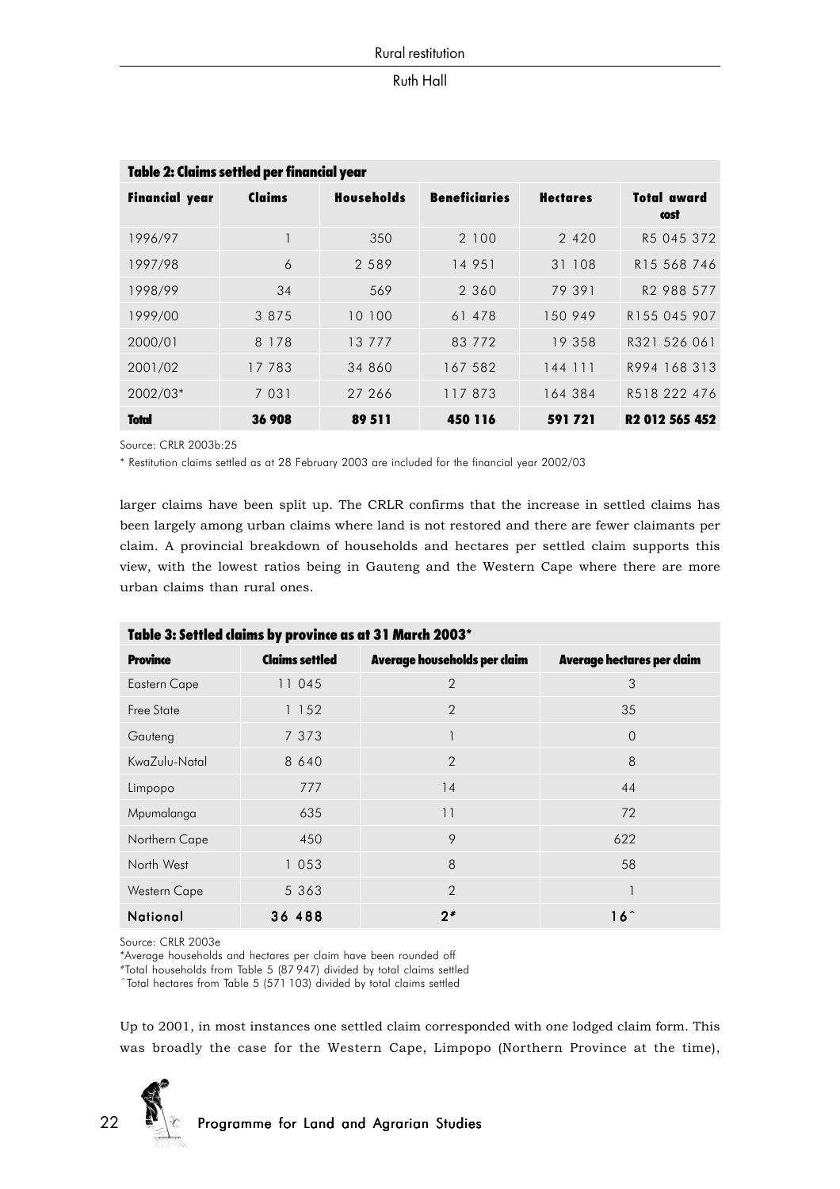**Table 2: Claims settled per financial year**

| Financial year | Claims | Households | Beneficiaries | Hectares | Total award cost |
|---|---|---|---|---|---|
| 1996/97 | 1 | 350 | 2 100 | 2 420 | R5 045 372 |
| 1997/98 | 6 | 2 589 | 14 951 | 31 108 | R15 568 746 |
| 1998/99 | 34 | 569 | 2 360 | 79 391 | R2 988 577 |
| 1999/00 | 3 875 | 10 100 | 61 478 | 150 949 | R155 045 907 |
| 2000/01 | 8 178 | 13 777 | 83 772 | 19 358 | R321 526 061 |
| 2001/02 | 17 783 | 34 860 | 167 582 | 144 111 | R994 168 313 |
| 2002/03* | 7 031 | 27 266 | 117 873 | 164 384 | R518 222 476 |
| **Total** | **36 908** | **89 511** | **450 116** | **591 721** | **R2 012 565 452** |

Source: CRLR 2003b:25

\* Restitution claims settled as at 28 February 2003 are included for the financial year 2002/03

larger claims have been split up. The CRLR confirms that the increase in settled claims has been largely among urban claims where land is not restored and there are fewer claimants per claim. A provincial breakdown of households and hectares per settled claim supports this view, with the lowest ratios being in Gauteng and the Western Cape where there are more urban claims than rural ones.

**Table 3: Settled claims by province as at 31 March 2003***

| Province | Claims settled | Average households per claim | Average hectares per claim |
|---|---|---|---|
| Eastern Cape | 11 045 | 2 | 3 |
| Free State | 1 152 | 2 | 35 |
| Gauteng | 7 373 | 1 | 0 |
| KwaZulu-Natal | 8 640 | 2 | 8 |
| Limpopo | 777 | 14 | 44 |
| Mpumalanga | 635 | 11 | 72 |
| Northern Cape | 450 | 9 | 622 |
| North West | 1 053 | 8 | 58 |
| Western Cape | 5 363 | 2 | 1 |
| **National** | **36 488** | **2#** | **16^** |

Source: CRLR 2003e

\*Average households and hectares per claim have been rounded off

#Total households from Table 5 (87 947) divided by total claims settled

^Total hectares from Table 5 (571 103) divided by total claims settled

Up to 2001, in most instances one settled claim corresponded with one lodged claim form. This was broadly the case for the Western Cape, Limpopo (Northern Province at the time),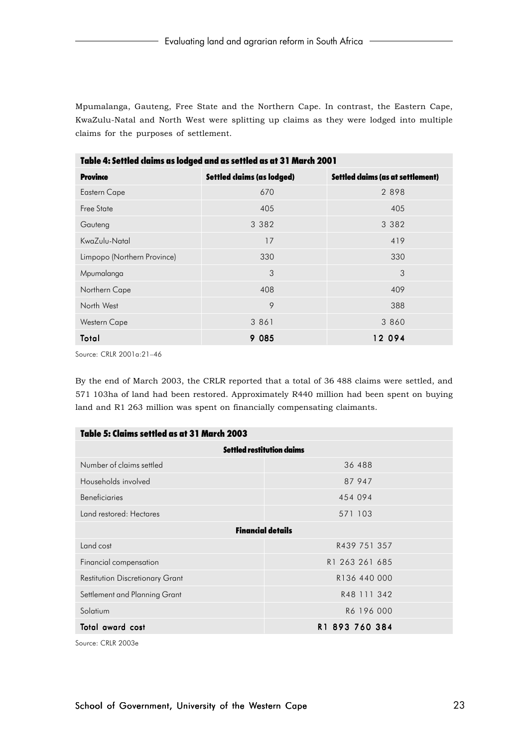Mpumalanga, Gauteng, Free State and the Northern Cape. In contrast, the Eastern Cape, KwaZulu-Natal and North West were splitting up claims as they were lodged into multiple claims for the purposes of settlement.

**Table 4: Settled claims as lodged and as settled as at 31 March 2001**

| Province | Settled claims (as lodged) | Settled claims (as at settlement) |
|---|---|---|
| Eastern Cape | 670 | 2 898 |
| Free State | 405 | 405 |
| Gauteng | 3 382 | 3 382 |
| KwaZulu-Natal | 17 | 419 |
| Limpopo (Northern Province) | 330 | 330 |
| Mpumalanga | 3 | 3 |
| Northern Cape | 408 | 409 |
| North West | 9 | 388 |
| Western Cape | 3 861 | 3 860 |
| **Total** | **9 085** | **12 094** |

Source: CRLR 2001a:21–46

By the end of March 2003, the CRLR reported that a total of 36 488 claims were settled, and 571 103ha of land had been restored. Approximately R440 million had been spent on buying land and R1 263 million was spent on financially compensating claimants.

**Table 5: Claims settled as at 31 March 2003**

| **Settled restitution claims** | |
|---|---|
| Number of claims settled | 36 488 |
| Households involved | 87 947 |
| Beneficiaries | 454 094 |
| Land restored: Hectares | 571 103 |
| **Financial details** | |
| Land cost | R439 751 357 |
| Financial compensation | R1 263 261 685 |
| Restitution Discretionary Grant | R136 440 000 |
| Settlement and Planning Grant | R48 111 342 |
| Solatium | R6 196 000 |
| **Total award cost** | **R1 893 760 384** |

Source: CRLR 2003e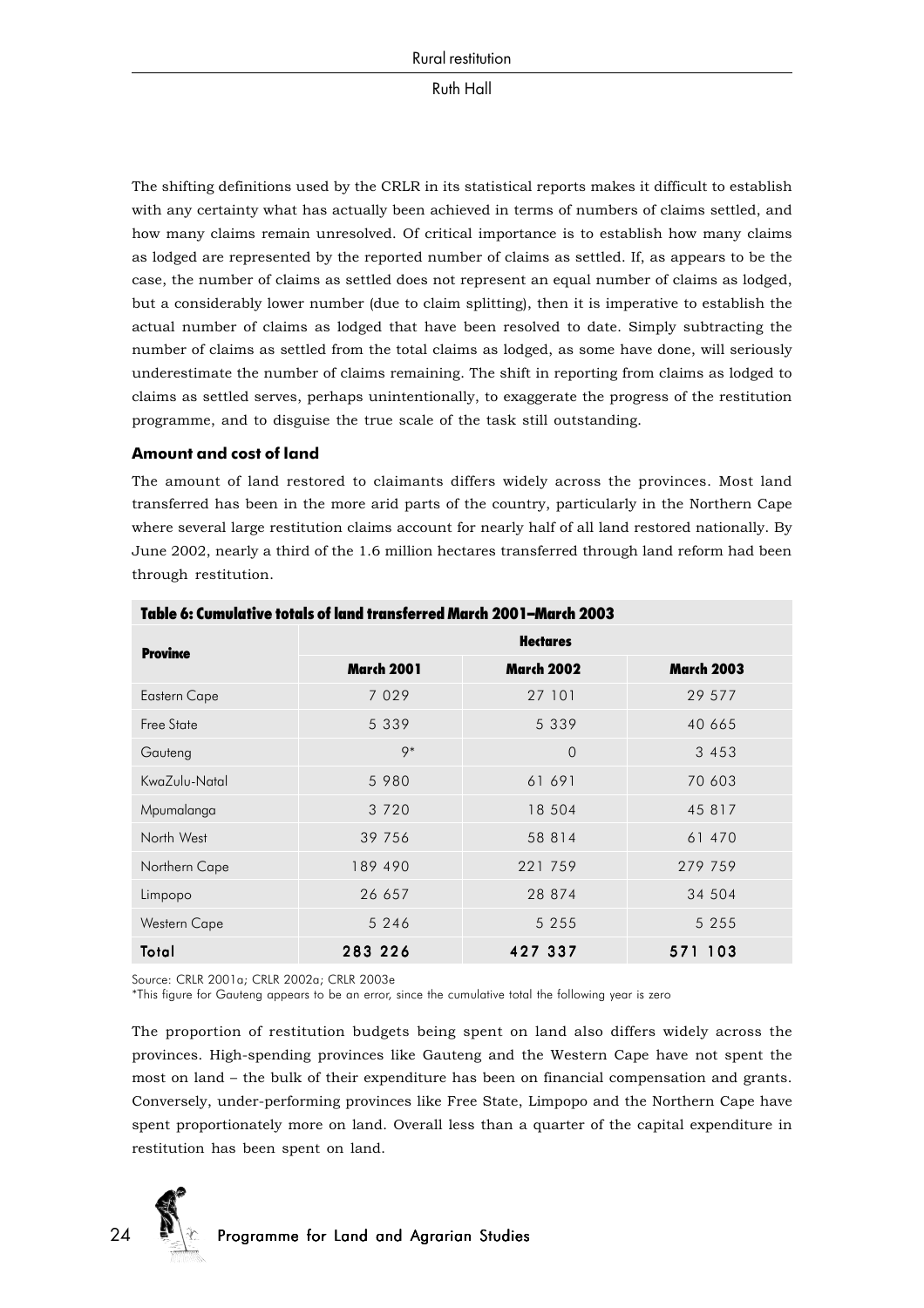The shifting definitions used by the CRLR in its statistical reports makes it difficult to establish with any certainty what has actually been achieved in terms of numbers of claims settled, and how many claims remain unresolved. Of critical importance is to establish how many claims as lodged are represented by the reported number of claims as settled. If, as appears to be the case, the number of claims as settled does not represent an equal number of claims as lodged, but a considerably lower number (due to claim splitting), then it is imperative to establish the actual number of claims as lodged that have been resolved to date. Simply subtracting the number of claims as settled from the total claims as lodged, as some have done, will seriously underestimate the number of claims remaining. The shift in reporting from claims as lodged to claims as settled serves, perhaps unintentionally, to exaggerate the progress of the restitution programme, and to disguise the true scale of the task still outstanding.

### Amount and cost of land

The amount of land restored to claimants differs widely across the provinces. Most land transferred has been in the more arid parts of the country, particularly in the Northern Cape where several large restitution claims account for nearly half of all land restored nationally. By June 2002, nearly a third of the 1.6 million hectares transferred through land reform had been through restitution.

**Table 6: Cumulative totals of land transferred March 2001–March 2003**

| Province | Hectares | | |
|---|---|---|---|
| | March 2001 | March 2002 | March 2003 |
| Eastern Cape | 7 029 | 27 101 | 29 577 |
| Free State | 5 339 | 5 339 | 40 665 |
| Gauteng | 9* | 0 | 3 453 |
| KwaZulu-Natal | 5 980 | 61 691 | 70 603 |
| Mpumalanga | 3 720 | 18 504 | 45 817 |
| North West | 39 756 | 58 814 | 61 470 |
| Northern Cape | 189 490 | 221 759 | 279 759 |
| Limpopo | 26 657 | 28 874 | 34 504 |
| Western Cape | 5 246 | 5 255 | 5 255 |
| **Total** | **283 226** | **427 337** | **571 103** |

Source: CRLR 2001a; CRLR 2002a; CRLR 2003e

*This figure for Gauteng appears to be an error, since the cumulative total the following year is zero

The proportion of restitution budgets being spent on land also differs widely across the provinces. High-spending provinces like Gauteng and the Western Cape have not spent the most on land – the bulk of their expenditure has been on financial compensation and grants. Conversely, under-performing provinces like Free State, Limpopo and the Northern Cape have spent proportionately more on land. Overall less than a quarter of the capital expenditure in restitution has been spent on land.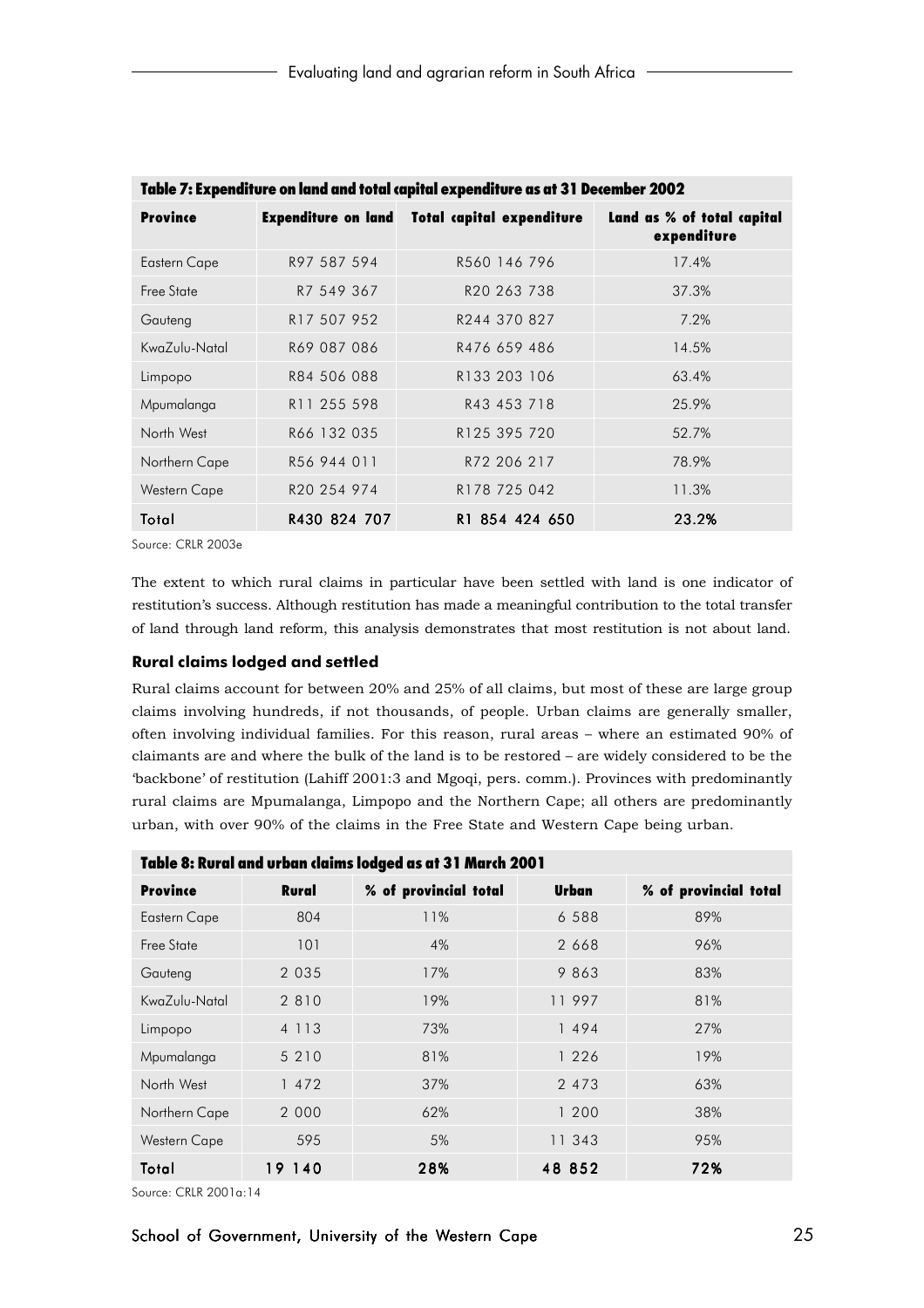**Table 7: Expenditure on land and total capital expenditure as at 31 December 2002**

| Province | Expenditure on land | Total capital expenditure | Land as % of total capital expenditure |
|---|---|---|---|
| Eastern Cape | R97 587 594 | R560 146 796 | 17.4% |
| Free State | R7 549 367 | R20 263 738 | 37.3% |
| Gauteng | R17 507 952 | R244 370 827 | 7.2% |
| KwaZulu-Natal | R69 087 086 | R476 659 486 | 14.5% |
| Limpopo | R84 506 088 | R133 203 106 | 63.4% |
| Mpumalanga | R11 255 598 | R43 453 718 | 25.9% |
| North West | R66 132 035 | R125 395 720 | 52.7% |
| Northern Cape | R56 944 011 | R72 206 217 | 78.9% |
| Western Cape | R20 254 974 | R178 725 042 | 11.3% |
| **Total** | **R430 824 707** | **R1 854 424 650** | **23.2%** |

Source: CRLR 2003e

The extent to which rural claims in particular have been settled with land is one indicator of restitution's success. Although restitution has made a meaningful contribution to the total transfer of land through land reform, this analysis demonstrates that most restitution is not about land.

### Rural claims lodged and settled

Rural claims account for between 20% and 25% of all claims, but most of these are large group claims involving hundreds, if not thousands, of people. Urban claims are generally smaller, often involving individual families. For this reason, rural areas – where an estimated 90% of claimants are and where the bulk of the land is to be restored – are widely considered to be the 'backbone' of restitution (Lahiff 2001:3 and Mgoqi, pers. comm.). Provinces with predominantly rural claims are Mpumalanga, Limpopo and the Northern Cape; all others are predominantly urban, with over 90% of the claims in the Free State and Western Cape being urban.

**Table 8: Rural and urban claims lodged as at 31 March 2001**

| Province | Rural | % of provincial total | Urban | % of provincial total |
|---|---|---|---|---|
| Eastern Cape | 804 | 11% | 6 588 | 89% |
| Free State | 101 | 4% | 2 668 | 96% |
| Gauteng | 2 035 | 17% | 9 863 | 83% |
| KwaZulu-Natal | 2 810 | 19% | 11 997 | 81% |
| Limpopo | 4 113 | 73% | 1 494 | 27% |
| Mpumalanga | 5 210 | 81% | 1 226 | 19% |
| North West | 1 472 | 37% | 2 473 | 63% |
| Northern Cape | 2 000 | 62% | 1 200 | 38% |
| Western Cape | 595 | 5% | 11 343 | 95% |
| **Total** | **19 140** | **28%** | **48 852** | **72%** |

Source: CRLR 2001a:14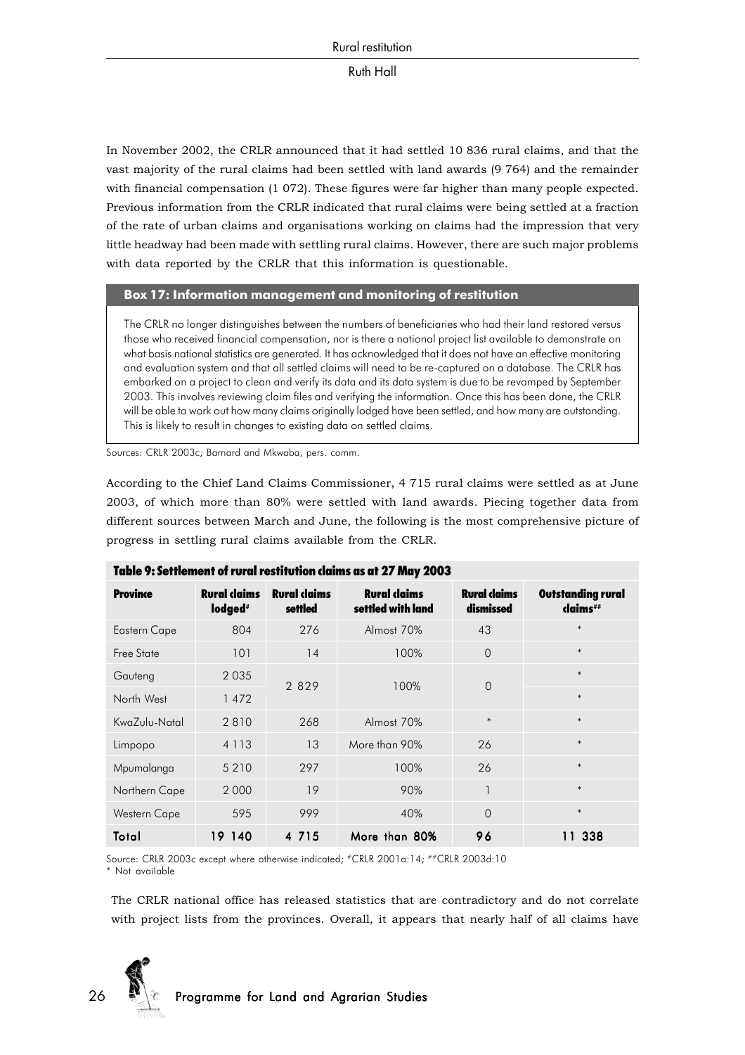In November 2002, the CRLR announced that it had settled 10 836 rural claims, and that the vast majority of the rural claims had been settled with land awards (9 764) and the remainder with financial compensation (1 072). These figures were far higher than many people expected. Previous information from the CRLR indicated that rural claims were being settled at a fraction of the rate of urban claims and organisations working on claims had the impression that very little headway had been made with settling rural claims. However, there are such major problems with data reported by the CRLR that this information is questionable.

**Box 17: Information management and monitoring of restitution**

The CRLR no longer distinguishes between the numbers of beneficiaries who had their land restored versus those who received financial compensation, nor is there a national project list available to demonstrate on what basis national statistics are generated. It has acknowledged that it does not have an effective monitoring and evaluation system and that all settled claims will need to be re-captured on a database. The CRLR has embarked on a project to clean and verify its data and its data system is due to be revamped by September 2003. This involves reviewing claim files and verifying the information. Once this has been done, the CRLR will be able to work out how many claims originally lodged have been settled, and how many are outstanding. This is likely to result in changes to existing data on settled claims.

Sources: CRLR 2003c; Barnard and Mkwaba, pers. comm.

According to the Chief Land Claims Commissioner, 4 715 rural claims were settled as at June 2003, of which more than 80% were settled with land awards. Piecing together data from different sources between March and June, the following is the most comprehensive picture of progress in settling rural claims available from the CRLR.

**Table 9: Settlement of rural restitution claims as at 27 May 2003**

| Province | Rural claims lodged# | Rural claims settled | Rural claims settled with land | Rural claims dismissed | Outstanding rural claims## |
|---|---|---|---|---|---|
| Eastern Cape | 804 | 276 | Almost 70% | 43 | * |
| Free State | 101 | 14 | 100% | 0 | * |
| Gauteng | 2 035 | 2 829 | 100% | 0 | * |
| North West | 1 472 | | | | * |
| KwaZulu-Natal | 2 810 | 268 | Almost 70% | * | * |
| Limpopo | 4 113 | 13 | More than 90% | 26 | * |
| Mpumalanga | 5 210 | 297 | 100% | 26 | * |
| Northern Cape | 2 000 | 19 | 90% | 1 | * |
| Western Cape | 595 | 999 | 40% | 0 | * |
| **Total** | **19 140** | **4 715** | **More than 80%** | **96** | **11 338** |

Source: CRLR 2003c except where otherwise indicated; #CRLR 2001a:14; ##CRLR 2003d:10
* Not available

The CRLR national office has released statistics that are contradictory and do not correlate with project lists from the provinces. Overall, it appears that nearly half of all claims have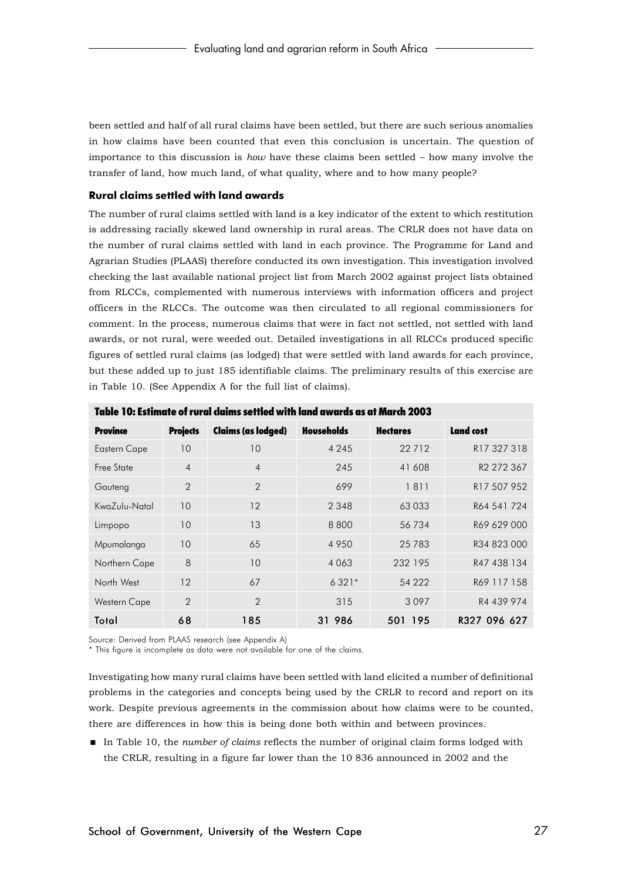been settled and half of all rural claims have been settled, but there are such serious anomalies in how claims have been counted that even this conclusion is uncertain. The question of importance to this discussion is *how* have these claims been settled – how many involve the transfer of land, how much land, of what quality, where and to how many people?

### Rural claims settled with land awards

The number of rural claims settled with land is a key indicator of the extent to which restitution is addressing racially skewed land ownership in rural areas. The CRLR does not have data on the number of rural claims settled with land in each province. The Programme for Land and Agrarian Studies (PLAAS) therefore conducted its own investigation. This investigation involved checking the last available national project list from March 2002 against project lists obtained from RLCCs, complemented with numerous interviews with information officers and project officers in the RLCCs. The outcome was then circulated to all regional commissioners for comment. In the process, numerous claims that were in fact not settled, not settled with land awards, or not rural, were weeded out. Detailed investigations in all RLCCs produced specific figures of settled rural claims (as lodged) that were settled with land awards for each province, but these added up to just 185 identifiable claims. The preliminary results of this exercise are in Table 10. (See Appendix A for the full list of claims).

**Table 10: Estimate of rural claims settled with land awards as at March 2003**

| Province | Projects | Claims (as lodged) | Households | Hectares | Land cost |
|---|---|---|---|---|---|
| Eastern Cape | 10 | 10 | 4 245 | 22 712 | R17 327 318 |
| Free State | 4 | 4 | 245 | 41 608 | R2 272 367 |
| Gauteng | 2 | 2 | 699 | 1 811 | R17 507 952 |
| KwaZulu-Natal | 10 | 12 | 2 348 | 63 033 | R64 541 724 |
| Limpopo | 10 | 13 | 8 800 | 56 734 | R69 629 000 |
| Mpumalanga | 10 | 65 | 4 950 | 25 783 | R34 823 000 |
| Northern Cape | 8 | 10 | 4 063 | 232 195 | R47 438 134 |
| North West | 12 | 67 | 6 321* | 54 222 | R69 117 158 |
| Western Cape | 2 | 2 | 315 | 3 097 | R4 439 974 |
| Total | 68 | 185 | 31 986 | 501 195 | R327 096 627 |

Source: Derived from PLAAS research (see Appendix A)
\* This figure is incomplete as data were not available for one of the claims.

Investigating how many rural claims have been settled with land elicited a number of definitional problems in the categories and concepts being used by the CRLR to record and report on its work. Despite previous agreements in the commission about how claims were to be counted, there are differences in how this is being done both within and between provinces.

- In Table 10, the *number of claims* reflects the number of original claim forms lodged with the CRLR, resulting in a figure far lower than the 10 836 announced in 2002 and the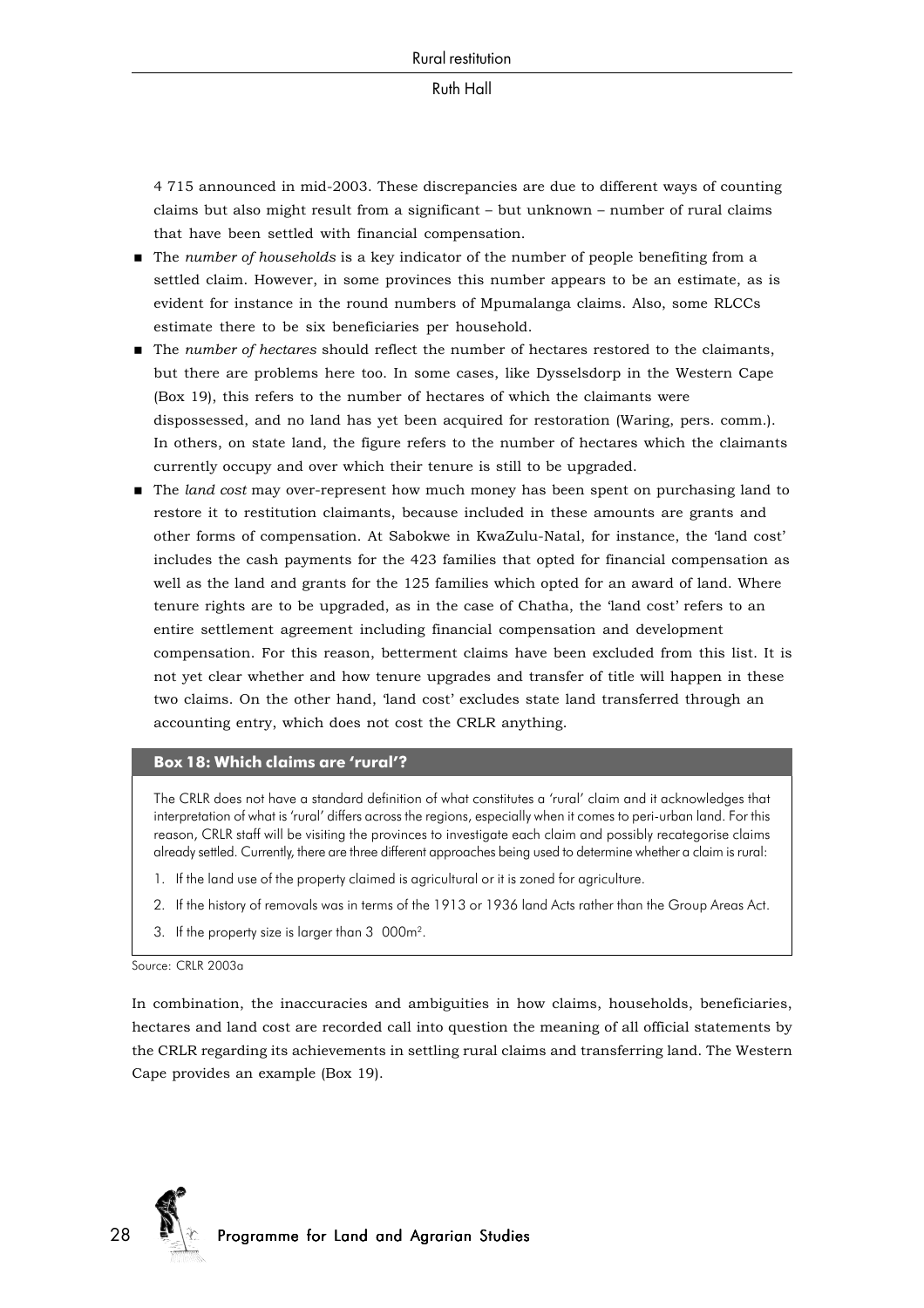4 715 announced in mid-2003. These discrepancies are due to different ways of counting claims but also might result from a significant – but unknown – number of rural claims that have been settled with financial compensation.

- The *number of households* is a key indicator of the number of people benefiting from a settled claim. However, in some provinces this number appears to be an estimate, as is evident for instance in the round numbers of Mpumalanga claims. Also, some RLCCs estimate there to be six beneficiaries per household.
- The *number of hectares* should reflect the number of hectares restored to the claimants, but there are problems here too. In some cases, like Dysselsdorp in the Western Cape (Box 19), this refers to the number of hectares of which the claimants were dispossessed, and no land has yet been acquired for restoration (Waring, pers. comm.). In others, on state land, the figure refers to the number of hectares which the claimants currently occupy and over which their tenure is still to be upgraded.
- The *land cost* may over-represent how much money has been spent on purchasing land to restore it to restitution claimants, because included in these amounts are grants and other forms of compensation. At Sabokwe in KwaZulu-Natal, for instance, the 'land cost' includes the cash payments for the 423 families that opted for financial compensation as well as the land and grants for the 125 families which opted for an award of land. Where tenure rights are to be upgraded, as in the case of Chatha, the 'land cost' refers to an entire settlement agreement including financial compensation and development compensation. For this reason, betterment claims have been excluded from this list. It is not yet clear whether and how tenure upgrades and transfer of title will happen in these two claims. On the other hand, 'land cost' excludes state land transferred through an accounting entry, which does not cost the CRLR anything.

**Box 18: Which claims are 'rural'?**

The CRLR does not have a standard definition of what constitutes a 'rural' claim and it acknowledges that interpretation of what is 'rural' differs across the regions, especially when it comes to peri-urban land. For this reason, CRLR staff will be visiting the provinces to investigate each claim and possibly recategorise claims already settled. Currently, there are three different approaches being used to determine whether a claim is rural:

1. If the land use of the property claimed is agricultural or it is zoned for agriculture.
2. If the history of removals was in terms of the 1913 or 1936 land Acts rather than the Group Areas Act.
3. If the property size is larger than 3 000m$^2$.

Source: CRLR 2003a

In combination, the inaccuracies and ambiguities in how claims, households, beneficiaries, hectares and land cost are recorded call into question the meaning of all official statements by the CRLR regarding its achievements in settling rural claims and transferring land. The Western Cape provides an example (Box 19).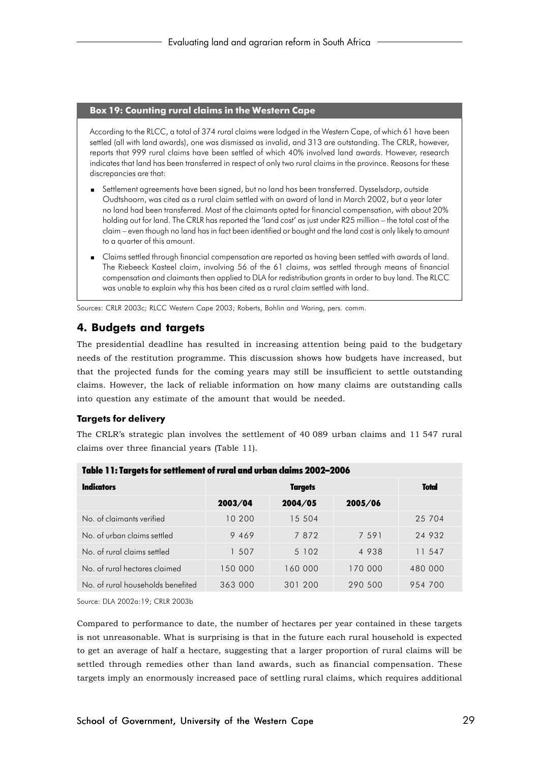### Box 19: Counting rural claims in the Western Cape

According to the RLCC, a total of 374 rural claims were lodged in the Western Cape, of which 61 have been settled (all with land awards), one was dismissed as invalid, and 313 are outstanding. The CRLR, however, reports that 999 rural claims have been settled of which 40% involved land awards. However, research indicates that land has been transferred in respect of only two rural claims in the province. Reasons for these discrepancies are that:

- Settlement agreements have been signed, but no land has been transferred. Dysselsdorp, outside Oudtshoorn, was cited as a rural claim settled with an award of land in March 2002, but a year later no land had been transferred. Most of the claimants opted for financial compensation, with about 20% holding out for land. The CRLR has reported the 'land cost' as just under R25 million – the total cost of the claim – even though no land has in fact been identified or bought and the land cost is only likely to amount to a quarter of this amount.
- Claims settled through financial compensation are reported as having been settled with awards of land. The Riebeeck Kasteel claim, involving 56 of the 61 claims, was settled through means of financial compensation and claimants then applied to DLA for redistribution grants in order to buy land. The RLCC was unable to explain why this has been cited as a rural claim settled with land.

Sources: CRLR 2003c; RLCC Western Cape 2003; Roberts, Bohlin and Waring, pers. comm.

## 4. Budgets and targets

The presidential deadline has resulted in increasing attention being paid to the budgetary needs of the restitution programme. This discussion shows how budgets have increased, but that the projected funds for the coming years may still be insufficient to settle outstanding claims. However, the lack of reliable information on how many claims are outstanding calls into question any estimate of the amount that would be needed.

### Targets for delivery

The CRLR's strategic plan involves the settlement of 40 089 urban claims and 11 547 rural claims over three financial years (Table 11).

**Table 11: Targets for settlement of rural and urban claims 2002–2006**

| Indicators | Targets | | | Total |
|---|---|---|---|---|
| | 2003/04 | 2004/05 | 2005/06 | |
| No. of claimants verified | 10 200 | 15 504 | | 25 704 |
| No. of urban claims settled | 9 469 | 7 872 | 7 591 | 24 932 |
| No. of rural claims settled | 1 507 | 5 102 | 4 938 | 11 547 |
| No. of rural hectares claimed | 150 000 | 160 000 | 170 000 | 480 000 |
| No. of rural households benefited | 363 000 | 301 200 | 290 500 | 954 700 |

Source: DLA 2002a:19; CRLR 2003b

Compared to performance to date, the number of hectares per year contained in these targets is not unreasonable. What is surprising is that in the future each rural household is expected to get an average of half a hectare, suggesting that a larger proportion of rural claims will be settled through remedies other than land awards, such as financial compensation. These targets imply an enormously increased pace of settling rural claims, which requires additional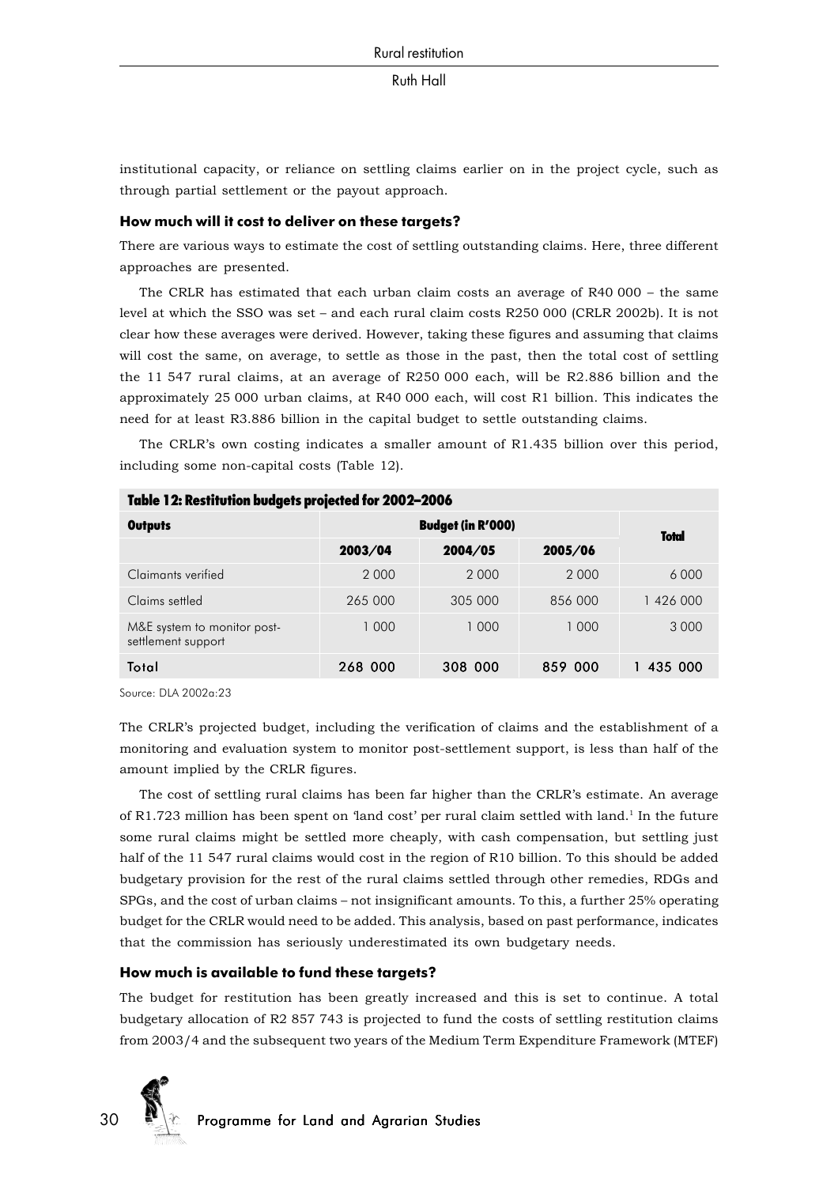institutional capacity, or reliance on settling claims earlier on in the project cycle, such as through partial settlement or the payout approach.

### How much will it cost to deliver on these targets?

There are various ways to estimate the cost of settling outstanding claims. Here, three different approaches are presented.

The CRLR has estimated that each urban claim costs an average of R40 000 – the same level at which the SSO was set – and each rural claim costs R250 000 (CRLR 2002b). It is not clear how these averages were derived. However, taking these figures and assuming that claims will cost the same, on average, to settle as those in the past, then the total cost of settling the 11 547 rural claims, at an average of R250 000 each, will be R2.886 billion and the approximately 25 000 urban claims, at R40 000 each, will cost R1 billion. This indicates the need for at least R3.886 billion in the capital budget to settle outstanding claims.

The CRLR's own costing indicates a smaller amount of R1.435 billion over this period, including some non-capital costs (Table 12).

**Table 12: Restitution budgets projected for 2002–2006**

| Outputs | Budget (in R'000) | | | Total |
|---|---|---|---|---|
| | 2003/04 | 2004/05 | 2005/06 | |
| Claimants verified | 2 000 | 2 000 | 2 000 | 6 000 |
| Claims settled | 265 000 | 305 000 | 856 000 | 1 426 000 |
| M&E system to monitor post-settlement support | 1 000 | 1 000 | 1 000 | 3 000 |
| Total | 268 000 | 308 000 | 859 000 | 1 435 000 |

Source: DLA 2002a:23

The CRLR's projected budget, including the verification of claims and the establishment of a monitoring and evaluation system to monitor post-settlement support, is less than half of the amount implied by the CRLR figures.

The cost of settling rural claims has been far higher than the CRLR's estimate. An average of R1.723 million has been spent on 'land cost' per rural claim settled with land.[1] In the future some rural claims might be settled more cheaply, with cash compensation, but settling just half of the 11 547 rural claims would cost in the region of R10 billion. To this should be added budgetary provision for the rest of the rural claims settled through other remedies, RDGs and SPGs, and the cost of urban claims – not insignificant amounts. To this, a further 25% operating budget for the CRLR would need to be added. This analysis, based on past performance, indicates that the commission has seriously underestimated its own budgetary needs.

### How much is available to fund these targets?

The budget for restitution has been greatly increased and this is set to continue. A total budgetary allocation of R2 857 743 is projected to fund the costs of settling restitution claims from 2003/4 and the subsequent two years of the Medium Term Expenditure Framework (MTEF)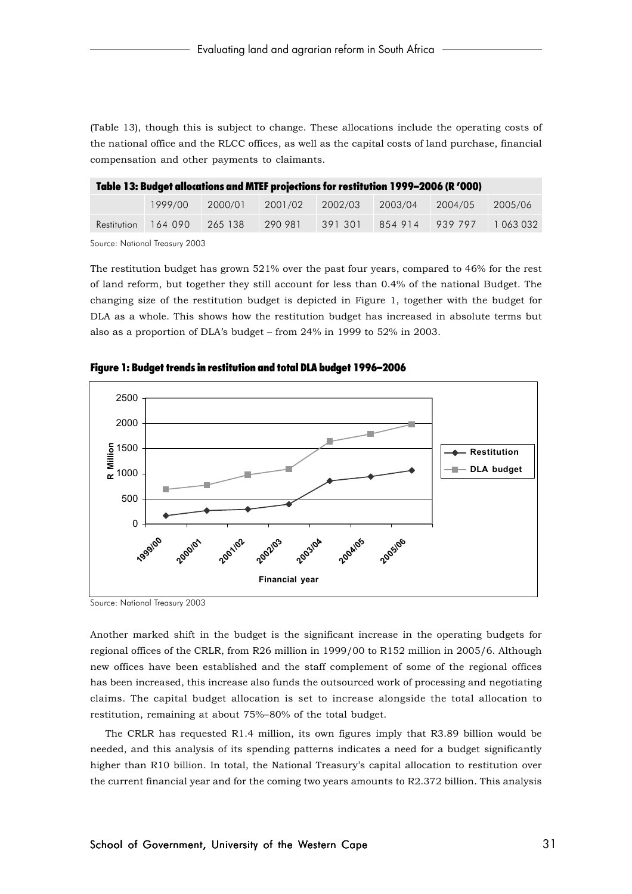(Table 13), though this is subject to change. These allocations include the operating costs of the national office and the RLCC offices, as well as the capital costs of land purchase, financial compensation and other payments to claimants.

**Table 13: Budget allocations and MTEF projections for restitution 1999–2006 (R '000)**

| | 1999/00 | 2000/01 | 2001/02 | 2002/03 | 2003/04 | 2004/05 | 2005/06 |
|---|---|---|---|---|---|---|---|
| Restitution | 164 090 | 265 138 | 290 981 | 391 301 | 854 914 | 939 797 | 1 063 032 |

Source: National Treasury 2003

The restitution budget has grown 521% over the past four years, compared to 46% for the rest of land reform, but together they still account for less than 0.4% of the national Budget. The changing size of the restitution budget is depicted in Figure 1, together with the budget for DLA as a whole. This shows how the restitution budget has increased in absolute terms but also as a proportion of DLA's budget – from 24% in 1999 to 52% in 2003.

**Figure 1: Budget trends in restitution and total DLA budget 1996–2006**

Source: National Treasury 2003

Another marked shift in the budget is the significant increase in the operating budgets for regional offices of the CRLR, from R26 million in 1999/00 to R152 million in 2005/6. Although new offices have been established and the staff complement of some of the regional offices has been increased, this increase also funds the outsourced work of processing and negotiating claims. The capital budget allocation is set to increase alongside the total allocation to restitution, remaining at about 75%–80% of the total budget.

The CRLR has requested R1.4 million, its own figures imply that R3.89 billion would be needed, and this analysis of its spending patterns indicates a need for a budget significantly higher than R10 billion. In total, the National Treasury's capital allocation to restitution over the current financial year and for the coming two years amounts to R2.372 billion. This analysis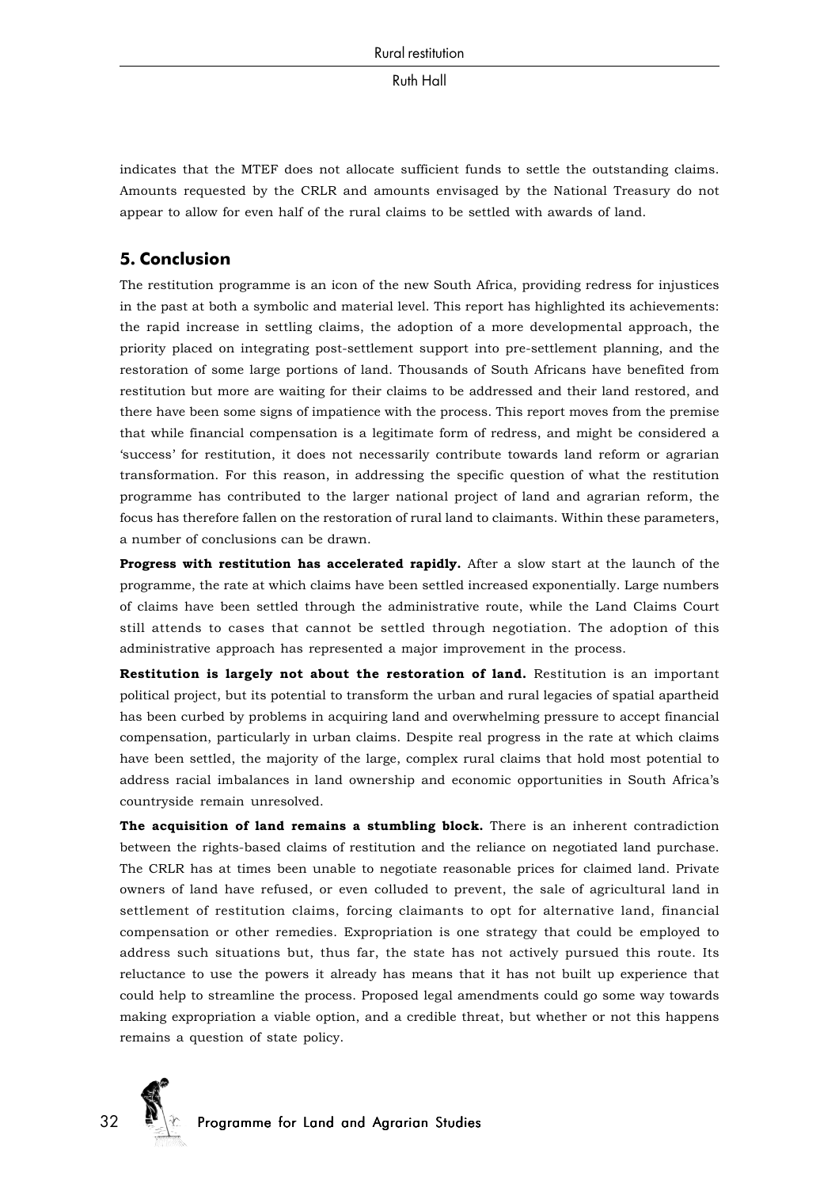indicates that the MTEF does not allocate sufficient funds to settle the outstanding claims. Amounts requested by the CRLR and amounts envisaged by the National Treasury do not appear to allow for even half of the rural claims to be settled with awards of land.

## 5. Conclusion

The restitution programme is an icon of the new South Africa, providing redress for injustices in the past at both a symbolic and material level. This report has highlighted its achievements: the rapid increase in settling claims, the adoption of a more developmental approach, the priority placed on integrating post-settlement support into pre-settlement planning, and the restoration of some large portions of land. Thousands of South Africans have benefited from restitution but more are waiting for their claims to be addressed and their land restored, and there have been some signs of impatience with the process. This report moves from the premise that while financial compensation is a legitimate form of redress, and might be considered a 'success' for restitution, it does not necessarily contribute towards land reform or agrarian transformation. For this reason, in addressing the specific question of what the restitution programme has contributed to the larger national project of land and agrarian reform, the focus has therefore fallen on the restoration of rural land to claimants. Within these parameters, a number of conclusions can be drawn.

**Progress with restitution has accelerated rapidly.** After a slow start at the launch of the programme, the rate at which claims have been settled increased exponentially. Large numbers of claims have been settled through the administrative route, while the Land Claims Court still attends to cases that cannot be settled through negotiation. The adoption of this administrative approach has represented a major improvement in the process.

**Restitution is largely not about the restoration of land.** Restitution is an important political project, but its potential to transform the urban and rural legacies of spatial apartheid has been curbed by problems in acquiring land and overwhelming pressure to accept financial compensation, particularly in urban claims. Despite real progress in the rate at which claims have been settled, the majority of the large, complex rural claims that hold most potential to address racial imbalances in land ownership and economic opportunities in South Africa's countryside remain unresolved.

**The acquisition of land remains a stumbling block.** There is an inherent contradiction between the rights-based claims of restitution and the reliance on negotiated land purchase. The CRLR has at times been unable to negotiate reasonable prices for claimed land. Private owners of land have refused, or even colluded to prevent, the sale of agricultural land in settlement of restitution claims, forcing claimants to opt for alternative land, financial compensation or other remedies. Expropriation is one strategy that could be employed to address such situations but, thus far, the state has not actively pursued this route. Its reluctance to use the powers it already has means that it has not built up experience that could help to streamline the process. Proposed legal amendments could go some way towards making expropriation a viable option, and a credible threat, but whether or not this happens remains a question of state policy.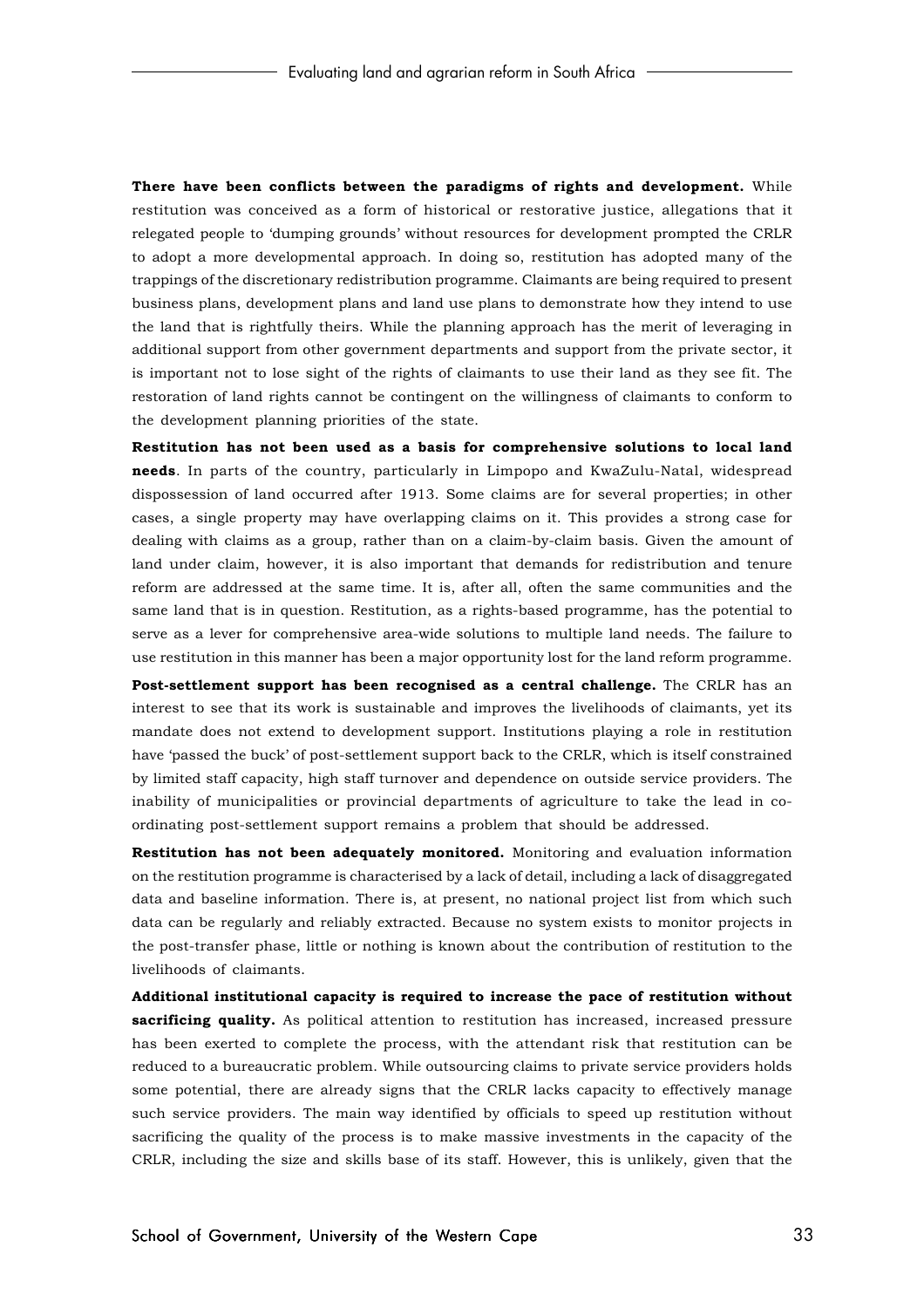**There have been conflicts between the paradigms of rights and development.** While restitution was conceived as a form of historical or restorative justice, allegations that it relegated people to 'dumping grounds' without resources for development prompted the CRLR to adopt a more developmental approach. In doing so, restitution has adopted many of the trappings of the discretionary redistribution programme. Claimants are being required to present business plans, development plans and land use plans to demonstrate how they intend to use the land that is rightfully theirs. While the planning approach has the merit of leveraging in additional support from other government departments and support from the private sector, it is important not to lose sight of the rights of claimants to use their land as they see fit. The restoration of land rights cannot be contingent on the willingness of claimants to conform to the development planning priorities of the state.

**Restitution has not been used as a basis for comprehensive solutions to local land needs**. In parts of the country, particularly in Limpopo and KwaZulu-Natal, widespread dispossession of land occurred after 1913. Some claims are for several properties; in other cases, a single property may have overlapping claims on it. This provides a strong case for dealing with claims as a group, rather than on a claim-by-claim basis. Given the amount of land under claim, however, it is also important that demands for redistribution and tenure reform are addressed at the same time. It is, after all, often the same communities and the same land that is in question. Restitution, as a rights-based programme, has the potential to serve as a lever for comprehensive area-wide solutions to multiple land needs. The failure to use restitution in this manner has been a major opportunity lost for the land reform programme.

**Post-settlement support has been recognised as a central challenge.** The CRLR has an interest to see that its work is sustainable and improves the livelihoods of claimants, yet its mandate does not extend to development support. Institutions playing a role in restitution have 'passed the buck' of post-settlement support back to the CRLR, which is itself constrained by limited staff capacity, high staff turnover and dependence on outside service providers. The inability of municipalities or provincial departments of agriculture to take the lead in co-ordinating post-settlement support remains a problem that should be addressed.

**Restitution has not been adequately monitored.** Monitoring and evaluation information on the restitution programme is characterised by a lack of detail, including a lack of disaggregated data and baseline information. There is, at present, no national project list from which such data can be regularly and reliably extracted. Because no system exists to monitor projects in the post-transfer phase, little or nothing is known about the contribution of restitution to the livelihoods of claimants.

**Additional institutional capacity is required to increase the pace of restitution without sacrificing quality.** As political attention to restitution has increased, increased pressure has been exerted to complete the process, with the attendant risk that restitution can be reduced to a bureaucratic problem. While outsourcing claims to private service providers holds some potential, there are already signs that the CRLR lacks capacity to effectively manage such service providers. The main way identified by officials to speed up restitution without sacrificing the quality of the process is to make massive investments in the capacity of the CRLR, including the size and skills base of its staff. However, this is unlikely, given that the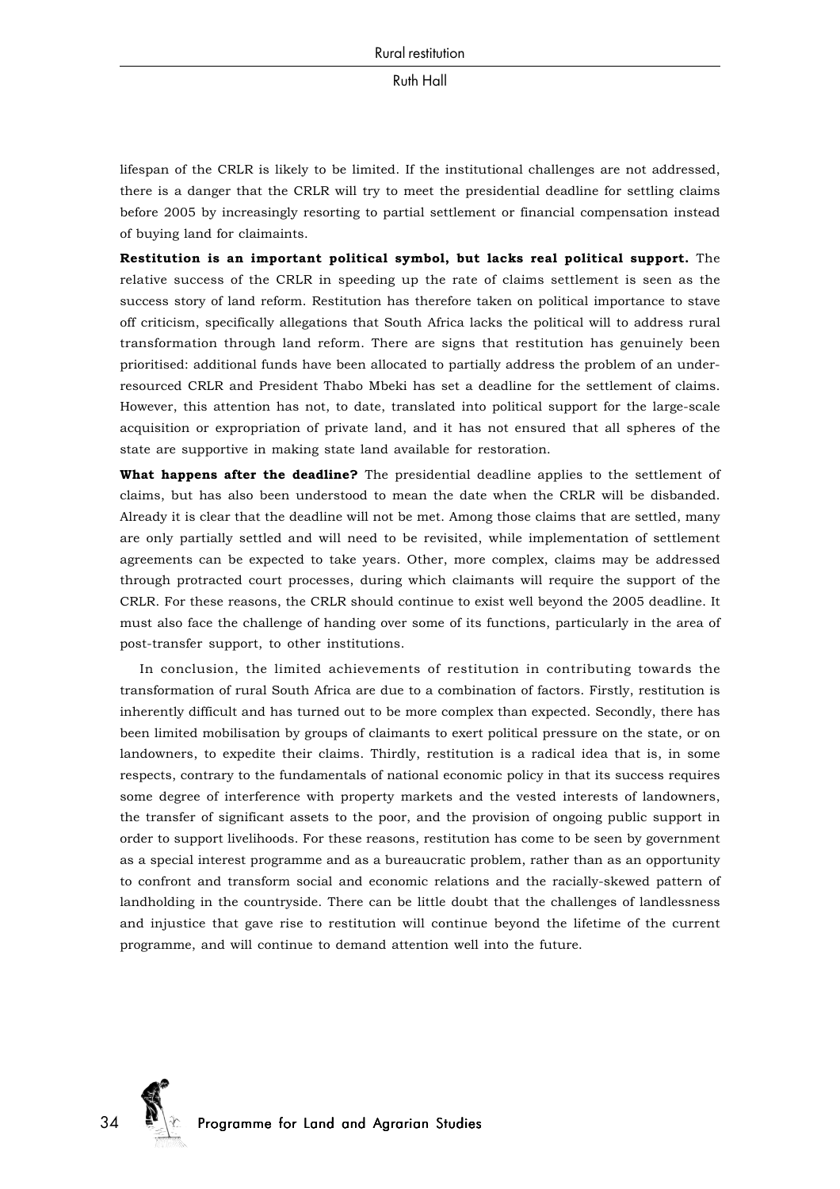lifespan of the CRLR is likely to be limited. If the institutional challenges are not addressed, there is a danger that the CRLR will try to meet the presidential deadline for settling claims before 2005 by increasingly resorting to partial settlement or financial compensation instead of buying land for claimaints.

**Restitution is an important political symbol, but lacks real political support.** The relative success of the CRLR in speeding up the rate of claims settlement is seen as the success story of land reform. Restitution has therefore taken on political importance to stave off criticism, specifically allegations that South Africa lacks the political will to address rural transformation through land reform. There are signs that restitution has genuinely been prioritised: additional funds have been allocated to partially address the problem of an under-resourced CRLR and President Thabo Mbeki has set a deadline for the settlement of claims. However, this attention has not, to date, translated into political support for the large-scale acquisition or expropriation of private land, and it has not ensured that all spheres of the state are supportive in making state land available for restoration.

**What happens after the deadline?** The presidential deadline applies to the settlement of claims, but has also been understood to mean the date when the CRLR will be disbanded. Already it is clear that the deadline will not be met. Among those claims that are settled, many are only partially settled and will need to be revisited, while implementation of settlement agreements can be expected to take years. Other, more complex, claims may be addressed through protracted court processes, during which claimants will require the support of the CRLR. For these reasons, the CRLR should continue to exist well beyond the 2005 deadline. It must also face the challenge of handing over some of its functions, particularly in the area of post-transfer support, to other institutions.

In conclusion, the limited achievements of restitution in contributing towards the transformation of rural South Africa are due to a combination of factors. Firstly, restitution is inherently difficult and has turned out to be more complex than expected. Secondly, there has been limited mobilisation by groups of claimants to exert political pressure on the state, or on landowners, to expedite their claims. Thirdly, restitution is a radical idea that is, in some respects, contrary to the fundamentals of national economic policy in that its success requires some degree of interference with property markets and the vested interests of landowners, the transfer of significant assets to the poor, and the provision of ongoing public support in order to support livelihoods. For these reasons, restitution has come to be seen by government as a special interest programme and as a bureaucratic problem, rather than as an opportunity to confront and transform social and economic relations and the racially-skewed pattern of landholding in the countryside. There can be little doubt that the challenges of landlessness and injustice that gave rise to restitution will continue beyond the lifetime of the current programme, and will continue to demand attention well into the future.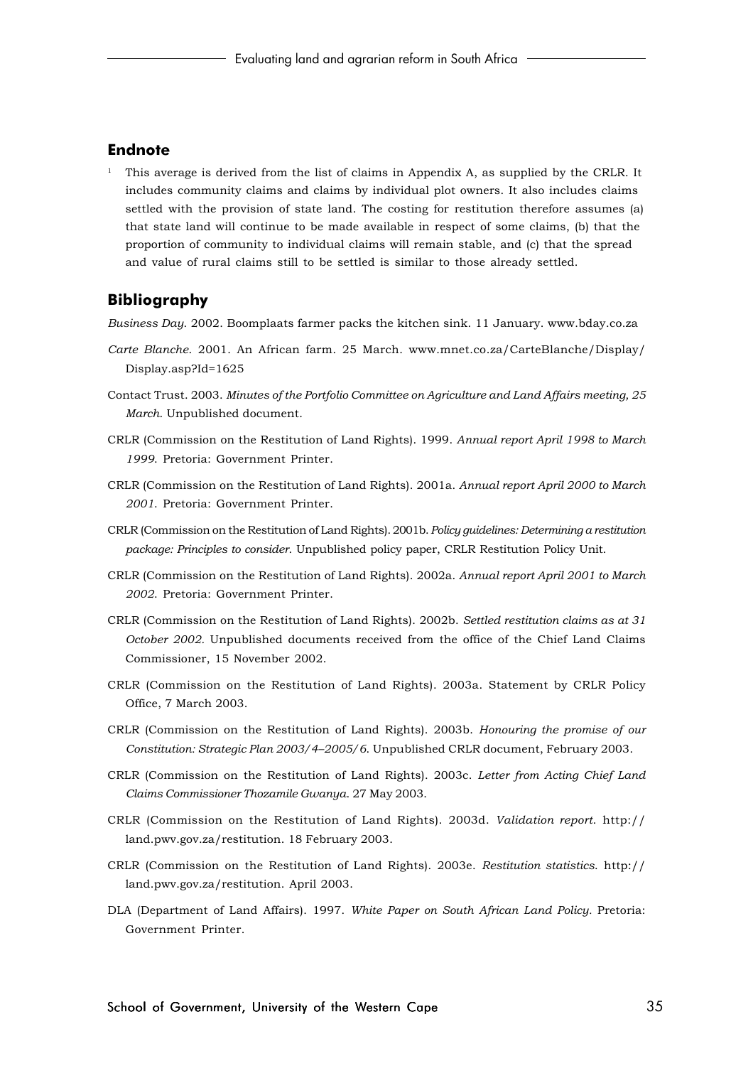## Endnote

[1] This average is derived from the list of claims in Appendix A, as supplied by the CRLR. It includes community claims and claims by individual plot owners. It also includes claims settled with the provision of state land. The costing for restitution therefore assumes (a) that state land will continue to be made available in respect of some claims, (b) that the proportion of community to individual claims will remain stable, and (c) that the spread and value of rural claims still to be settled is similar to those already settled.

## Bibliography

*Business Day*. 2002. Boomplaats farmer packs the kitchen sink. 11 January. www.bday.co.za

*Carte Blanche*. 2001. An African farm. 25 March. www.mnet.co.za/CarteBlanche/Display/Display.asp?Id=1625

Contact Trust. 2003. *Minutes of the Portfolio Committee on Agriculture and Land Affairs meeting, 25 March*. Unpublished document.

CRLR (Commission on the Restitution of Land Rights). 1999. *Annual report April 1998 to March 1999*. Pretoria: Government Printer.

CRLR (Commission on the Restitution of Land Rights). 2001a. *Annual report April 2000 to March 2001*. Pretoria: Government Printer.

CRLR (Commission on the Restitution of Land Rights). 2001b. *Policy guidelines: Determining a restitution package: Principles to consider*. Unpublished policy paper, CRLR Restitution Policy Unit.

CRLR (Commission on the Restitution of Land Rights). 2002a. *Annual report April 2001 to March 2002*. Pretoria: Government Printer.

CRLR (Commission on the Restitution of Land Rights). 2002b. *Settled restitution claims as at 31 October 2002*. Unpublished documents received from the office of the Chief Land Claims Commissioner, 15 November 2002.

CRLR (Commission on the Restitution of Land Rights). 2003a. Statement by CRLR Policy Office, 7 March 2003.

CRLR (Commission on the Restitution of Land Rights). 2003b. *Honouring the promise of our Constitution: Strategic Plan 2003/4–2005/6*. Unpublished CRLR document, February 2003.

CRLR (Commission on the Restitution of Land Rights). 2003c. *Letter from Acting Chief Land Claims Commissioner Thozamile Gwanya*. 27 May 2003.

CRLR (Commission on the Restitution of Land Rights). 2003d. *Validation report*. http://land.pwv.gov.za/restitution. 18 February 2003.

CRLR (Commission on the Restitution of Land Rights). 2003e. *Restitution statistics*. http://land.pwv.gov.za/restitution. April 2003.

DLA (Department of Land Affairs). 1997. *White Paper on South African Land Policy*. Pretoria: Government Printer.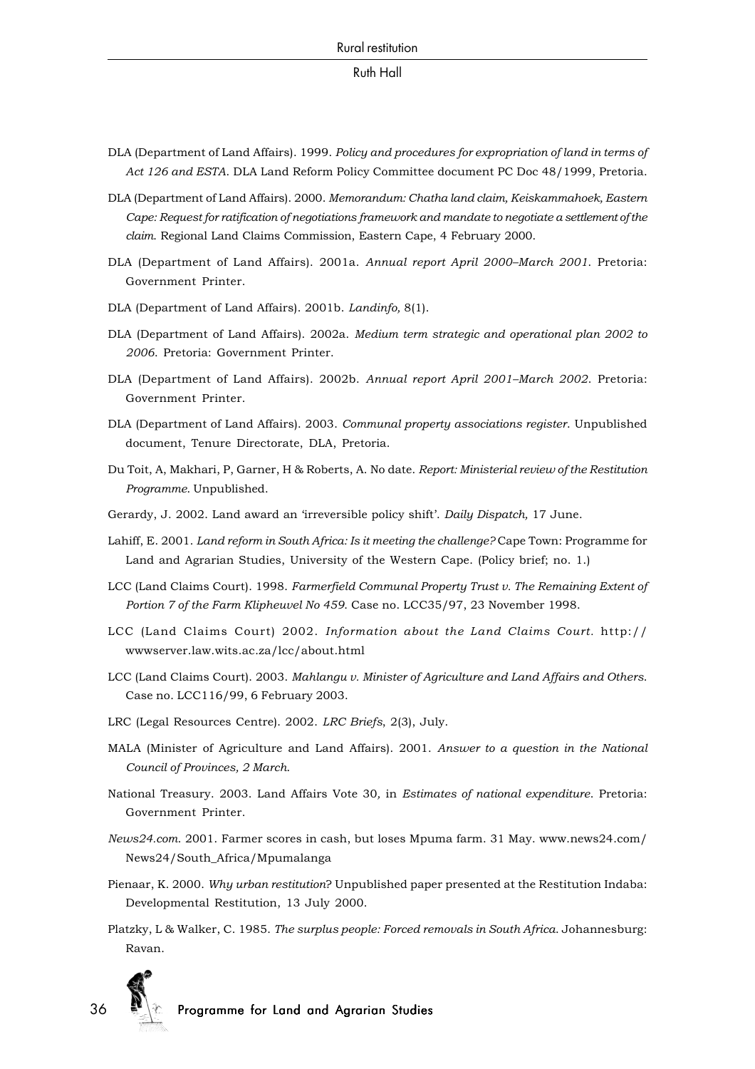DLA (Department of Land Affairs). 1999. *Policy and procedures for expropriation of land in terms of Act 126 and ESTA*. DLA Land Reform Policy Committee document PC Doc 48/1999, Pretoria.

DLA (Department of Land Affairs). 2000. *Memorandum: Chatha land claim, Keiskammahoek, Eastern Cape: Request for ratification of negotiations framework and mandate to negotiate a settlement of the claim*. Regional Land Claims Commission, Eastern Cape, 4 February 2000.

DLA (Department of Land Affairs). 2001a. *Annual report April 2000–March 2001*. Pretoria: Government Printer.

DLA (Department of Land Affairs). 2001b. *Landinfo,* 8(1).

DLA (Department of Land Affairs). 2002a. *Medium term strategic and operational plan 2002 to 2006*. Pretoria: Government Printer.

DLA (Department of Land Affairs). 2002b. *Annual report April 2001–March 2002*. Pretoria: Government Printer.

DLA (Department of Land Affairs). 2003. *Communal property associations register*. Unpublished document, Tenure Directorate, DLA, Pretoria.

Du Toit, A, Makhari, P, Garner, H & Roberts, A. No date. *Report: Ministerial review of the Restitution Programme*. Unpublished.

Gerardy, J. 2002. Land award an 'irreversible policy shift'. *Daily Dispatch,* 17 June.

Lahiff, E. 2001. *Land reform in South Africa: Is it meeting the challenge?* Cape Town: Programme for Land and Agrarian Studies, University of the Western Cape. (Policy brief; no. 1.)

LCC (Land Claims Court). 1998. *Farmerfield Communal Property Trust v. The Remaining Extent of Portion 7 of the Farm Klipheuvel No 459*. Case no. LCC35/97, 23 November 1998.

LCC (Land Claims Court) 2002. *Information about the Land Claims Court*. http://wwwserver.law.wits.ac.za/lcc/about.html

LCC (Land Claims Court). 2003. *Mahlangu v. Minister of Agriculture and Land Affairs and Others*. Case no. LCC116/99, 6 February 2003.

LRC (Legal Resources Centre). 2002. *LRC Briefs*, 2(3), July.

MALA (Minister of Agriculture and Land Affairs). 2001. *Answer to a question in the National Council of Provinces, 2 March*.

National Treasury. 2003. Land Affairs Vote 30, in *Estimates of national expenditure*. Pretoria: Government Printer.

*News24.com*. 2001. Farmer scores in cash, but loses Mpuma farm. 31 May. www.news24.com/News24/South_Africa/Mpumalanga

Pienaar, K. 2000. *Why urban restitution*? Unpublished paper presented at the Restitution Indaba: Developmental Restitution, 13 July 2000.

Platzky, L & Walker, C. 1985. *The surplus people: Forced removals in South Africa*. Johannesburg: Ravan.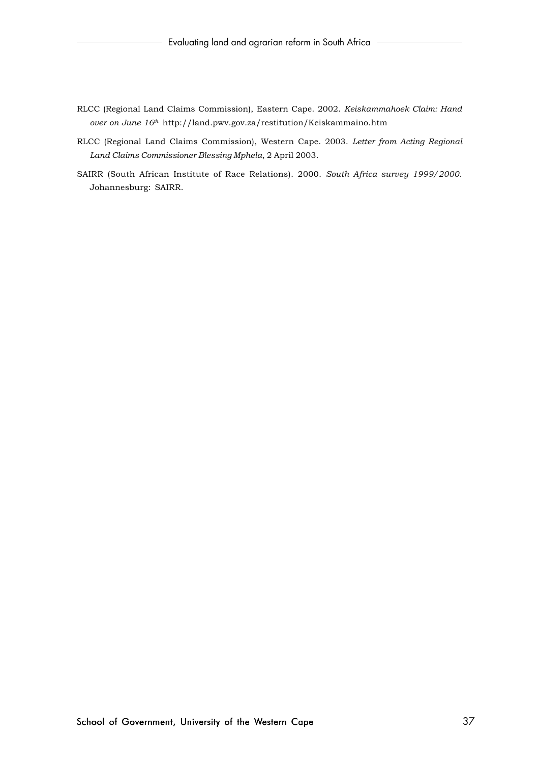RLCC (Regional Land Claims Commission), Eastern Cape. 2002. *Keiskammahoek Claim: Hand over on June 16th.* http://land.pwv.gov.za/restitution/Keiskammaino.htm

RLCC (Regional Land Claims Commission), Western Cape. 2003. *Letter from Acting Regional Land Claims Commissioner Blessing Mphela*, 2 April 2003.

SAIRR (South African Institute of Race Relations). 2000. *South Africa survey 1999/2000*. Johannesburg: SAIRR.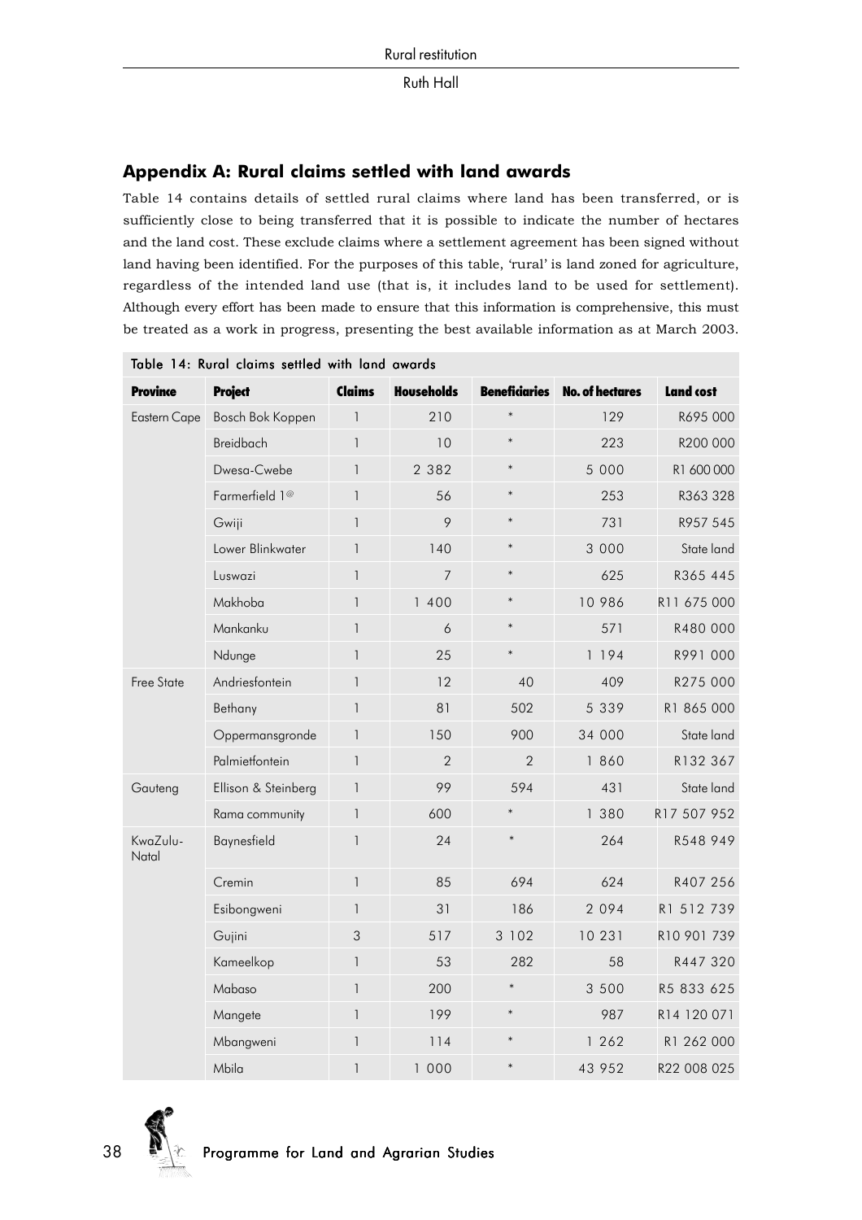## Appendix A: Rural claims settled with land awards

Table 14 contains details of settled rural claims where land has been transferred, or is sufficiently close to being transferred that it is possible to indicate the number of hectares and the land cost. These exclude claims where a settlement agreement has been signed without land having been identified. For the purposes of this table, 'rural' is land zoned for agriculture, regardless of the intended land use (that is, it includes land to be used for settlement). Although every effort has been made to ensure that this information is comprehensive, this must be treated as a work in progress, presenting the best available information as at March 2003.

Table 14: Rural claims settled with land awards

| Province | Project | Claims | Households | Beneficiaries | No. of hectares | Land cost |
|---|---|---|---|---|---|---|
| Eastern Cape | Bosch Bok Koppen | 1 | 210 | * | 129 | R695 000 |
| | Breidbach | 1 | 10 | * | 223 | R200 000 |
| | Dwesa-Cwebe | 1 | 2 382 | * | 5 000 | R1 600 000 |
| | Farmerfield 1@ | 1 | 56 | * | 253 | R363 328 |
| | Gwiji | 1 | 9 | * | 731 | R957 545 |
| | Lower Blinkwater | 1 | 140 | * | 3 000 | State land |
| | Luswazi | 1 | 7 | * | 625 | R365 445 |
| | Makhoba | 1 | 1 400 | * | 10 986 | R11 675 000 |
| | Mankanku | 1 | 6 | * | 571 | R480 000 |
| | Ndunge | 1 | 25 | * | 1 194 | R991 000 |
| Free State | Andriesfontein | 1 | 12 | 40 | 409 | R275 000 |
| | Bethany | 1 | 81 | 502 | 5 339 | R1 865 000 |
| | Oppermansgronde | 1 | 150 | 900 | 34 000 | State land |
| | Palmietfontein | 1 | 2 | 2 | 1 860 | R132 367 |
| Gauteng | Ellison & Steinberg | 1 | 99 | 594 | 431 | State land |
| | Rama community | 1 | 600 | * | 1 380 | R17 507 952 |
| KwaZulu-Natal | Baynesfield | 1 | 24 | * | 264 | R548 949 |
| | Cremin | 1 | 85 | 694 | 624 | R407 256 |
| | Esibongweni | 1 | 31 | 186 | 2 094 | R1 512 739 |
| | Gujini | 3 | 517 | 3 102 | 10 231 | R10 901 739 |
| | Kameelkop | 1 | 53 | 282 | 58 | R447 320 |
| | Mabaso | 1 | 200 | * | 3 500 | R5 833 625 |
| | Mangete | 1 | 199 | * | 987 | R14 120 071 |
| | Mbangweni | 1 | 114 | * | 1 262 | R1 262 000 |
| | Mbila | 1 | 1 000 | * | 43 952 | R22 008 025 |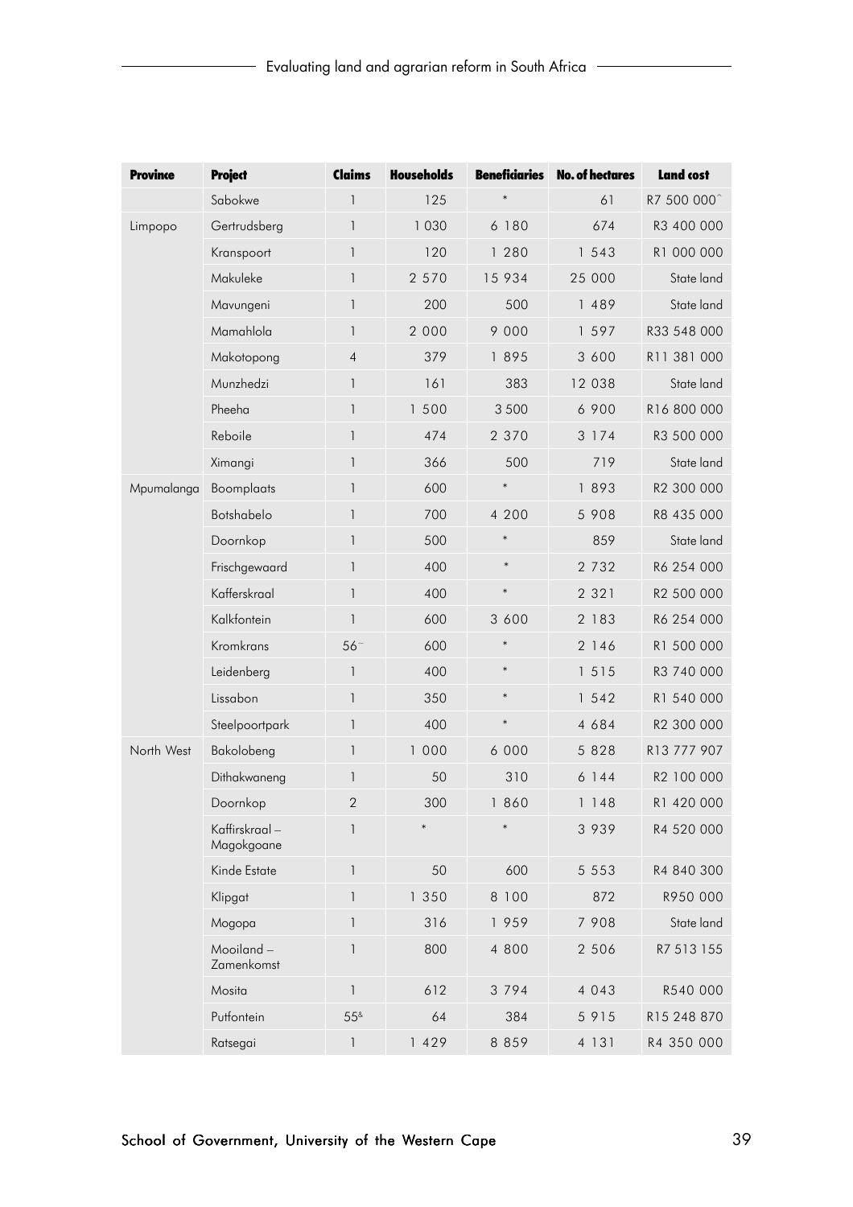| Province | Project | Claims | Households | Beneficiaries | No. of hectares | Land cost |
|---|---|---|---|---|---|---|
| | Sabokwe | 1 | 125 | * | 61 | R7 500 000^ |
| Limpopo | Gertrudsberg | 1 | 1 030 | 6 180 | 674 | R3 400 000 |
| | Kranspoort | 1 | 120 | 1 280 | 1 543 | R1 000 000 |
| | Makuleke | 1 | 2 570 | 15 934 | 25 000 | State land |
| | Mavungeni | 1 | 200 | 500 | 1 489 | State land |
| | Mamahlola | 1 | 2 000 | 9 000 | 1 597 | R33 548 000 |
| | Makotopong | 4 | 379 | 1 895 | 3 600 | R11 381 000 |
| | Munzhedzi | 1 | 161 | 383 | 12 038 | State land |
| | Pheeha | 1 | 1 500 | 3 500 | 6 900 | R16 800 000 |
| | Reboile | 1 | 474 | 2 370 | 3 174 | R3 500 000 |
| | Ximangi | 1 | 366 | 500 | 719 | State land |
| Mpumalanga | Boomplaats | 1 | 600 | * | 1 893 | R2 300 000 |
| | Botshabelo | 1 | 700 | 4 200 | 5 908 | R8 435 000 |
| | Doornkop | 1 | 500 | * | 859 | State land |
| | Frischgewaard | 1 | 400 | * | 2 732 | R6 254 000 |
| | Kafferskraal | 1 | 400 | * | 2 321 | R2 500 000 |
| | Kalkfontein | 1 | 600 | 3 600 | 2 183 | R6 254 000 |
| | Kromkrans | 56⁻ | 600 | * | 2 146 | R1 500 000 |
| | Leidenberg | 1 | 400 | * | 1 515 | R3 740 000 |
| | Lissabon | 1 | 350 | * | 1 542 | R1 540 000 |
| | Steelpoortpark | 1 | 400 | * | 4 684 | R2 300 000 |
| North West | Bakolobeng | 1 | 1 000 | 6 000 | 5 828 | R13 777 907 |
| | Dithakwaneng | 1 | 50 | 310 | 6 144 | R2 100 000 |
| | Doornkop | 2 | 300 | 1 860 | 1 148 | R1 420 000 |
| | Kaffirskraal – Magokgoane | 1 | * | * | 3 939 | R4 520 000 |
| | Kinde Estate | 1 | 50 | 600 | 5 553 | R4 840 300 |
| | Klipgat | 1 | 1 350 | 8 100 | 872 | R950 000 |
| | Mogopa | 1 | 316 | 1 959 | 7 908 | State land |
| | Mooiland – Zamenkomst | 1 | 800 | 4 800 | 2 506 | R7 513 155 |
| | Mosita | 1 | 612 | 3 794 | 4 043 | R540 000 |
| | Putfontein | 55& | 64 | 384 | 5 915 | R15 248 870 |
| | Ratsegai | 1 | 1 429 | 8 859 | 4 131 | R4 350 000 |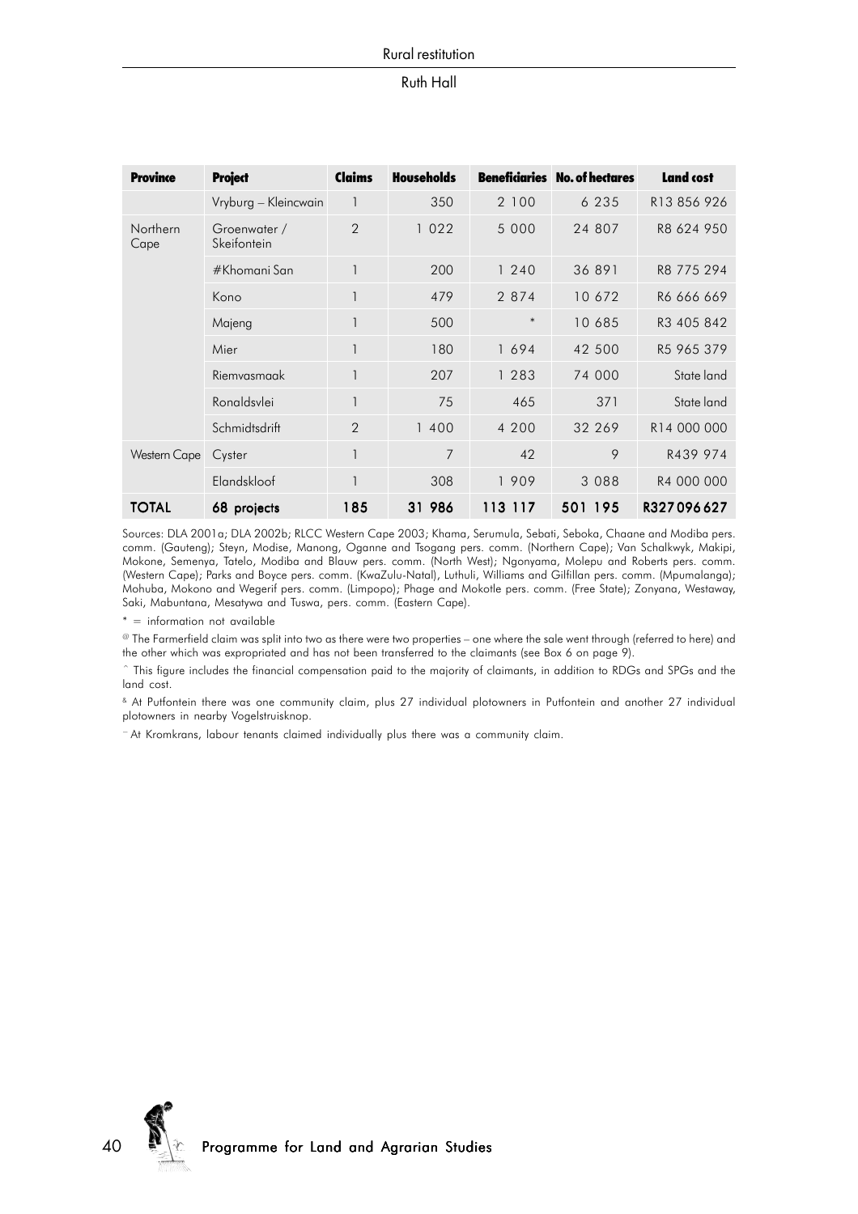| Province | Project | Claims | Households | Beneficiaries | No. of hectares | Land cost |
|---|---|---|---|---|---|---|
| | Vryburg – Kleincwain | 1 | 350 | 2 100 | 6 235 | R13 856 926 |
| Northern Cape | Groenwater / Skeifontein | 2 | 1 022 | 5 000 | 24 807 | R8 624 950 |
| | #Khomani San | 1 | 200 | 1 240 | 36 891 | R8 775 294 |
| | Kono | 1 | 479 | 2 874 | 10 672 | R6 666 669 |
| | Majeng | 1 | 500 | * | 10 685 | R3 405 842 |
| | Mier | 1 | 180 | 1 694 | 42 500 | R5 965 379 |
| | Riemvasmaak | 1 | 207 | 1 283 | 74 000 | State land |
| | Ronaldsvlei | 1 | 75 | 465 | 371 | State land |
| | Schmidtsdrift | 2 | 1 400 | 4 200 | 32 269 | R14 000 000 |
| Western Cape | Cyster | 1 | 7 | 42 | 9 | R439 974 |
| | Elandskloof | 1 | 308 | 1 909 | 3 088 | R4 000 000 |
| **TOTAL** | **68 projects** | **185** | **31 986** | **113 117** | **501 195** | **R327 096 627** |

Sources: DLA 2001a; DLA 2002b; RLCC Western Cape 2003; Khama, Serumula, Sebati, Seboka, Chaane and Modiba pers. comm. (Gauteng); Steyn, Modise, Manong, Oganne and Tsogang pers. comm. (Northern Cape); Van Schalkwyk, Makipi, Mokone, Semenya, Tatelo, Modiba and Blauw pers. comm. (North West); Ngonyama, Molepu and Roberts pers. comm. (Western Cape); Parks and Boyce pers. comm. (KwaZulu-Natal), Luthuli, Williams and Gilfillan pers. comm. (Mpumalanga); Mohuba, Mokono and Wegerif pers. comm. (Limpopo); Phage and Mokotle pers. comm. (Free State); Zonyana, Westaway, Saki, Mabuntana, Mesatywa and Tuswa, pers. comm. (Eastern Cape).

* = information not available

@ The Farmerfield claim was split into two as there were two properties – one where the sale went through (referred to here) and the other which was expropriated and has not been transferred to the claimants (see Box 6 on page 9).

^ This figure includes the financial compensation paid to the majority of claimants, in addition to RDGs and SPGs and the land cost.

& At Putfontein there was one community claim, plus 27 individual plotowners in Putfontein and another 27 individual plotowners in nearby Vogelstruisknop.

~ At Kromkrans, labour tenants claimed individually plus there was a community claim.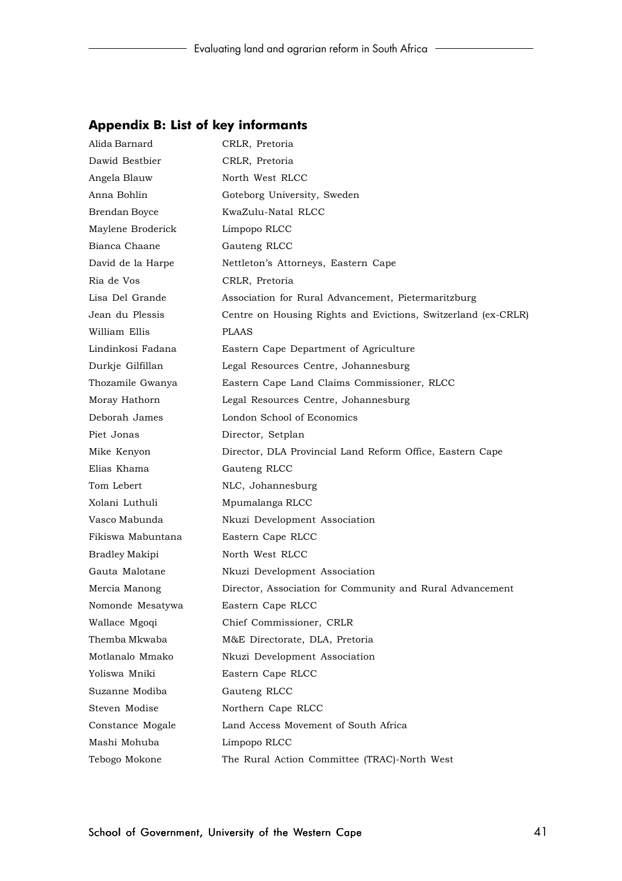## Appendix B: List of key informants

| | |
|---|---|
| Alida Barnard | CRLR, Pretoria |
| Dawid Bestbier | CRLR, Pretoria |
| Angela Blauw | North West RLCC |
| Anna Bohlin | Goteborg University, Sweden |
| Brendan Boyce | KwaZulu-Natal RLCC |
| Maylene Broderick | Limpopo RLCC |
| Bianca Chaane | Gauteng RLCC |
| David de la Harpe | Nettleton's Attorneys, Eastern Cape |
| Ria de Vos | CRLR, Pretoria |
| Lisa Del Grande | Association for Rural Advancement, Pietermaritzburg |
| Jean du Plessis | Centre on Housing Rights and Evictions, Switzerland (ex-CRLR) |
| William Ellis | PLAAS |
| Lindinkosi Fadana | Eastern Cape Department of Agriculture |
| Durkje Gilfillan | Legal Resources Centre, Johannesburg |
| Thozamile Gwanya | Eastern Cape Land Claims Commissioner, RLCC |
| Moray Hathorn | Legal Resources Centre, Johannesburg |
| Deborah James | London School of Economics |
| Piet Jonas | Director, Setplan |
| Mike Kenyon | Director, DLA Provincial Land Reform Office, Eastern Cape |
| Elias Khama | Gauteng RLCC |
| Tom Lebert | NLC, Johannesburg |
| Xolani Luthuli | Mpumalanga RLCC |
| Vasco Mabunda | Nkuzi Development Association |
| Fikiswa Mabuntana | Eastern Cape RLCC |
| Bradley Makipi | North West RLCC |
| Gauta Malotane | Nkuzi Development Association |
| Mercia Manong | Director, Association for Community and Rural Advancement |
| Nomonde Mesatywa | Eastern Cape RLCC |
| Wallace Mgoqi | Chief Commissioner, CRLR |
| Themba Mkwaba | M&E Directorate, DLA, Pretoria |
| Motlanalo Mmako | Nkuzi Development Association |
| Yoliswa Mniki | Eastern Cape RLCC |
| Suzanne Modiba | Gauteng RLCC |
| Steven Modise | Northern Cape RLCC |
| Constance Mogale | Land Access Movement of South Africa |
| Mashi Mohuba | Limpopo RLCC |
| Tebogo Mokone | The Rural Action Committee (TRAC)-North West |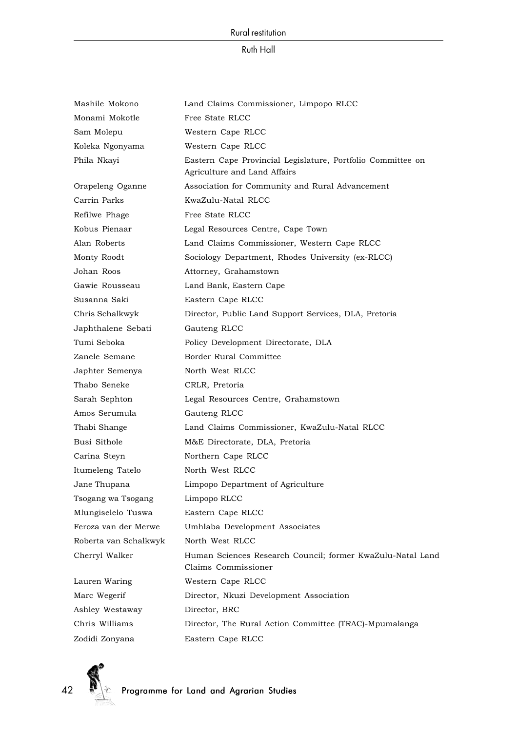| | |
|---|---|
| Mashile Mokono | Land Claims Commissioner, Limpopo RLCC |
| Monami Mokotle | Free State RLCC |
| Sam Molepu | Western Cape RLCC |
| Koleka Ngonyama | Western Cape RLCC |
| Phila Nkayi | Eastern Cape Provincial Legislature, Portfolio Committee on Agriculture and Land Affairs |
| Orapeleng Oganne | Association for Community and Rural Advancement |
| Carrin Parks | KwaZulu-Natal RLCC |
| Refilwe Phage | Free State RLCC |
| Kobus Pienaar | Legal Resources Centre, Cape Town |
| Alan Roberts | Land Claims Commissioner, Western Cape RLCC |
| Monty Roodt | Sociology Department, Rhodes University (ex-RLCC) |
| Johan Roos | Attorney, Grahamstown |
| Gawie Rousseau | Land Bank, Eastern Cape |
| Susanna Saki | Eastern Cape RLCC |
| Chris Schalkwyk | Director, Public Land Support Services, DLA, Pretoria |
| Japhthalene Sebati | Gauteng RLCC |
| Tumi Seboka | Policy Development Directorate, DLA |
| Zanele Semane | Border Rural Committee |
| Japhter Semenya | North West RLCC |
| Thabo Seneke | CRLR, Pretoria |
| Sarah Sephton | Legal Resources Centre, Grahamstown |
| Amos Serumula | Gauteng RLCC |
| Thabi Shange | Land Claims Commissioner, KwaZulu-Natal RLCC |
| Busi Sithole | M&E Directorate, DLA, Pretoria |
| Carina Steyn | Northern Cape RLCC |
| Itumeleng Tatelo | North West RLCC |
| Jane Thupana | Limpopo Department of Agriculture |
| Tsogang wa Tsogang | Limpopo RLCC |
| Mlungiselelo Tuswa | Eastern Cape RLCC |
| Feroza van der Merwe | Umhlaba Development Associates |
| Roberta van Schalkwyk | North West RLCC |
| Cherryl Walker | Human Sciences Research Council; former KwaZulu-Natal Land Claims Commissioner |
| Lauren Waring | Western Cape RLCC |
| Marc Wegerif | Director, Nkuzi Development Association |
| Ashley Westaway | Director, BRC |
| Chris Williams | Director, The Rural Action Committee (TRAC)-Mpumalanga |
| Zodidi Zonyana | Eastern Cape RLCC |